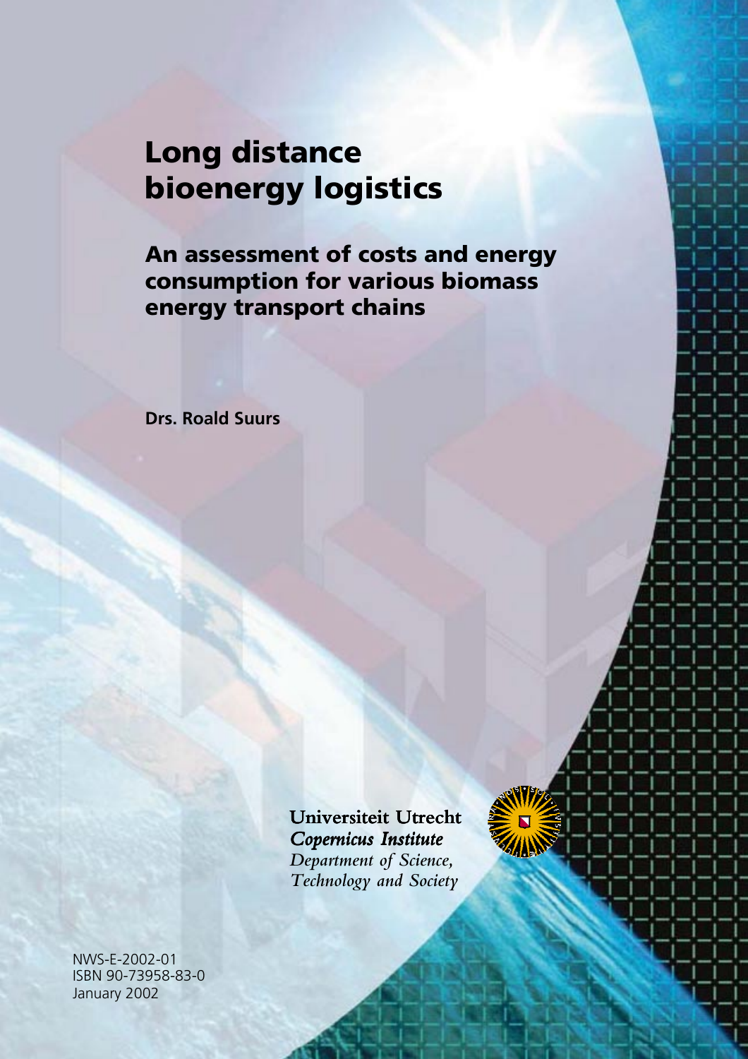# Long distance bioenergy logistics

## An assessment of costs and energy consumption for various biomass energy transport chains

**Drs. Roald Suurs**

Universiteit Utrecht
*Copernicus Institute*
*Department of Science, Technology and Society*

NWS-E-2002-01
ISBN 90-73958-83-0
January 2002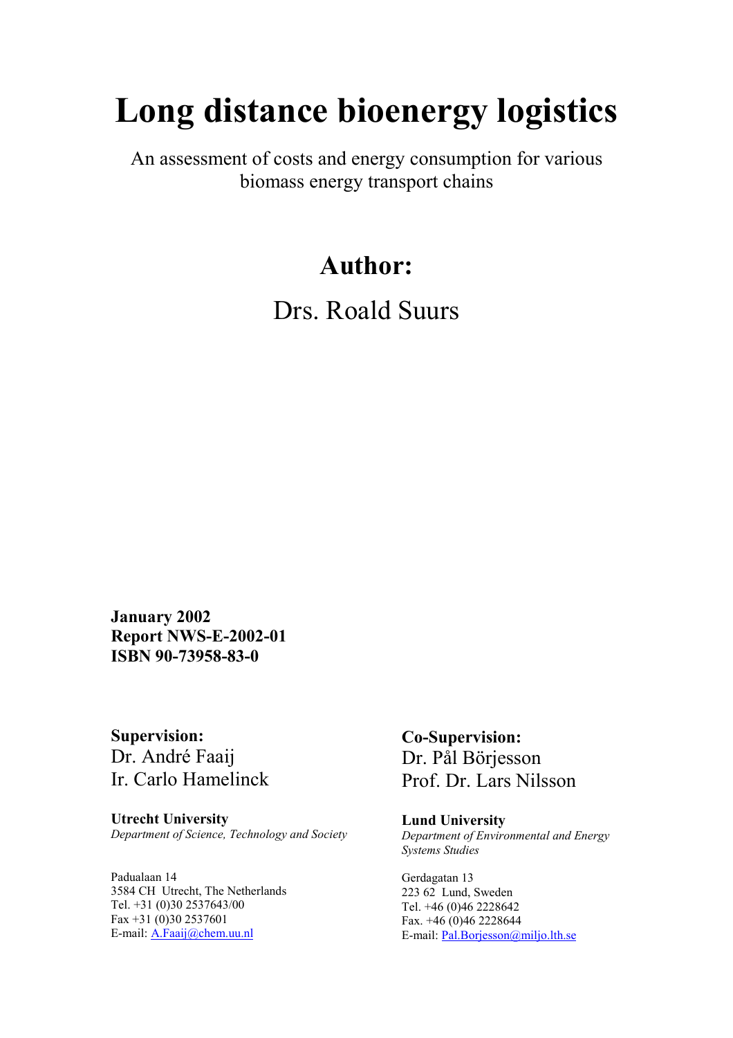# Long distance bioenergy logistics

An assessment of costs and energy consumption for various biomass energy transport chains

## Author:

Drs. Roald Suurs

**January 2002**
**Report NWS-E-2002-01**
**ISBN 90-73958-83-0**

**Supervision:**
Dr. André Faaij
Ir. Carlo Hamelinck

**Utrecht University**
*Department of Science, Technology and Society*

Padualaan 14
3584 CH Utrecht, The Netherlands
Tel. +31 (0)30 2537643/00
Fax +31 (0)30 2537601
E-mail: A.Faaij@chem.uu.nl

**Co-Supervision:**
Dr. Pål Börjesson
Prof. Dr. Lars Nilsson

**Lund University**
*Department of Environmental and Energy Systems Studies*

Gerdagatan 13
223 62 Lund, Sweden
Tel. +46 (0)46 2228642
Fax. +46 (0)46 2228644
E-mail: Pal.Borjesson@miljo.lth.se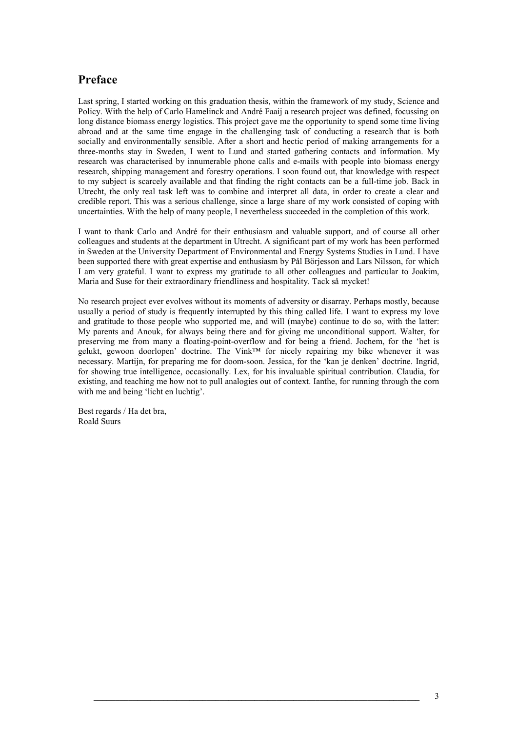## Preface

Last spring, I started working on this graduation thesis, within the framework of my study, Science and Policy. With the help of Carlo Hamelinck and André Faaij a research project was defined, focussing on long distance biomass energy logistics. This project gave me the opportunity to spend some time living abroad and at the same time engage in the challenging task of conducting a research that is both socially and environmentally sensible. After a short and hectic period of making arrangements for a three-months stay in Sweden, I went to Lund and started gathering contacts and information. My research was characterised by innumerable phone calls and e-mails with people into biomass energy research, shipping management and forestry operations. I soon found out, that knowledge with respect to my subject is scarcely available and that finding the right contacts can be a full-time job. Back in Utrecht, the only real task left was to combine and interpret all data, in order to create a clear and credible report. This was a serious challenge, since a large share of my work consisted of coping with uncertainties. With the help of many people, I nevertheless succeeded in the completion of this work.

I want to thank Carlo and André for their enthusiasm and valuable support, and of course all other colleagues and students at the department in Utrecht. A significant part of my work has been performed in Sweden at the University Department of Environmental and Energy Systems Studies in Lund. I have been supported there with great expertise and enthusiasm by Pål Börjesson and Lars Nilsson, for which I am very grateful. I want to express my gratitude to all other colleagues and particular to Joakim, Maria and Suse for their extraordinary friendliness and hospitality. Tack så mycket!

No research project ever evolves without its moments of adversity or disarray. Perhaps mostly, because usually a period of study is frequently interrupted by this thing called life. I want to express my love and gratitude to those people who supported me, and will (maybe) continue to do so, with the latter: My parents and Anouk, for always being there and for giving me unconditional support. Walter, for preserving me from many a floating-point-overflow and for being a friend. Jochem, for the 'het is gelukt, gewoon doorlopen' doctrine. The Vink™ for nicely repairing my bike whenever it was necessary. Martijn, for preparing me for doom-soon. Jessica, for the 'kan je denken' doctrine. Ingrid, for showing true intelligence, occasionally. Lex, for his invaluable spiritual contribution. Claudia, for existing, and teaching me how not to pull analogies out of context. Ianthe, for running through the corn with me and being 'licht en luchtig'.

Best regards / Ha det bra,
Roald Suurs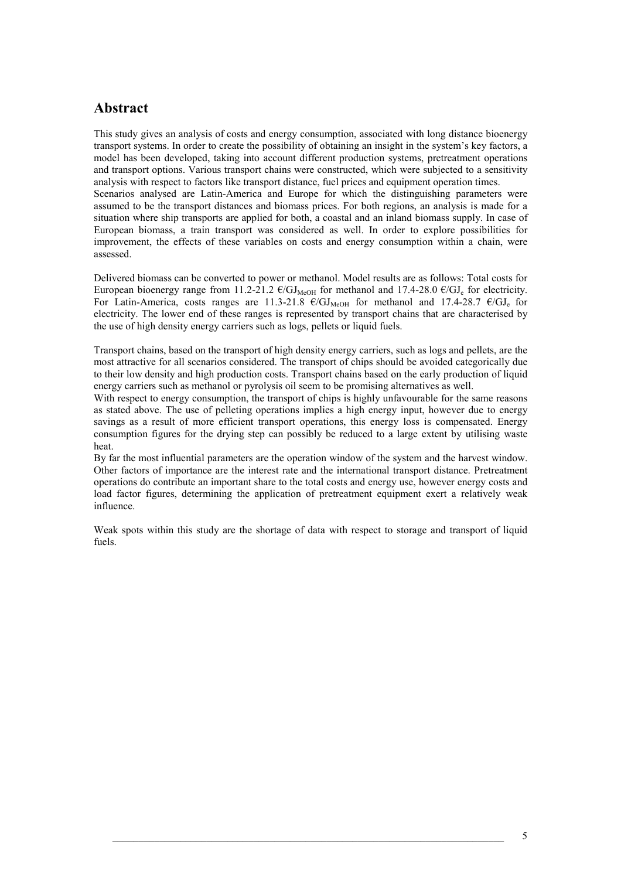## Abstract

This study gives an analysis of costs and energy consumption, associated with long distance bioenergy transport systems. In order to create the possibility of obtaining an insight in the system's key factors, a model has been developed, taking into account different production systems, pretreatment operations and transport options. Various transport chains were constructed, which were subjected to a sensitivity analysis with respect to factors like transport distance, fuel prices and equipment operation times.
Scenarios analysed are Latin-America and Europe for which the distinguishing parameters were assumed to be the transport distances and biomass prices. For both regions, an analysis is made for a situation where ship transports are applied for both, a coastal and an inland biomass supply. In case of European biomass, a train transport was considered as well. In order to explore possibilities for improvement, the effects of these variables on costs and energy consumption within a chain, were assessed.

Delivered biomass can be converted to power or methanol. Model results are as follows: Total costs for European bioenergy range from 11.2-21.2 €/$GJ_{MeOH}$ for methanol and 17.4-28.0 €/$GJ_e$ for electricity. For Latin-America, costs ranges are 11.3-21.8 €/$GJ_{MeOH}$ for methanol and 17.4-28.7 €/$GJ_e$ for electricity. The lower end of these ranges is represented by transport chains that are characterised by the use of high density energy carriers such as logs, pellets or liquid fuels.

Transport chains, based on the transport of high density energy carriers, such as logs and pellets, are the most attractive for all scenarios considered. The transport of chips should be avoided categorically due to their low density and high production costs. Transport chains based on the early production of liquid energy carriers such as methanol or pyrolysis oil seem to be promising alternatives as well.
With respect to energy consumption, the transport of chips is highly unfavourable for the same reasons as stated above. The use of pelleting operations implies a high energy input, however due to energy savings as a result of more efficient transport operations, this energy loss is compensated. Energy consumption figures for the drying step can possibly be reduced to a large extent by utilising waste heat.
By far the most influential parameters are the operation window of the system and the harvest window. Other factors of importance are the interest rate and the international transport distance. Pretreatment operations do contribute an important share to the total costs and energy use, however energy costs and load factor figures, determining the application of pretreatment equipment exert a relatively weak influence.

Weak spots within this study are the shortage of data with respect to storage and transport of liquid fuels.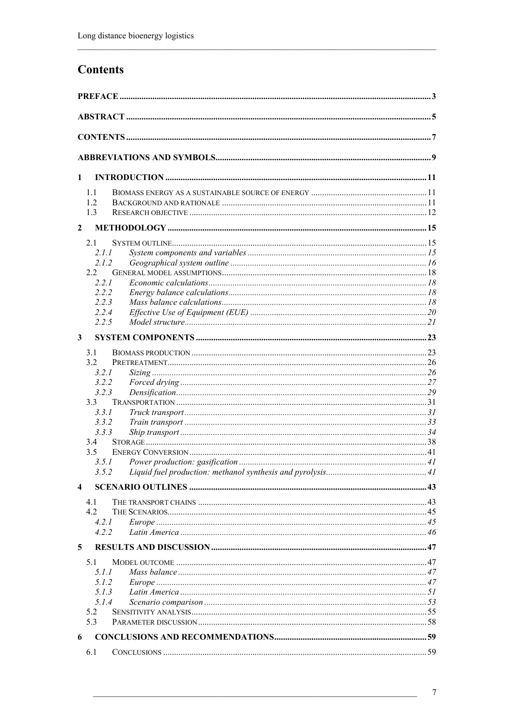# Contents

**PREFACE** ........................................................................................................ 3

**ABSTRACT** ...................................................................................................... 5

**CONTENTS** ...................................................................................................... 7

**ABBREVIATIONS AND SYMBOLS** ........................................................................ 9

**1 INTRODUCTION** ........................................................................................... 11

- 1.1 BIOMASS ENERGY AS A SUSTAINABLE SOURCE OF ENERGY .................................... 11
- 1.2 BACKGROUND AND RATIONALE ....................................................................... 11
- 1.3 RESEARCH OBJECTIVE ................................................................................. 12

**2 METHODOLOGY** ............................................................................................ 15

- 2.1 SYSTEM OUTLINE ......................................................................................... 15
  - *2.1.1 System components and variables* ......................................................... 15
  - *2.1.2 Geographical system outline* ................................................................. 16
- 2.2 GENERAL MODEL ASSUMPTIONS ...................................................................... 18
  - *2.2.1 Economic calculations* ......................................................................... 18
  - *2.2.2 Energy balance calculations* ................................................................. 18
  - *2.2.3 Mass balance calculations* .................................................................... 18
  - *2.2.4 Effective Use of Equipment (EUE)* ......................................................... 20
  - *2.2.5 Model structure* ................................................................................. 21

**3 SYSTEM COMPONENTS** .................................................................................. 23

- 3.1 BIOMASS PRODUCTION .................................................................................. 23
- 3.2 PRETREATMENT ............................................................................................ 26
  - *3.2.1 Sizing* .............................................................................................. 26
  - *3.2.2 Forced drying* .................................................................................... 27
  - *3.2.3 Densification* ..................................................................................... 29
- 3.3 TRANSPORTATION ........................................................................................ 31
  - *3.3.1 Truck transport* .................................................................................. 31
  - *3.3.2 Train transport* .................................................................................. 33
  - *3.3.3 Ship transport* ................................................................................... 34
- 3.4 STORAGE ..................................................................................................... 38
- 3.5 ENERGY CONVERSION ................................................................................... 41
  - *3.5.1 Power production: gasification* ............................................................. 41
  - *3.5.2 Liquid fuel production: methanol synthesis and pyrolysis* ........................... 41

**4 SCENARIO OUTLINES** ..................................................................................... 43

- 4.1 THE TRANSPORT CHAINS ............................................................................... 43
- 4.2 THE SCENARIOS ............................................................................................ 45
  - *4.2.1 Europe* ............................................................................................. 45
  - *4.2.2 Latin America* .................................................................................... 46

**5 RESULTS AND DISCUSSION** ........................................................................... 47

- 5.1 MODEL OUTCOME ......................................................................................... 47
  - *5.1.1 Mass balance* ..................................................................................... 47
  - *5.1.2 Europe* ............................................................................................. 47
  - *5.1.3 Latin America* .................................................................................... 51
  - *5.1.4 Scenario comparison* ........................................................................... 53
- 5.2 SENSITIVITY ANALYSIS .................................................................................. 55
- 5.3 PARAMETER DISCUSSION ............................................................................... 58

**6 CONCLUSIONS AND RECOMMENDATIONS** ........................................................ 59

- 6.1 CONCLUSIONS .............................................................................................. 59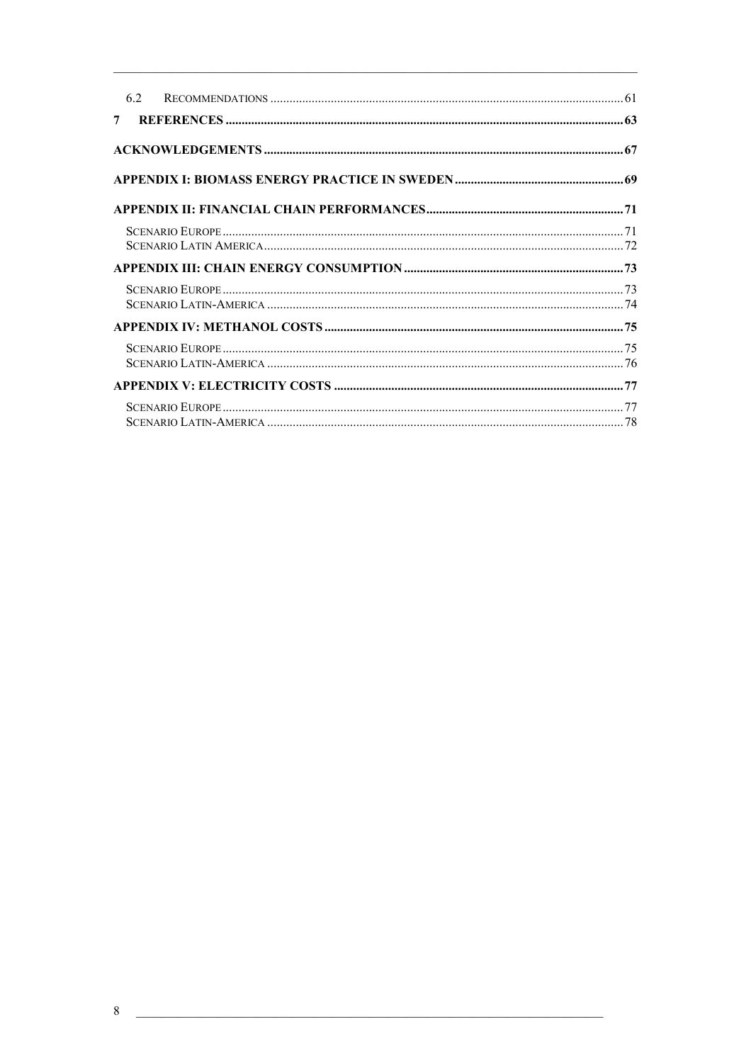6.2 RECOMMENDATIONS ... 61

7 REFERENCES ... 63

ACKNOWLEDGEMENTS ... 67

APPENDIX I: BIOMASS ENERGY PRACTICE IN SWEDEN ... 69

APPENDIX II: FINANCIAL CHAIN PERFORMANCES ... 71

SCENARIO EUROPE ... 71
SCENARIO LATIN AMERICA ... 72

APPENDIX III: CHAIN ENERGY CONSUMPTION ... 73

SCENARIO EUROPE ... 73
SCENARIO LATIN-AMERICA ... 74

APPENDIX IV: METHANOL COSTS ... 75

SCENARIO EUROPE ... 75
SCENARIO LATIN-AMERICA ... 76

APPENDIX V: ELECTRICITY COSTS ... 77

SCENARIO EUROPE ... 77
SCENARIO LATIN-AMERICA ... 78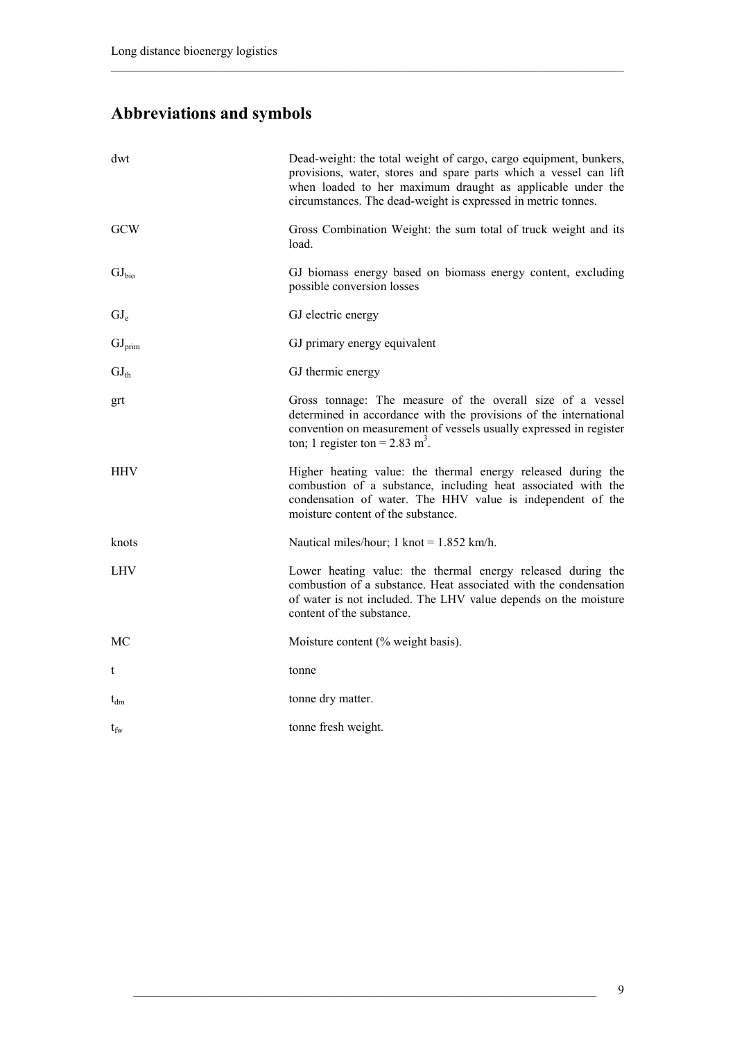# Abbreviations and symbols

| | |
|---|---|
| dwt | Dead-weight: the total weight of cargo, cargo equipment, bunkers, provisions, water, stores and spare parts which a vessel can lift when loaded to her maximum draught as applicable under the circumstances. The dead-weight is expressed in metric tonnes. |
| GCW | Gross Combination Weight: the sum total of truck weight and its load. |
| $GJ_{bio}$ | GJ biomass energy based on biomass energy content, excluding possible conversion losses |
| $GJ_e$ | GJ electric energy |
| $GJ_{prim}$ | GJ primary energy equivalent |
| $GJ_{th}$ | GJ thermic energy |
| grt | Gross tonnage: The measure of the overall size of a vessel determined in accordance with the provisions of the international convention on measurement of vessels usually expressed in register ton; 1 register ton = 2.83 $m^3$. |
| HHV | Higher heating value: the thermal energy released during the combustion of a substance, including heat associated with the condensation of water. The HHV value is independent of the moisture content of the substance. |
| knots | Nautical miles/hour; 1 knot = 1.852 km/h. |
| LHV | Lower heating value: the thermal energy released during the combustion of a substance. Heat associated with the condensation of water is not included. The LHV value depends on the moisture content of the substance. |
| MC | Moisture content (% weight basis). |
| t | tonne |
| $t_{dm}$ | tonne dry matter. |
| $t_{fw}$ | tonne fresh weight. |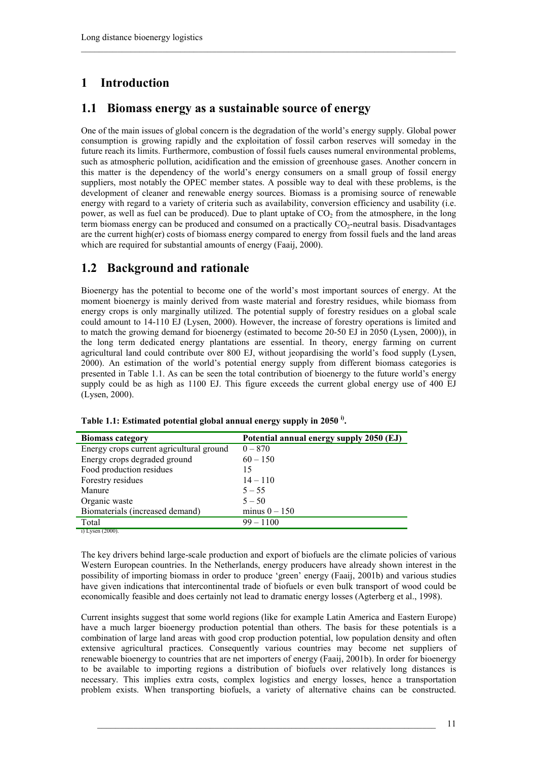# 1 Introduction

## 1.1 Biomass energy as a sustainable source of energy

One of the main issues of global concern is the degradation of the world's energy supply. Global power consumption is growing rapidly and the exploitation of fossil carbon reserves will someday in the future reach its limits. Furthermore, combustion of fossil fuels causes numeral environmental problems, such as atmospheric pollution, acidification and the emission of greenhouse gases. Another concern in this matter is the dependency of the world's energy consumers on a small group of fossil energy suppliers, most notably the OPEC member states. A possible way to deal with these problems, is the development of cleaner and renewable energy sources. Biomass is a promising source of renewable energy with regard to a variety of criteria such as availability, conversion efficiency and usability (i.e. power, as well as fuel can be produced). Due to plant uptake of $CO_2$ from the atmosphere, in the long term biomass energy can be produced and consumed on a practically $CO_2$-neutral basis. Disadvantages are the current high(er) costs of biomass energy compared to energy from fossil fuels and the land areas which are required for substantial amounts of energy (Faaij, 2000).

## 1.2 Background and rationale

Bioenergy has the potential to become one of the world's most important sources of energy. At the moment bioenergy is mainly derived from waste material and forestry residues, while biomass from energy crops is only marginally utilized. The potential supply of forestry residues on a global scale could amount to 14-110 EJ (Lysen, 2000). However, the increase of forestry operations is limited and to match the growing demand for bioenergy (estimated to become 20-50 EJ in 2050 (Lysen, 2000)), in the long term dedicated energy plantations are essential. In theory, energy farming on current agricultural land could contribute over 800 EJ, without jeopardising the world's food supply (Lysen, 2000). An estimation of the world's potential energy supply from different biomass categories is presented in Table 1.1. As can be seen the total contribution of bioenergy to the future world's energy supply could be as high as 1100 EJ. This figure exceeds the current global energy use of 400 EJ (Lysen, 2000).

**Table 1.1: Estimated potential global annual energy supply in 2050 [i].**

| Biomass category | Potential annual energy supply 2050 (EJ) |
|---|---|
| Energy crops current agricultural ground | 0 – 870 |
| Energy crops degraded ground | 60 – 150 |
| Food production residues | 15 |
| Forestry residues | 14 – 110 |
| Manure | 5 – 55 |
| Organic waste | 5 – 50 |
| Biomaterials (increased demand) | minus 0 – 150 |
| Total | 99 – 1100 |

i) Lysen (2000).

The key drivers behind large-scale production and export of biofuels are the climate policies of various Western European countries. In the Netherlands, energy producers have already shown interest in the possibility of importing biomass in order to produce 'green' energy (Faaij, 2001b) and various studies have given indications that intercontinental trade of biofuels or even bulk transport of wood could be economically feasible and does certainly not lead to dramatic energy losses (Agterberg et al., 1998).

Current insights suggest that some world regions (like for example Latin America and Eastern Europe) have a much larger bioenergy production potential than others. The basis for these potentials is a combination of large land areas with good crop production potential, low population density and often extensive agricultural practices. Consequently various countries may become net suppliers of renewable bioenergy to countries that are net importers of energy (Faaij, 2001b). In order for bioenergy to be available to importing regions a distribution of biofuels over relatively long distances is necessary. This implies extra costs, complex logistics and energy losses, hence a transportation problem exists. When transporting biofuels, a variety of alternative chains can be constructed.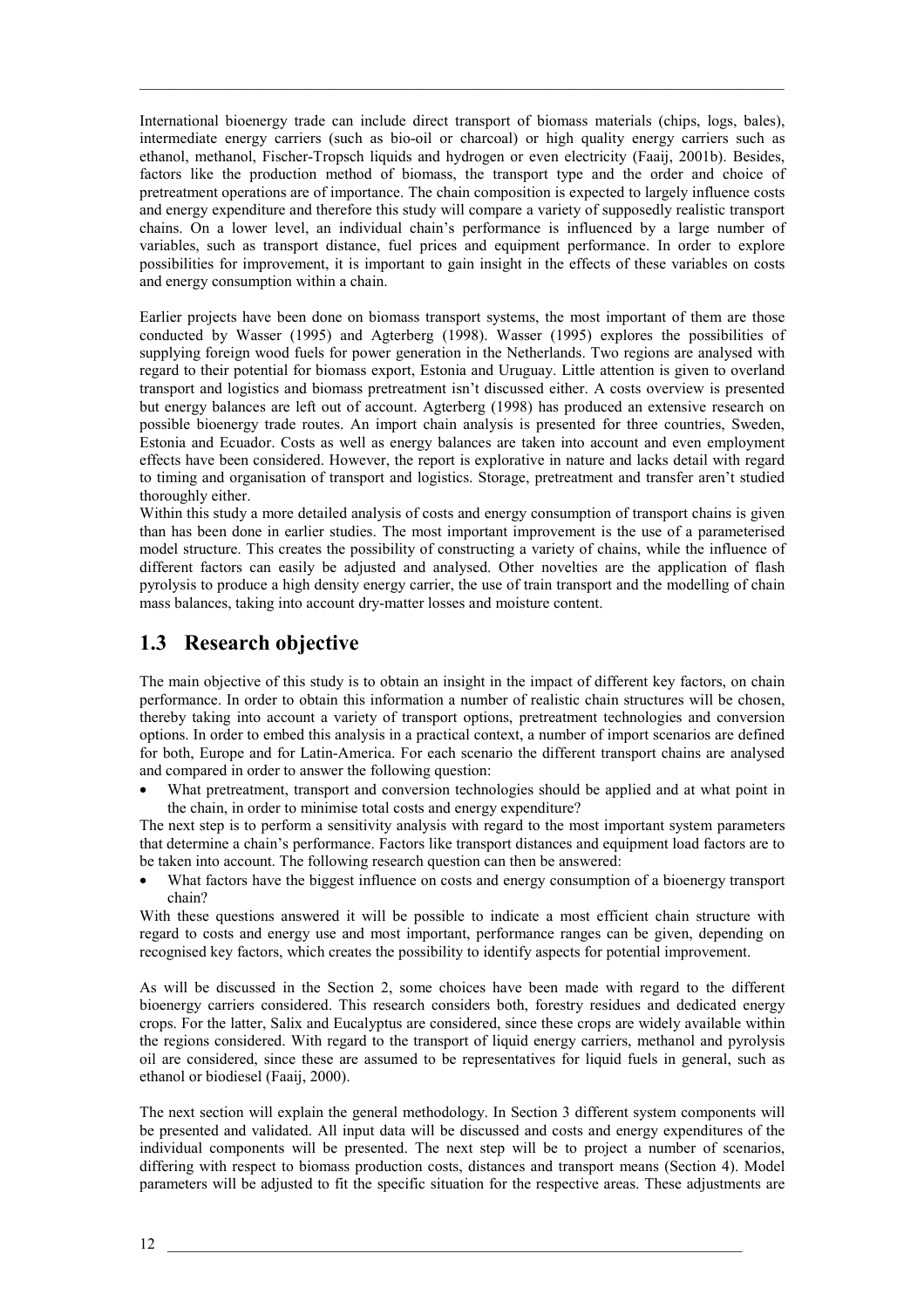International bioenergy trade can include direct transport of biomass materials (chips, logs, bales), intermediate energy carriers (such as bio-oil or charcoal) or high quality energy carriers such as ethanol, methanol, Fischer-Tropsch liquids and hydrogen or even electricity (Faaij, 2001b). Besides, factors like the production method of biomass, the transport type and the order and choice of pretreatment operations are of importance. The chain composition is expected to largely influence costs and energy expenditure and therefore this study will compare a variety of supposedly realistic transport chains. On a lower level, an individual chain's performance is influenced by a large number of variables, such as transport distance, fuel prices and equipment performance. In order to explore possibilities for improvement, it is important to gain insight in the effects of these variables on costs and energy consumption within a chain.

Earlier projects have been done on biomass transport systems, the most important of them are those conducted by Wasser (1995) and Agterberg (1998). Wasser (1995) explores the possibilities of supplying foreign wood fuels for power generation in the Netherlands. Two regions are analysed with regard to their potential for biomass export, Estonia and Uruguay. Little attention is given to overland transport and logistics and biomass pretreatment isn't discussed either. A costs overview is presented but energy balances are left out of account. Agterberg (1998) has produced an extensive research on possible bioenergy trade routes. An import chain analysis is presented for three countries, Sweden, Estonia and Ecuador. Costs as well as energy balances are taken into account and even employment effects have been considered. However, the report is explorative in nature and lacks detail with regard to timing and organisation of transport and logistics. Storage, pretreatment and transfer aren't studied thoroughly either.
Within this study a more detailed analysis of costs and energy consumption of transport chains is given than has been done in earlier studies. The most important improvement is the use of a parameterised model structure. This creates the possibility of constructing a variety of chains, while the influence of different factors can easily be adjusted and analysed. Other novelties are the application of flash pyrolysis to produce a high density energy carrier, the use of train transport and the modelling of chain mass balances, taking into account dry-matter losses and moisture content.

## 1.3 Research objective

The main objective of this study is to obtain an insight in the impact of different key factors, on chain performance. In order to obtain this information a number of realistic chain structures will be chosen, thereby taking into account a variety of transport options, pretreatment technologies and conversion options. In order to embed this analysis in a practical context, a number of import scenarios are defined for both, Europe and for Latin-America. For each scenario the different transport chains are analysed and compared in order to answer the following question:

- What pretreatment, transport and conversion technologies should be applied and at what point in the chain, in order to minimise total costs and energy expenditure?

The next step is to perform a sensitivity analysis with regard to the most important system parameters that determine a chain's performance. Factors like transport distances and equipment load factors are to be taken into account. The following research question can then be answered:

- What factors have the biggest influence on costs and energy consumption of a bioenergy transport chain?

With these questions answered it will be possible to indicate a most efficient chain structure with regard to costs and energy use and most important, performance ranges can be given, depending on recognised key factors, which creates the possibility to identify aspects for potential improvement.

As will be discussed in the Section 2, some choices have been made with regard to the different bioenergy carriers considered. This research considers both, forestry residues and dedicated energy crops. For the latter, Salix and Eucalyptus are considered, since these crops are widely available within the regions considered. With regard to the transport of liquid energy carriers, methanol and pyrolysis oil are considered, since these are assumed to be representatives for liquid fuels in general, such as ethanol or biodiesel (Faaij, 2000).

The next section will explain the general methodology. In Section 3 different system components will be presented and validated. All input data will be discussed and costs and energy expenditures of the individual components will be presented. The next step will be to project a number of scenarios, differing with respect to biomass production costs, distances and transport means (Section 4). Model parameters will be adjusted to fit the specific situation for the respective areas. These adjustments are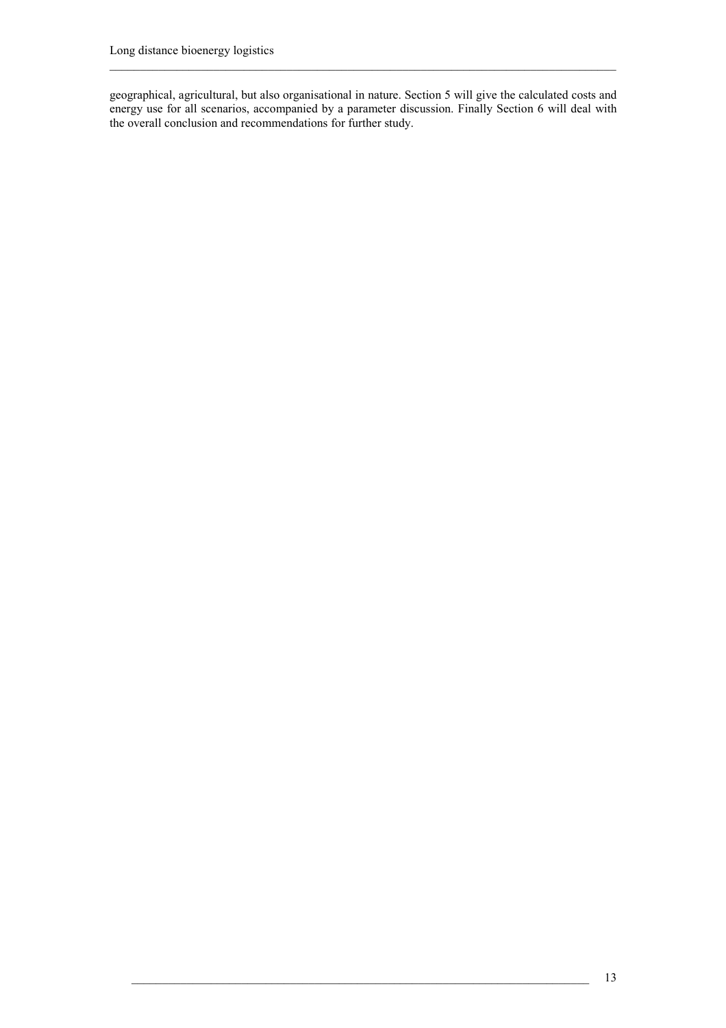geographical, agricultural, but also organisational in nature. Section 5 will give the calculated costs and energy use for all scenarios, accompanied by a parameter discussion. Finally Section 6 will deal with the overall conclusion and recommendations for further study.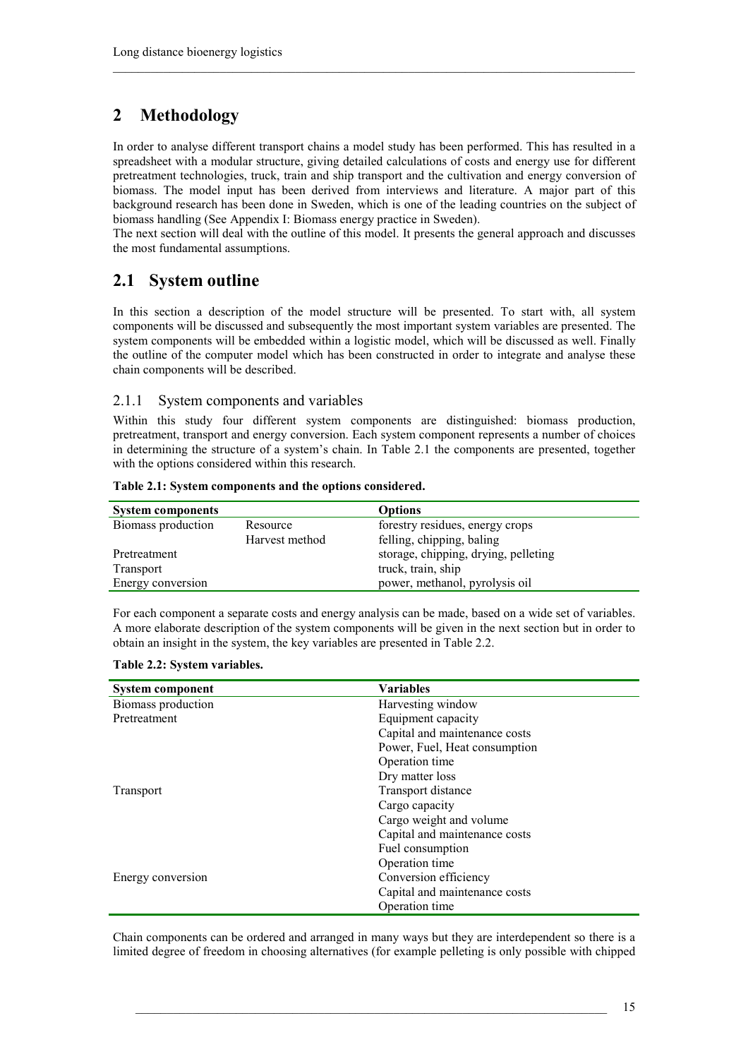# 2 Methodology

In order to analyse different transport chains a model study has been performed. This has resulted in a spreadsheet with a modular structure, giving detailed calculations of costs and energy use for different pretreatment technologies, truck, train and ship transport and the cultivation and energy conversion of biomass. The model input has been derived from interviews and literature. A major part of this background research has been done in Sweden, which is one of the leading countries on the subject of biomass handling (See Appendix I: Biomass energy practice in Sweden).
The next section will deal with the outline of this model. It presents the general approach and discusses the most fundamental assumptions.

## 2.1 System outline

In this section a description of the model structure will be presented. To start with, all system components will be discussed and subsequently the most important system variables are presented. The system components will be embedded within a logistic model, which will be discussed as well. Finally the outline of the computer model which has been constructed in order to integrate and analyse these chain components will be described.

### 2.1.1 System components and variables

Within this study four different system components are distinguished: biomass production, pretreatment, transport and energy conversion. Each system component represents a number of choices in determining the structure of a system's chain. In Table 2.1 the components are presented, together with the options considered within this research.

**Table 2.1: System components and the options considered.**

| System components | | Options |
|---|---|---|
| Biomass production | Resource | forestry residues, energy crops |
| | Harvest method | felling, chipping, baling |
| Pretreatment | | storage, chipping, drying, pelleting |
| Transport | | truck, train, ship |
| Energy conversion | | power, methanol, pyrolysis oil |

For each component a separate costs and energy analysis can be made, based on a wide set of variables. A more elaborate description of the system components will be given in the next section but in order to obtain an insight in the system, the key variables are presented in Table 2.2.

**Table 2.2: System variables.**

| System component | Variables |
|---|---|
| Biomass production | Harvesting window |
| Pretreatment | Equipment capacity |
| | Capital and maintenance costs |
| | Power, Fuel, Heat consumption |
| | Operation time |
| | Dry matter loss |
| Transport | Transport distance |
| | Cargo capacity |
| | Cargo weight and volume |
| | Capital and maintenance costs |
| | Fuel consumption |
| | Operation time |
| Energy conversion | Conversion efficiency |
| | Capital and maintenance costs |
| | Operation time |

Chain components can be ordered and arranged in many ways but they are interdependent so there is a limited degree of freedom in choosing alternatives (for example pelleting is only possible with chipped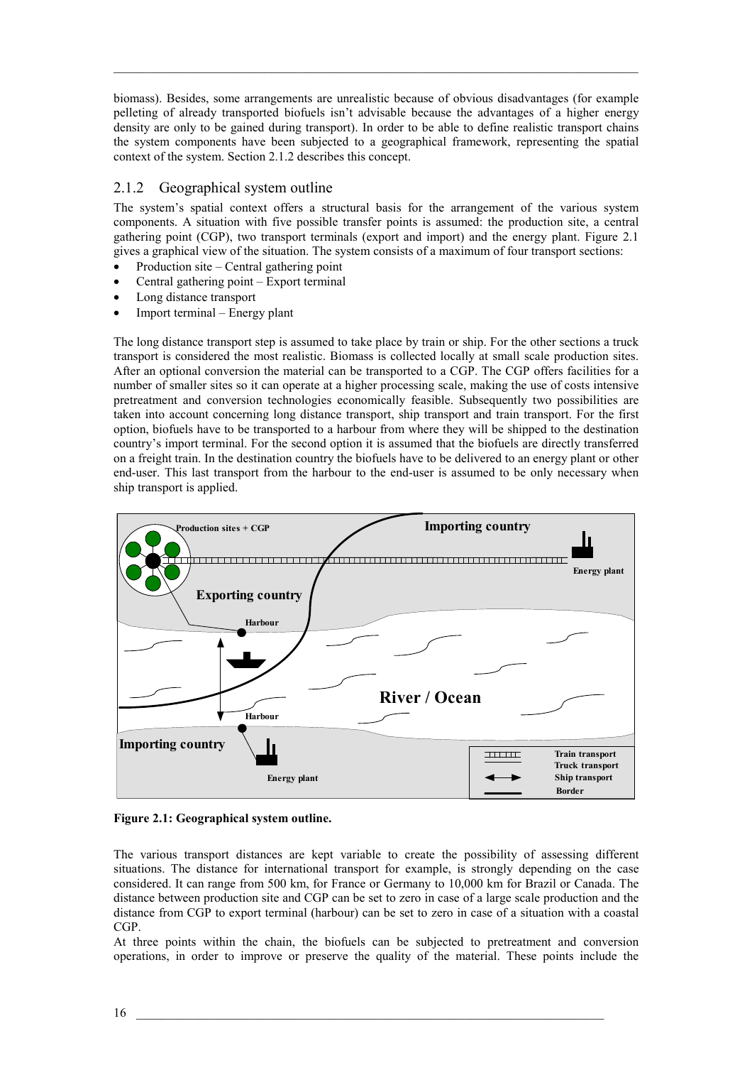biomass). Besides, some arrangements are unrealistic because of obvious disadvantages (for example pelleting of already transported biofuels isn't advisable because the advantages of a higher energy density are only to be gained during transport). In order to be able to define realistic transport chains the system components have been subjected to a geographical framework, representing the spatial context of the system. Section 2.1.2 describes this concept.

### 2.1.2 Geographical system outline

The system's spatial context offers a structural basis for the arrangement of the various system components. A situation with five possible transfer points is assumed: the production site, a central gathering point (CGP), two transport terminals (export and import) and the energy plant. Figure 2.1 gives a graphical view of the situation. The system consists of a maximum of four transport sections:

- Production site – Central gathering point
- Central gathering point – Export terminal
- Long distance transport
- Import terminal – Energy plant

The long distance transport step is assumed to take place by train or ship. For the other sections a truck transport is considered the most realistic. Biomass is collected locally at small scale production sites. After an optional conversion the material can be transported to a CGP. The CGP offers facilities for a number of smaller sites so it can operate at a higher processing scale, making the use of costs intensive pretreatment and conversion technologies economically feasible. Subsequently two possibilities are taken into account concerning long distance transport, ship transport and train transport. For the first option, biofuels have to be transported to a harbour from where they will be shipped to the destination country's import terminal. For the second option it is assumed that the biofuels are directly transferred on a freight train. In the destination country the biofuels have to be delivered to an energy plant or other end-user. This last transport from the harbour to the end-user is assumed to be only necessary when ship transport is applied.

**Figure 2.1: Geographical system outline.**

The various transport distances are kept variable to create the possibility of assessing different situations. The distance for international transport for example, is strongly depending on the case considered. It can range from 500 km, for France or Germany to 10,000 km for Brazil or Canada. The distance between production site and CGP can be set to zero in case of a large scale production and the distance from CGP to export terminal (harbour) can be set to zero in case of a situation with a coastal CGP.

At three points within the chain, the biofuels can be subjected to pretreatment and conversion operations, in order to improve or preserve the quality of the material. These points include the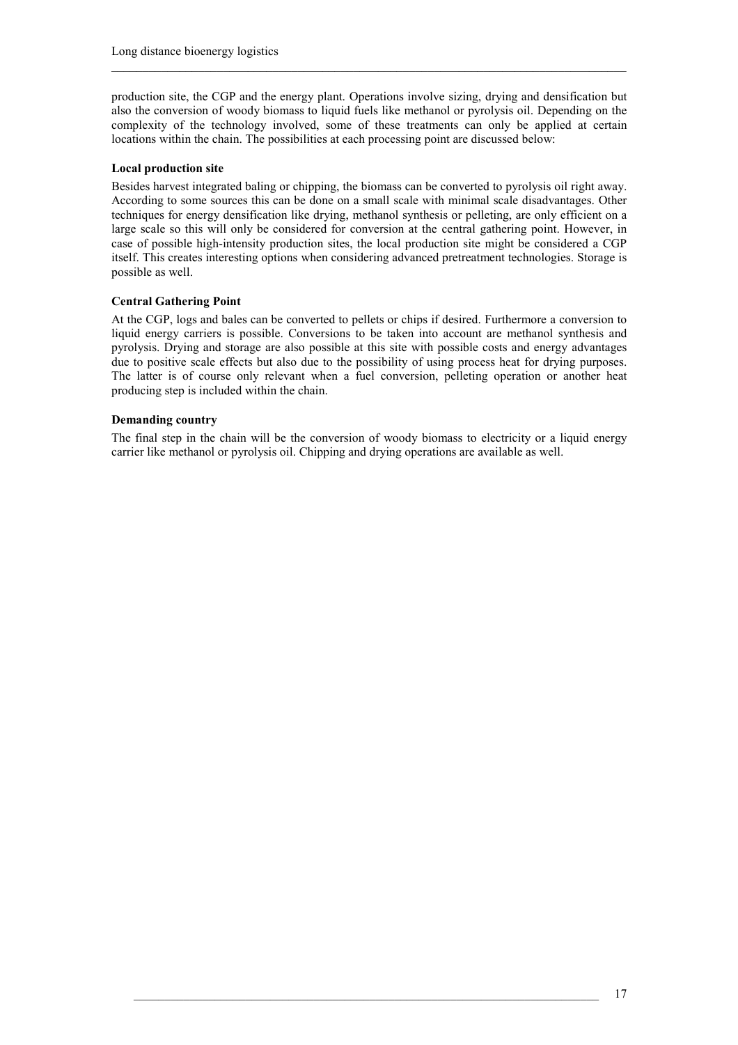production site, the CGP and the energy plant. Operations involve sizing, drying and densification but also the conversion of woody biomass to liquid fuels like methanol or pyrolysis oil. Depending on the complexity of the technology involved, some of these treatments can only be applied at certain locations within the chain. The possibilities at each processing point are discussed below:

**Local production site**

Besides harvest integrated baling or chipping, the biomass can be converted to pyrolysis oil right away. According to some sources this can be done on a small scale with minimal scale disadvantages. Other techniques for energy densification like drying, methanol synthesis or pelleting, are only efficient on a large scale so this will only be considered for conversion at the central gathering point. However, in case of possible high-intensity production sites, the local production site might be considered a CGP itself. This creates interesting options when considering advanced pretreatment technologies. Storage is possible as well.

**Central Gathering Point**

At the CGP, logs and bales can be converted to pellets or chips if desired. Furthermore a conversion to liquid energy carriers is possible. Conversions to be taken into account are methanol synthesis and pyrolysis. Drying and storage are also possible at this site with possible costs and energy advantages due to positive scale effects but also due to the possibility of using process heat for drying purposes. The latter is of course only relevant when a fuel conversion, pelleting operation or another heat producing step is included within the chain.

**Demanding country**

The final step in the chain will be the conversion of woody biomass to electricity or a liquid energy carrier like methanol or pyrolysis oil. Chipping and drying operations are available as well.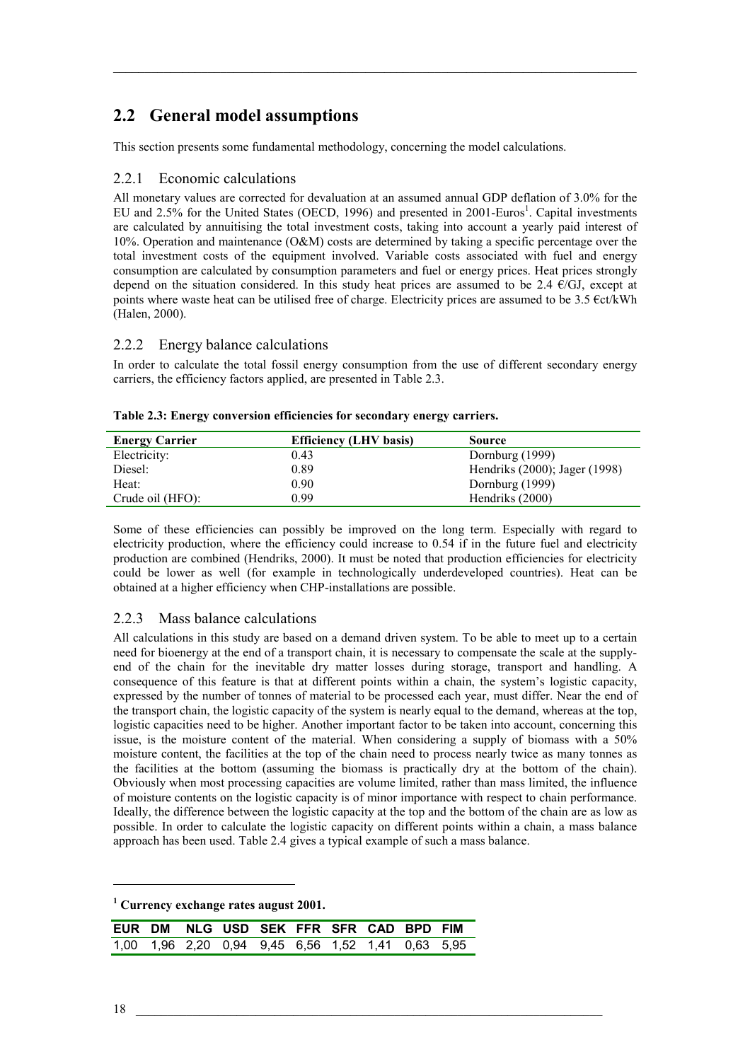## 2.2 General model assumptions

This section presents some fundamental methodology, concerning the model calculations.

### 2.2.1 Economic calculations

All monetary values are corrected for devaluation at an assumed annual GDP deflation of 3.0% for the EU and 2.5% for the United States (OECD, 1996) and presented in 2001-Euros[1]. Capital investments are calculated by annuitising the total investment costs, taking into account a yearly paid interest of 10%. Operation and maintenance (O&M) costs are determined by taking a specific percentage over the total investment costs of the equipment involved. Variable costs associated with fuel and energy consumption are calculated by consumption parameters and fuel or energy prices. Heat prices strongly depend on the situation considered. In this study heat prices are assumed to be 2.4 €/GJ, except at points where waste heat can be utilised free of charge. Electricity prices are assumed to be 3.5 €ct/kWh (Halen, 2000).

### 2.2.2 Energy balance calculations

In order to calculate the total fossil energy consumption from the use of different secondary energy carriers, the efficiency factors applied, are presented in Table 2.3.

**Table 2.3: Energy conversion efficiencies for secondary energy carriers.**

| Energy Carrier | Efficiency (LHV basis) | Source |
|---|---|---|
| Electricity: | 0.43 | Dornburg (1999) |
| Diesel: | 0.89 | Hendriks (2000); Jager (1998) |
| Heat: | 0.90 | Dornburg (1999) |
| Crude oil (HFO): | 0.99 | Hendriks (2000) |

Some of these efficiencies can possibly be improved on the long term. Especially with regard to electricity production, where the efficiency could increase to 0.54 if in the future fuel and electricity production are combined (Hendriks, 2000). It must be noted that production efficiencies for electricity could be lower as well (for example in technologically underdeveloped countries). Heat can be obtained at a higher efficiency when CHP-installations are possible.

### 2.2.3 Mass balance calculations

All calculations in this study are based on a demand driven system. To be able to meet up to a certain need for bioenergy at the end of a transport chain, it is necessary to compensate the scale at the supply-end of the chain for the inevitable dry matter losses during storage, transport and handling. A consequence of this feature is that at different points within a chain, the system's logistic capacity, expressed by the number of tonnes of material to be processed each year, must differ. Near the end of the transport chain, the logistic capacity of the system is nearly equal to the demand, whereas at the top, logistic capacities need to be higher. Another important factor to be taken into account, concerning this issue, is the moisture content of the material. When considering a supply of biomass with a 50% moisture content, the facilities at the top of the chain need to process nearly twice as many tonnes as the facilities at the bottom (assuming the biomass is practically dry at the bottom of the chain). Obviously when most processing capacities are volume limited, rather than mass limited, the influence of moisture contents on the logistic capacity is of minor importance with respect to chain performance. Ideally, the difference between the logistic capacity at the top and the bottom of the chain are as low as possible. In order to calculate the logistic capacity on different points within a chain, a mass balance approach has been used. Table 2.4 gives a typical example of such a mass balance.

---

[1] **Currency exchange rates august 2001.**

| EUR | DM | NLG | USD | SEK | FFR | SFR | CAD | BPD | FIM |
|---|---|---|---|---|---|---|---|---|---|
| 1,00 | 1,96 | 2,20 | 0,94 | 9,45 | 6,56 | 1,52 | 1,41 | 0,63 | 5,95 |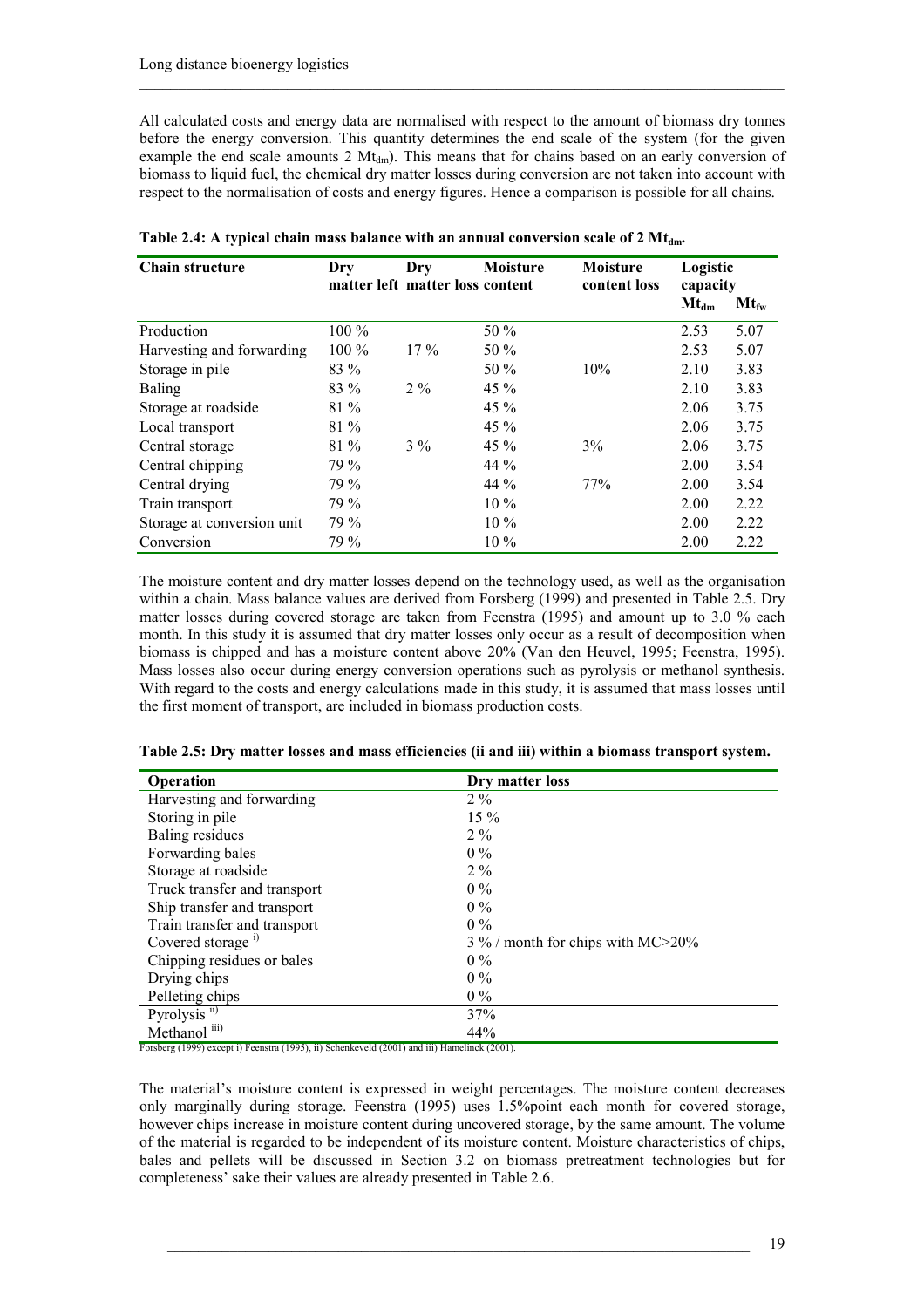All calculated costs and energy data are normalised with respect to the amount of biomass dry tonnes before the energy conversion. This quantity determines the end scale of the system (for the given example the end scale amounts 2 $Mt_{dm}$). This means that for chains based on an early conversion of biomass to liquid fuel, the chemical dry matter losses during conversion are not taken into account with respect to the normalisation of costs and energy figures. Hence a comparison is possible for all chains.

**Table 2.4: A typical chain mass balance with an annual conversion scale of 2 $Mt_{dm}$.**

| Chain structure | Dry matter left | Dry matter loss | Moisture content | Moisture content loss | Logistic capacity | |
|---|---|---|---|---|---|---|
| | | | | | $Mt_{dm}$ | $Mt_{fw}$ |
| Production | 100 % | | 50 % | | 2.53 | 5.07 |
| Harvesting and forwarding | 100 % | 17 % | 50 % | | 2.53 | 5.07 |
| Storage in pile | 83 % | | 50 % | 10% | 2.10 | 3.83 |
| Baling | 83 % | 2 % | 45 % | | 2.10 | 3.83 |
| Storage at roadside | 81 % | | 45 % | | 2.06 | 3.75 |
| Local transport | 81 % | | 45 % | | 2.06 | 3.75 |
| Central storage | 81 % | 3 % | 45 % | 3% | 2.06 | 3.75 |
| Central chipping | 79 % | | 44 % | | 2.00 | 3.54 |
| Central drying | 79 % | | 44 % | 77% | 2.00 | 3.54 |
| Train transport | 79 % | | 10 % | | 2.00 | 2.22 |
| Storage at conversion unit | 79 % | | 10 % | | 2.00 | 2.22 |
| Conversion | 79 % | | 10 % | | 2.00 | 2.22 |

The moisture content and dry matter losses depend on the technology used, as well as the organisation within a chain. Mass balance values are derived from Forsberg (1999) and presented in Table 2.5. Dry matter losses during covered storage are taken from Feenstra (1995) and amount up to 3.0 % each month. In this study it is assumed that dry matter losses only occur as a result of decomposition when biomass is chipped and has a moisture content above 20% (Van den Heuvel, 1995; Feenstra, 1995). Mass losses also occur during energy conversion operations such as pyrolysis or methanol synthesis. With regard to the costs and energy calculations made in this study, it is assumed that mass losses until the first moment of transport, are included in biomass production costs.

**Table 2.5: Dry matter losses and mass efficiencies (ii and iii) within a biomass transport system.**

| Operation | Dry matter loss |
|---|---|
| Harvesting and forwarding | 2 % |
| Storing in pile | 15 % |
| Baling residues | 2 % |
| Forwarding bales | 0 % |
| Storage at roadside | 2 % |
| Truck transfer and transport | 0 % |
| Ship transfer and transport | 0 % |
| Train transfer and transport | 0 % |
| Covered storage [i)] | 3 % / month for chips with MC>20% |
| Chipping residues or bales | 0 % |
| Drying chips | 0 % |
| Pelleting chips | 0 % |
| Pyrolysis [ii)] | 37% |
| Methanol [iii)] | 44% |

Forsberg (1999) except i) Feenstra (1995), ii) Schenkeveld (2001) and iii) Hamelinck (2001).

The material's moisture content is expressed in weight percentages. The moisture content decreases only marginally during storage. Feenstra (1995) uses 1.5%point each month for covered storage, however chips increase in moisture content during uncovered storage, by the same amount. The volume of the material is regarded to be independent of its moisture content. Moisture characteristics of chips, bales and pellets will be discussed in Section 3.2 on biomass pretreatment technologies but for completeness' sake their values are already presented in Table 2.6.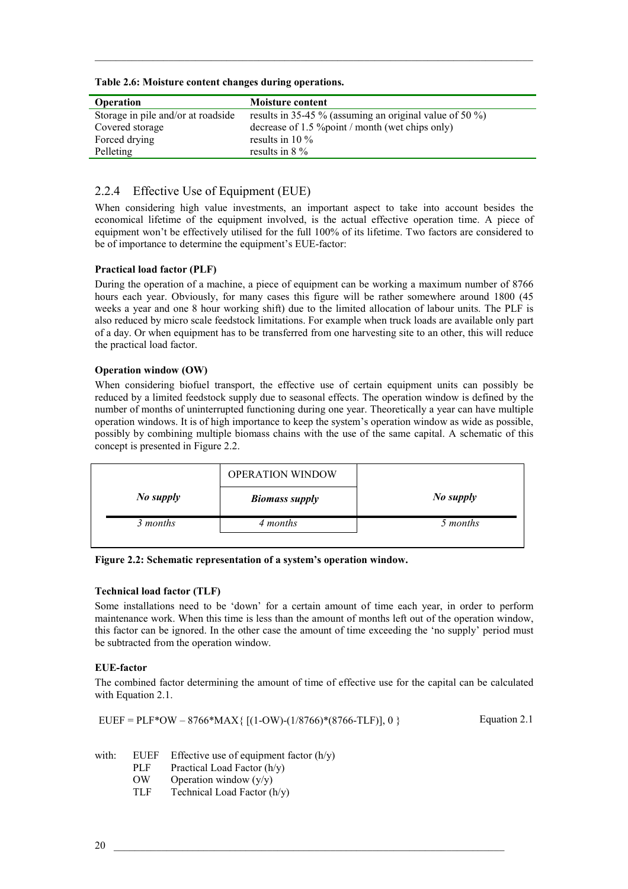**Table 2.6: Moisture content changes during operations.**

| Operation | Moisture content |
|---|---|
| Storage in pile and/or at roadside | results in 35-45 % (assuming an original value of 50 %) |
| Covered storage | decrease of 1.5 %point / month (wet chips only) |
| Forced drying | results in 10 % |
| Pelleting | results in 8 % |

### 2.2.4 Effective Use of Equipment (EUE)

When considering high value investments, an important aspect to take into account besides the economical lifetime of the equipment involved, is the actual effective operation time. A piece of equipment won't be effectively utilised for the full 100% of its lifetime. Two factors are considered to be of importance to determine the equipment's EUE-factor:

**Practical load factor (PLF)**

During the operation of a machine, a piece of equipment can be working a maximum number of 8766 hours each year. Obviously, for many cases this figure will be rather somewhere around 1800 (45 weeks a year and one 8 hour working shift) due to the limited allocation of labour units. The PLF is also reduced by micro scale feedstock limitations. For example when truck loads are available only part of a day. Or when equipment has to be transferred from one harvesting site to an other, this will reduce the practical load factor.

**Operation window (OW)**

When considering biofuel transport, the effective use of certain equipment units can possibly be reduced by a limited feedstock supply due to seasonal effects. The operation window is defined by the number of months of uninterrupted functioning during one year. Theoretically a year can have multiple operation windows. It is of high importance to keep the system's operation window as wide as possible, possibly by combining multiple biomass chains with the use of the same capital. A schematic of this concept is presented in Figure 2.2.

| | OPERATION WINDOW | |
|---|---|---|
| *No supply* | ***Biomass supply*** | *No supply* |
| *3 months* | *4 months* | *5 months* |

**Figure 2.2: Schematic representation of a system's operation window.**

**Technical load factor (TLF)**

Some installations need to be 'down' for a certain amount of time each year, in order to perform maintenance work. When this time is less than the amount of months left out of the operation window, this factor can be ignored. In the other case the amount of time exceeding the 'no supply' period must be subtracted from the operation window.

**EUE-factor**

The combined factor determining the amount of time of effective use for the capital can be calculated with Equation 2.1.

$$EUEF = PLF*OW - 8766*MAX\{ [(1-OW)-(1/8766)*(8766-TLF)], 0 \} \qquad \text{Equation 2.1}$$

with:
- EUEF Effective use of equipment factor (h/y)
- PLF Practical Load Factor (h/y)
- OW Operation window (y/y)
- TLF Technical Load Factor (h/y)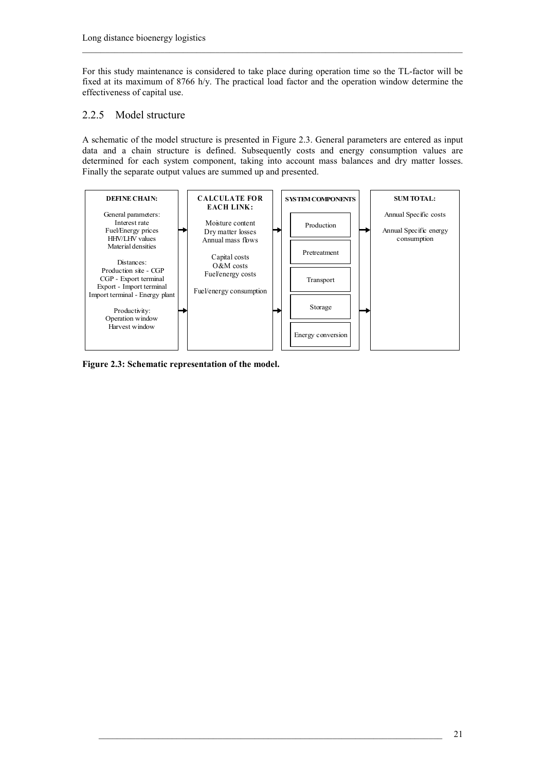For this study maintenance is considered to take place during operation time so the TL-factor will be fixed at its maximum of 8766 h/y. The practical load factor and the operation window determine the effectiveness of capital use.

### 2.2.5 Model structure

A schematic of the model structure is presented in Figure 2.3. General parameters are entered as input data and a chain structure is defined. Subsequently costs and energy consumption values are determined for each system component, taking into account mass balances and dry matter losses. Finally the separate output values are summed up and presented.

| DEFINE CHAIN: | CALCULATE FOR EACH LINK: | SYSTEM COMPONENTS | SUM TOTAL: |
|---|---|---|---|
| General parameters: Interest rate; Fuel/Energy prices; HHV/LHV values; Material densities | Moisture content; Dry matter losses; Annual mass flows | Production | Annual Specific costs |
| Distances: Production site - CGP; CGP - Export terminal; Export - Import terminal; Import terminal - Energy plant | Capital costs; O&M costs; Fuel/energy costs | Pretreatment | Annual Specific energy consumption |
| Productivity: Operation window; Harvest window | Fuel/energy consumption | Transport | |
| | | Storage | |
| | | Energy conversion | |

**Figure 2.3: Schematic representation of the model.**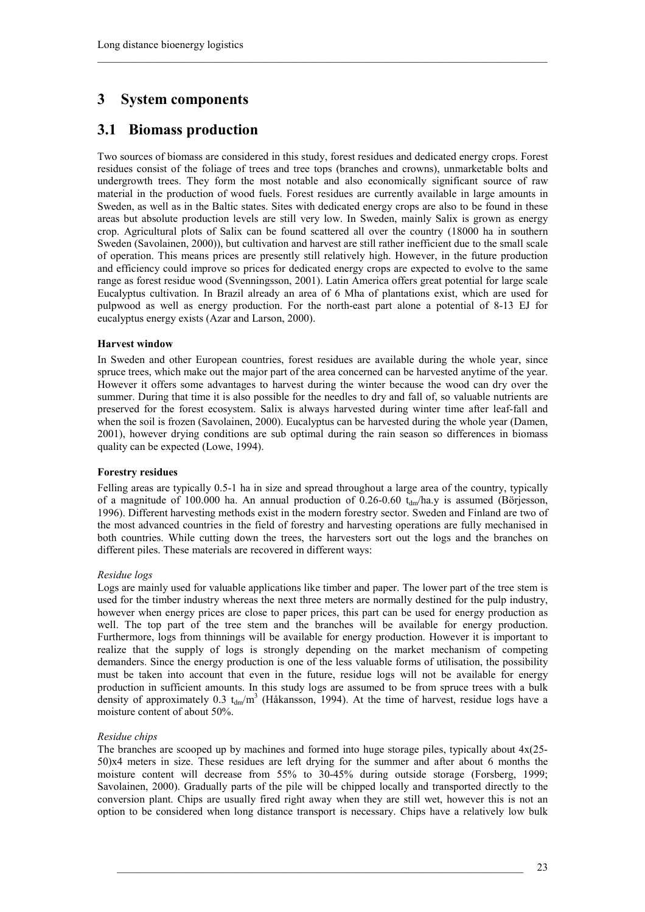# 3 System components

## 3.1 Biomass production

Two sources of biomass are considered in this study, forest residues and dedicated energy crops. Forest residues consist of the foliage of trees and tree tops (branches and crowns), unmarketable bolts and undergrowth trees. They form the most notable and also economically significant source of raw material in the production of wood fuels. Forest residues are currently available in large amounts in Sweden, as well as in the Baltic states. Sites with dedicated energy crops are also to be found in these areas but absolute production levels are still very low. In Sweden, mainly Salix is grown as energy crop. Agricultural plots of Salix can be found scattered all over the country (18000 ha in southern Sweden (Savolainen, 2000)), but cultivation and harvest are still rather inefficient due to the small scale of operation. This means prices are presently still relatively high. However, in the future production and efficiency could improve so prices for dedicated energy crops are expected to evolve to the same range as forest residue wood (Svenningsson, 2001). Latin America offers great potential for large scale Eucalyptus cultivation. In Brazil already an area of 6 Mha of plantations exist, which are used for pulpwood as well as energy production. For the north-east part alone a potential of 8-13 EJ for eucalyptus energy exists (Azar and Larson, 2000).

**Harvest window**

In Sweden and other European countries, forest residues are available during the whole year, since spruce trees, which make out the major part of the area concerned can be harvested anytime of the year. However it offers some advantages to harvest during the winter because the wood can dry over the summer. During that time it is also possible for the needles to dry and fall of, so valuable nutrients are preserved for the forest ecosystem. Salix is always harvested during winter time after leaf-fall and when the soil is frozen (Savolainen, 2000). Eucalyptus can be harvested during the whole year (Damen, 2001), however drying conditions are sub optimal during the rain season so differences in biomass quality can be expected (Lowe, 1994).

**Forestry residues**

Felling areas are typically 0.5-1 ha in size and spread throughout a large area of the country, typically of a magnitude of 100.000 ha. An annual production of 0.26-0.60 $t_{dm}$/ha.y is assumed (Börjesson, 1996). Different harvesting methods exist in the modern forestry sector. Sweden and Finland are two of the most advanced countries in the field of forestry and harvesting operations are fully mechanised in both countries. While cutting down the trees, the harvesters sort out the logs and the branches on different piles. These materials are recovered in different ways:

*Residue logs*

Logs are mainly used for valuable applications like timber and paper. The lower part of the tree stem is used for the timber industry whereas the next three meters are normally destined for the pulp industry, however when energy prices are close to paper prices, this part can be used for energy production as well. The top part of the tree stem and the branches will be available for energy production. Furthermore, logs from thinnings will be available for energy production. However it is important to realize that the supply of logs is strongly depending on the market mechanism of competing demanders. Since the energy production is one of the less valuable forms of utilisation, the possibility must be taken into account that even in the future, residue logs will not be available for energy production in sufficient amounts. In this study logs are assumed to be from spruce trees with a bulk density of approximately 0.3 $t_{dm}/m^3$ (Håkansson, 1994). At the time of harvest, residue logs have a moisture content of about 50%.

*Residue chips*

The branches are scooped up by machines and formed into huge storage piles, typically about 4x(25-50)x4 meters in size. These residues are left drying for the summer and after about 6 months the moisture content will decrease from 55% to 30-45% during outside storage (Forsberg, 1999; Savolainen, 2000). Gradually parts of the pile will be chipped locally and transported directly to the conversion plant. Chips are usually fired right away when they are still wet, however this is not an option to be considered when long distance transport is necessary. Chips have a relatively low bulk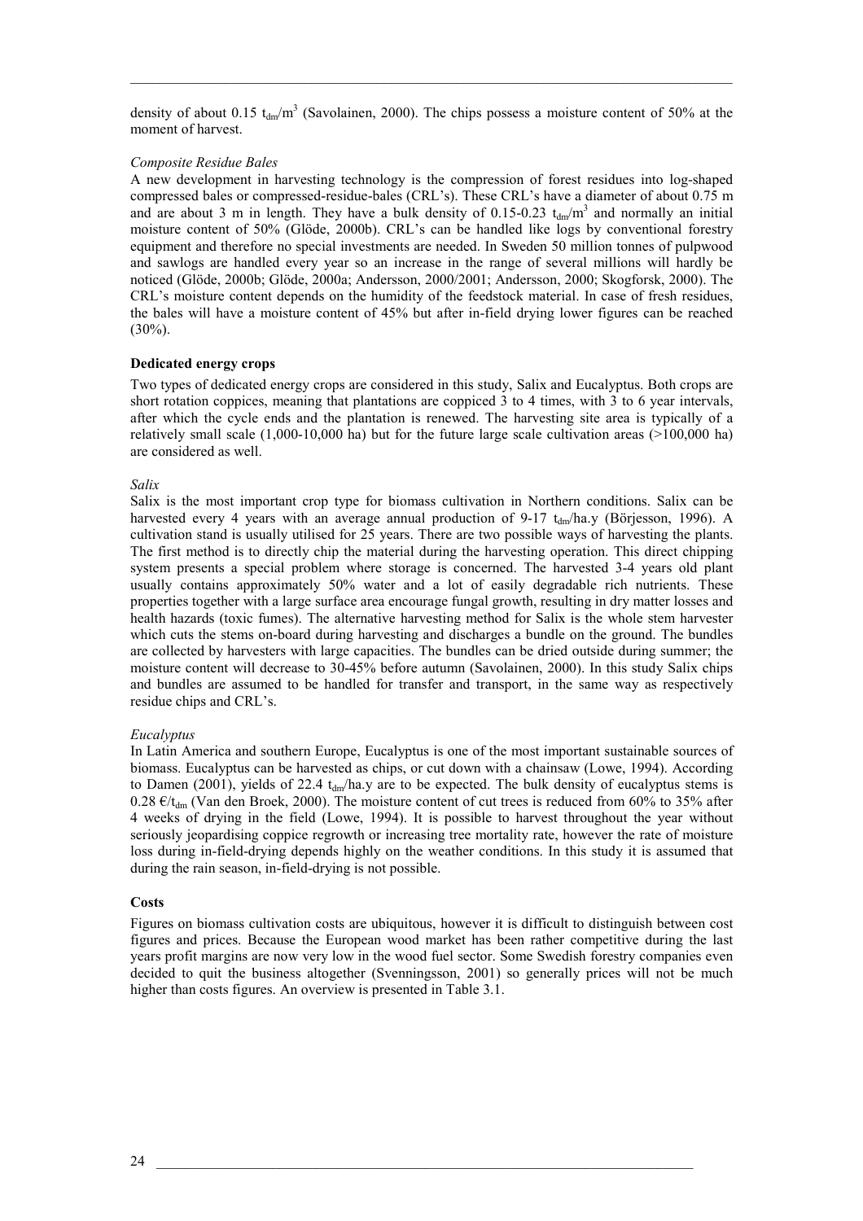density of about 0.15 $t_{dm}/m^3$ (Savolainen, 2000). The chips possess a moisture content of 50% at the moment of harvest.

*Composite Residue Bales*

A new development in harvesting technology is the compression of forest residues into log-shaped compressed bales or compressed-residue-bales (CRL's). These CRL's have a diameter of about 0.75 m and are about 3 m in length. They have a bulk density of 0.15-0.23 $t_{dm}/m^3$ and normally an initial moisture content of 50% (Glöde, 2000b). CRL's can be handled like logs by conventional forestry equipment and therefore no special investments are needed. In Sweden 50 million tonnes of pulpwood and sawlogs are handled every year so an increase in the range of several millions will hardly be noticed (Glöde, 2000b; Glöde, 2000a; Andersson, 2000/2001; Andersson, 2000; Skogforsk, 2000). The CRL's moisture content depends on the humidity of the feedstock material. In case of fresh residues, the bales will have a moisture content of 45% but after in-field drying lower figures can be reached (30%).

**Dedicated energy crops**

Two types of dedicated energy crops are considered in this study, Salix and Eucalyptus. Both crops are short rotation coppices, meaning that plantations are coppiced 3 to 4 times, with 3 to 6 year intervals, after which the cycle ends and the plantation is renewed. The harvesting site area is typically of a relatively small scale (1,000-10,000 ha) but for the future large scale cultivation areas (>100,000 ha) are considered as well.

*Salix*

Salix is the most important crop type for biomass cultivation in Northern conditions. Salix can be harvested every 4 years with an average annual production of 9-17 $t_{dm}$/ha.y (Börjesson, 1996). A cultivation stand is usually utilised for 25 years. There are two possible ways of harvesting the plants. The first method is to directly chip the material during the harvesting operation. This direct chipping system presents a special problem where storage is concerned. The harvested 3-4 years old plant usually contains approximately 50% water and a lot of easily degradable rich nutrients. These properties together with a large surface area encourage fungal growth, resulting in dry matter losses and health hazards (toxic fumes). The alternative harvesting method for Salix is the whole stem harvester which cuts the stems on-board during harvesting and discharges a bundle on the ground. The bundles are collected by harvesters with large capacities. The bundles can be dried outside during summer; the moisture content will decrease to 30-45% before autumn (Savolainen, 2000). In this study Salix chips and bundles are assumed to be handled for transfer and transport, in the same way as respectively residue chips and CRL's.

*Eucalyptus*

In Latin America and southern Europe, Eucalyptus is one of the most important sustainable sources of biomass. Eucalyptus can be harvested as chips, or cut down with a chainsaw (Lowe, 1994). According to Damen (2001), yields of 22.4 $t_{dm}$/ha.y are to be expected. The bulk density of eucalyptus stems is 0.28 €/$t_{dm}$ (Van den Broek, 2000). The moisture content of cut trees is reduced from 60% to 35% after 4 weeks of drying in the field (Lowe, 1994). It is possible to harvest throughout the year without seriously jeopardising coppice regrowth or increasing tree mortality rate, however the rate of moisture loss during in-field-drying depends highly on the weather conditions. In this study it is assumed that during the rain season, in-field-drying is not possible.

**Costs**

Figures on biomass cultivation costs are ubiquitous, however it is difficult to distinguish between cost figures and prices. Because the European wood market has been rather competitive during the last years profit margins are now very low in the wood fuel sector. Some Swedish forestry companies even decided to quit the business altogether (Svenningsson, 2001) so generally prices will not be much higher than costs figures. An overview is presented in Table 3.1.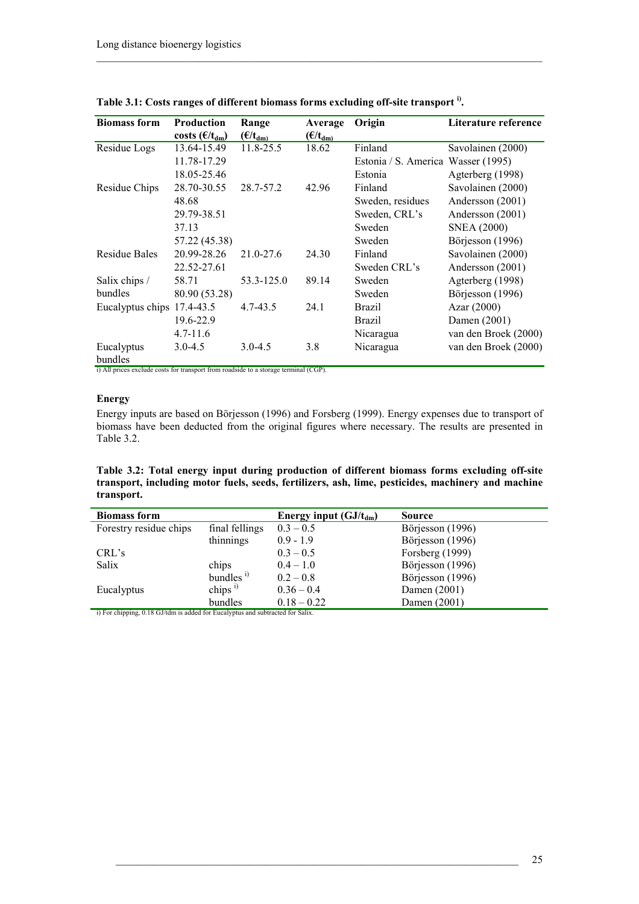**Table 3.1: Costs ranges of different biomass forms excluding off-site transport [i].**

| Biomass form | Production costs (€/$t_{dm}$) | Range (€/$t_{dm}$) | Average (€/$t_{dm}$) | Origin | Literature reference |
|---|---|---|---|---|---|
| Residue Logs | 13.64-15.49 | 11.8-25.5 | 18.62 | Finland | Savolainen (2000) |
| | 11.78-17.29 | | | Estonia / S. America | Wasser (1995) |
| | 18.05-25.46 | | | Estonia | Agterberg (1998) |
| Residue Chips | 28.70-30.55 | 28.7-57.2 | 42.96 | Finland | Savolainen (2000) |
| | 48.68 | | | Sweden, residues | Andersson (2001) |
| | 29.79-38.51 | | | Sweden, CRL's | Andersson (2001) |
| | 37.13 | | | Sweden | SNEA (2000) |
| | 57.22 (45.38) | | | Sweden | Börjesson (1996) |
| Residue Bales | 20.99-28.26 | 21.0-27.6 | 24.30 | Finland | Savolainen (2000) |
| | 22.52-27.61 | | | Sweden CRL's | Andersson (2001) |
| Salix chips / bundles | 58.71 | 53.3-125.0 | 89.14 | Sweden | Agterberg (1998) |
| | 80.90 (53.28) | | | Sweden | Börjesson (1996) |
| Eucalyptus chips | 17.4-43.5 | 4.7-43.5 | 24.1 | Brazil | Azar (2000) |
| | 19.6-22.9 | | | Brazil | Damen (2001) |
| | 4.7-11.6 | | | Nicaragua | van den Broek (2000) |
| Eucalyptus bundles | 3.0-4.5 | 3.0-4.5 | 3.8 | Nicaragua | van den Broek (2000) |

i) All prices exclude costs for transport from roadside to a storage terminal (CGP).

**Energy**

Energy inputs are based on Börjesson (1996) and Forsberg (1999). Energy expenses due to transport of biomass have been deducted from the original figures where necessary. The results are presented in Table 3.2.

**Table 3.2: Total energy input during production of different biomass forms excluding off-site transport, including motor fuels, seeds, fertilizers, ash, lime, pesticides, machinery and machine transport.**

| Biomass form | | Energy input (GJ/$t_{dm}$) | Source |
|---|---|---|---|
| Forestry residue chips | final fellings | 0.3 – 0.5 | Börjesson (1996) |
| | thinnings | 0.9 - 1.9 | Börjesson (1996) |
| CRL's | | 0.3 – 0.5 | Forsberg (1999) |
| Salix | chips | 0.4 – 1.0 | Börjesson (1996) |
| | bundles [i] | 0.2 – 0.8 | Börjesson (1996) |
| Eucalyptus | chips [i] | 0.36 – 0.4 | Damen (2001) |
| | bundles | 0.18 – 0.22 | Damen (2001) |

i) For chipping, 0.18 GJ/tdm is added for Eucalyptus and subtracted for Salix.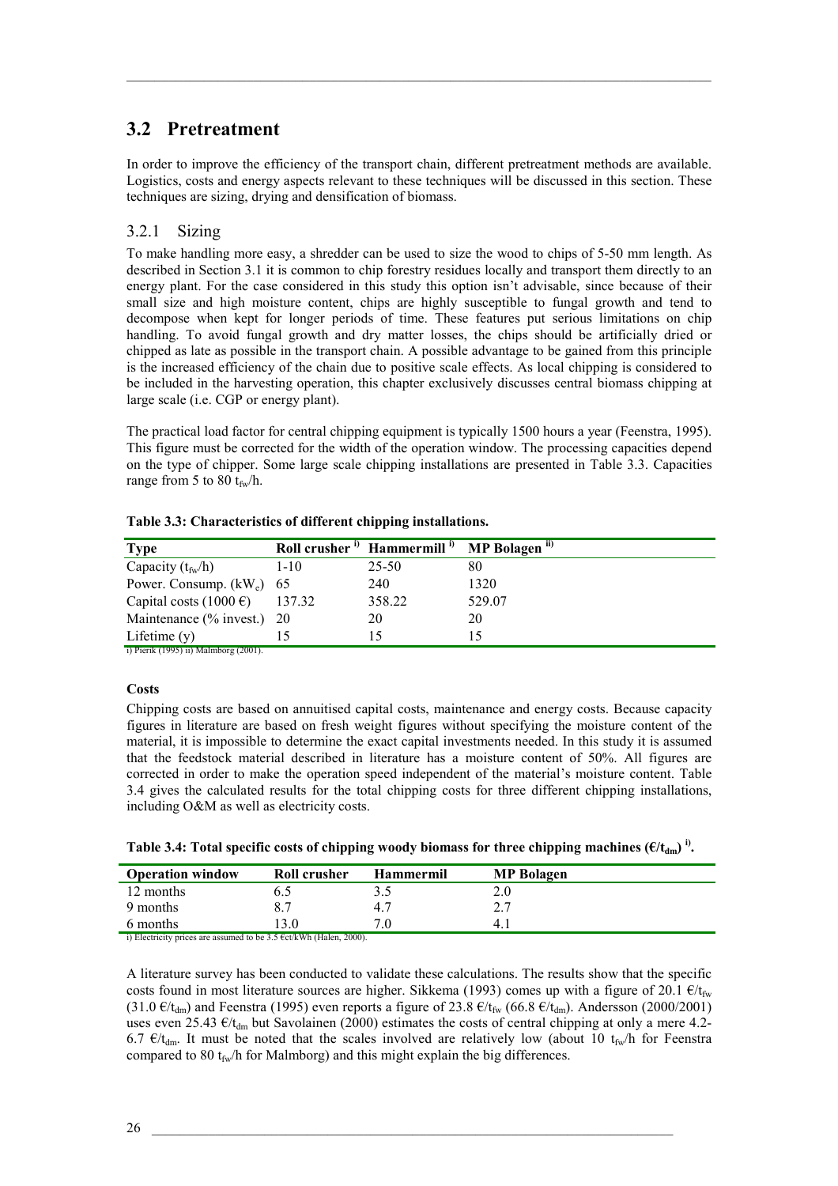## 3.2 Pretreatment

In order to improve the efficiency of the transport chain, different pretreatment methods are available. Logistics, costs and energy aspects relevant to these techniques will be discussed in this section. These techniques are sizing, drying and densification of biomass.

### 3.2.1 Sizing

To make handling more easy, a shredder can be used to size the wood to chips of 5-50 mm length. As described in Section 3.1 it is common to chip forestry residues locally and transport them directly to an energy plant. For the case considered in this study this option isn't advisable, since because of their small size and high moisture content, chips are highly susceptible to fungal growth and tend to decompose when kept for longer periods of time. These features put serious limitations on chip handling. To avoid fungal growth and dry matter losses, the chips should be artificially dried or chipped as late as possible in the transport chain. A possible advantage to be gained from this principle is the increased efficiency of the chain due to positive scale effects. As local chipping is considered to be included in the harvesting operation, this chapter exclusively discusses central biomass chipping at large scale (i.e. CGP or energy plant).

The practical load factor for central chipping equipment is typically 1500 hours a year (Feenstra, 1995). This figure must be corrected for the width of the operation window. The processing capacities depend on the type of chipper. Some large scale chipping installations are presented in Table 3.3. Capacities range from 5 to 80 $t_{fw}$/h.

**Table 3.3: Characteristics of different chipping installations.**

| Type | Roll crusher [i] | Hammermill [i] | MP Bolagen [ii] |
|---|---|---|---|
| Capacity ($t_{fw}$/h) | 1-10 | 25-50 | 80 |
| Power. Consump. ($kW_e$) | 65 | 240 | 1320 |
| Capital costs (1000 €) | 137.32 | 358.22 | 529.07 |
| Maintenance (% invest.) | 20 | 20 | 20 |
| Lifetime (y) | 15 | 15 | 15 |

i) Pierik (1995) ii) Malmborg (2001).

**Costs**

Chipping costs are based on annuitised capital costs, maintenance and energy costs. Because capacity figures in literature are based on fresh weight figures without specifying the moisture content of the material, it is impossible to determine the exact capital investments needed. In this study it is assumed that the feedstock material described in literature has a moisture content of 50%. All figures are corrected in order to make the operation speed independent of the material's moisture content. Table 3.4 gives the calculated results for the total chipping costs for three different chipping installations, including O&M as well as electricity costs.

**Table 3.4: Total specific costs of chipping woody biomass for three chipping machines (€/$t_{dm}$) [i].**

| Operation window | Roll crusher | Hammermil | MP Bolagen |
|---|---|---|---|
| 12 months | 6.5 | 3.5 | 2.0 |
| 9 months | 8.7 | 4.7 | 2.7 |
| 6 months | 13.0 | 7.0 | 4.1 |

i) Electricity prices are assumed to be 3.5 €ct/kWh (Halen, 2000).

A literature survey has been conducted to validate these calculations. The results show that the specific costs found in most literature sources are higher. Sikkema (1993) comes up with a figure of 20.1 €/$t_{fw}$ (31.0 €/$t_{dm}$) and Feenstra (1995) even reports a figure of 23.8 €/$t_{fw}$ (66.8 €/$t_{dm}$). Andersson (2000/2001) uses even 25.43 €/$t_{dm}$ but Savolainen (2000) estimates the costs of central chipping at only a mere 4.2-6.7 €/$t_{dm}$. It must be noted that the scales involved are relatively low (about 10 $t_{fw}$/h for Feenstra compared to 80 $t_{fw}$/h for Malmborg) and this might explain the big differences.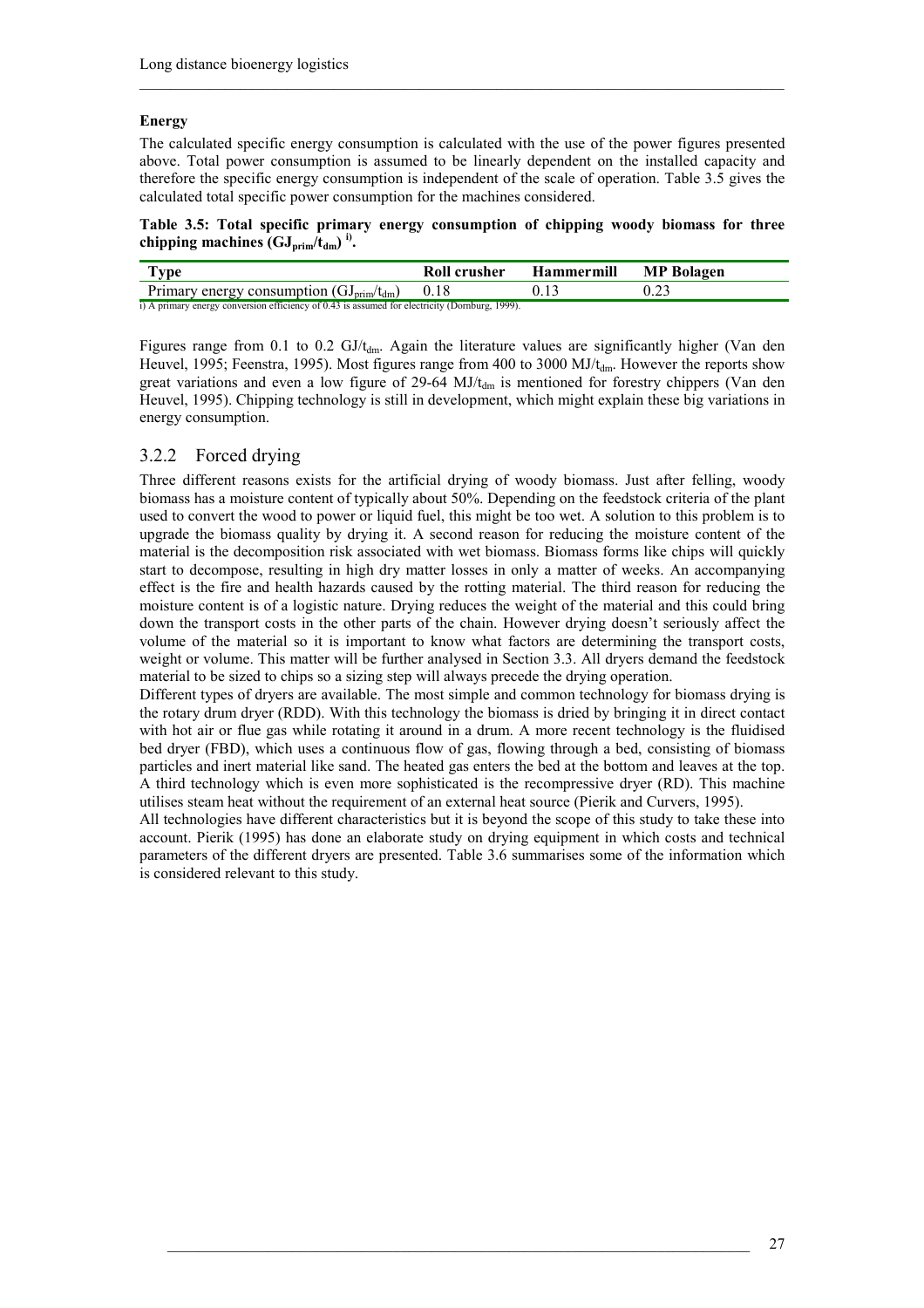**Energy**

The calculated specific energy consumption is calculated with the use of the power figures presented above. Total power consumption is assumed to be linearly dependent on the installed capacity and therefore the specific energy consumption is independent of the scale of operation. Table 3.5 gives the calculated total specific power consumption for the machines considered.

**Table 3.5: Total specific primary energy consumption of chipping woody biomass for three chipping machines ($GJ_{prim}/t_{dm}$) [i].**

| Type | Roll crusher | Hammermill | MP Bolagen |
|---|---|---|---|
| Primary energy consumption ($GJ_{prim}/t_{dm}$) | 0.18 | 0.13 | 0.23 |

i) A primary energy conversion efficiency of 0.43 is assumed for electricity (Dornburg, 1999).

Figures range from 0.1 to 0.2 $GJ/t_{dm}$. Again the literature values are significantly higher (Van den Heuvel, 1995; Feenstra, 1995). Most figures range from 400 to 3000 $MJ/t_{dm}$. However the reports show great variations and even a low figure of 29-64 $MJ/t_{dm}$ is mentioned for forestry chippers (Van den Heuvel, 1995). Chipping technology is still in development, which might explain these big variations in energy consumption.

### 3.2.2 Forced drying

Three different reasons exists for the artificial drying of woody biomass. Just after felling, woody biomass has a moisture content of typically about 50%. Depending on the feedstock criteria of the plant used to convert the wood to power or liquid fuel, this might be too wet. A solution to this problem is to upgrade the biomass quality by drying it. A second reason for reducing the moisture content of the material is the decomposition risk associated with wet biomass. Biomass forms like chips will quickly start to decompose, resulting in high dry matter losses in only a matter of weeks. An accompanying effect is the fire and health hazards caused by the rotting material. The third reason for reducing the moisture content is of a logistic nature. Drying reduces the weight of the material and this could bring down the transport costs in the other parts of the chain. However drying doesn't seriously affect the volume of the material so it is important to know what factors are determining the transport costs, weight or volume. This matter will be further analysed in Section 3.3. All dryers demand the feedstock material to be sized to chips so a sizing step will always precede the drying operation.

Different types of dryers are available. The most simple and common technology for biomass drying is the rotary drum dryer (RDD). With this technology the biomass is dried by bringing it in direct contact with hot air or flue gas while rotating it around in a drum. A more recent technology is the fluidised bed dryer (FBD), which uses a continuous flow of gas, flowing through a bed, consisting of biomass particles and inert material like sand. The heated gas enters the bed at the bottom and leaves at the top. A third technology which is even more sophisticated is the recompressive dryer (RD). This machine utilises steam heat without the requirement of an external heat source (Pierik and Curvers, 1995).

All technologies have different characteristics but it is beyond the scope of this study to take these into account. Pierik (1995) has done an elaborate study on drying equipment in which costs and technical parameters of the different dryers are presented. Table 3.6 summarises some of the information which is considered relevant to this study.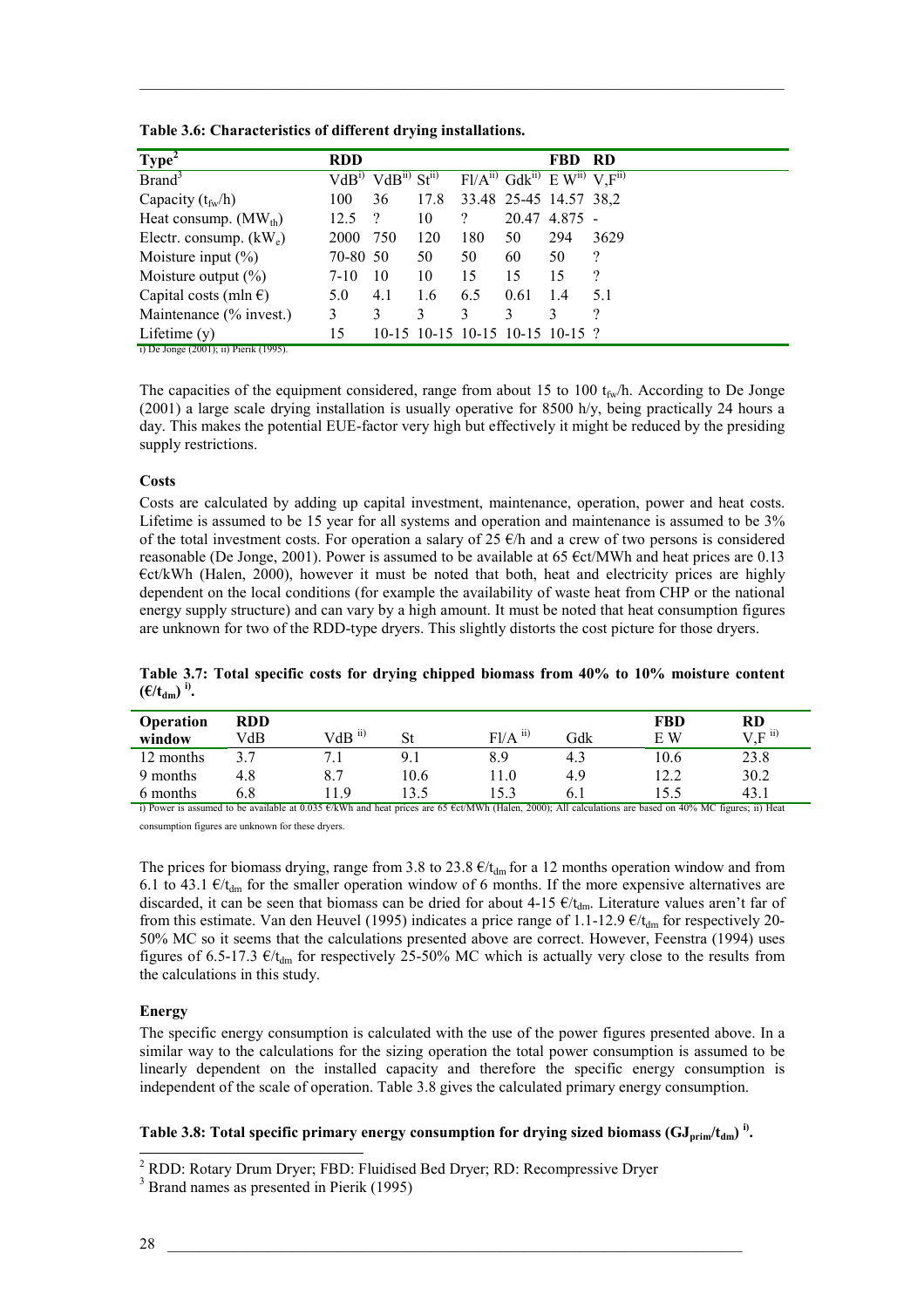**Table 3.6: Characteristics of different drying installations.**

| Type[2] | RDD | | | | | FBD | RD |
|---|---|---|---|---|---|---|---|
| Brand[3] | VdB[i)] | VdB[ii)] | St[ii)] | Fl/A[ii)] | Gdk[ii)] | E W[ii)] | V,F[ii)] |
| Capacity ($t_{fw}$/h) | 100 | 36 | 17.8 | 33.48 | 25-45 | 14.57 | 38,2 |
| Heat consump. ($MW_{th}$) | 12.5 | ? | 10 | ? | 20.47 | 4.875 | - |
| Electr. consump. ($kW_e$) | 2000 | 750 | 120 | 180 | 50 | 294 | 3629 |
| Moisture input (%) | 70-80 | 50 | 50 | 50 | 60 | 50 | ? |
| Moisture output (%) | 7-10 | 10 | 10 | 15 | 15 | 15 | ? |
| Capital costs (mln €) | 5.0 | 4.1 | 1.6 | 6.5 | 0.61 | 1.4 | 5.1 |
| Maintenance (% invest.) | 3 | 3 | 3 | 3 | 3 | 3 | ? |
| Lifetime (y) | 15 | 10-15 | 10-15 | 10-15 | 10-15 | 10-15 | ? |

i) De Jonge (2001); ii) Pierik (1995).

The capacities of the equipment considered, range from about 15 to 100 $t_{fw}$/h. According to De Jonge (2001) a large scale drying installation is usually operative for 8500 h/y, being practically 24 hours a day. This makes the potential EUE-factor very high but effectively it might be reduced by the presiding supply restrictions.

#### Costs

Costs are calculated by adding up capital investment, maintenance, operation, power and heat costs. Lifetime is assumed to be 15 year for all systems and operation and maintenance is assumed to be 3% of the total investment costs. For operation a salary of 25 €/h and a crew of two persons is considered reasonable (De Jonge, 2001). Power is assumed to be available at 65 €ct/MWh and heat prices are 0.13 €ct/kWh (Halen, 2000), however it must be noted that both, heat and electricity prices are highly dependent on the local conditions (for example the availability of waste heat from CHP or the national energy supply structure) and can vary by a high amount. It must be noted that heat consumption figures are unknown for two of the RDD-type dryers. This slightly distorts the cost picture for those dryers.

**Table 3.7: Total specific costs for drying chipped biomass from 40% to 10% moisture content (€/$t_{dm}$) [i)].**

| Operation window | RDD VdB | VdB [ii)] | St | Fl/A [ii)] | Gdk | FBD E W | RD V,F [ii)] |
|---|---|---|---|---|---|---|---|
| 12 months | 3.7 | 7.1 | 9.1 | 8.9 | 4.3 | 10.6 | 23.8 |
| 9 months | 4.8 | 8.7 | 10.6 | 11.0 | 4.9 | 12.2 | 30.2 |
| 6 months | 6.8 | 11.9 | 13.5 | 15.3 | 6.1 | 15.5 | 43.1 |

i) Power is assumed to be available at 0.035 €/kWh and heat prices are 65 €ct/MWh (Halen, 2000); All calculations are based on 40% MC figures; ii) Heat consumption figures are unknown for these dryers.

The prices for biomass drying, range from 3.8 to 23.8 €/$t_{dm}$ for a 12 months operation window and from 6.1 to 43.1 €/$t_{dm}$ for the smaller operation window of 6 months. If the more expensive alternatives are discarded, it can be seen that biomass can be dried for about 4-15 €/$t_{dm}$. Literature values aren't far of from this estimate. Van den Heuvel (1995) indicates a price range of 1.1-12.9 €/$t_{dm}$ for respectively 20-50% MC so it seems that the calculations presented above are correct. However, Feenstra (1994) uses figures of 6.5-17.3 €/$t_{dm}$ for respectively 25-50% MC which is actually very close to the results from the calculations in this study.

#### Energy

The specific energy consumption is calculated with the use of the power figures presented above. In a similar way to the calculations for the sizing operation the total power consumption is assumed to be linearly dependent on the installed capacity and therefore the specific energy consumption is independent of the scale of operation. Table 3.8 gives the calculated primary energy consumption.

**Table 3.8: Total specific primary energy consumption for drying sized biomass ($GJ_{prim}/t_{dm}$) [i)].**

[2] RDD: Rotary Drum Dryer; FBD: Fluidised Bed Dryer; RD: Recompressive Dryer

[3] Brand names as presented in Pierik (1995)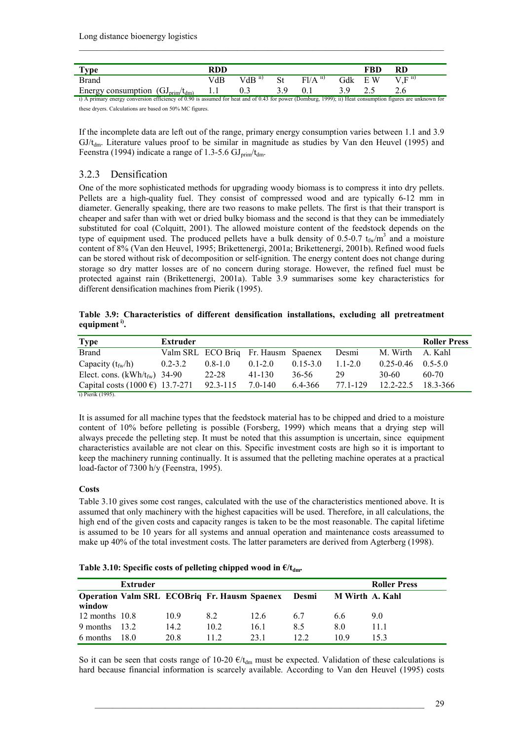| Type | RDD | | | | | FBD | RD |
|---|---|---|---|---|---|---|---|
| Brand | VdB | VdB [ii)] | St | Fl/A [ii)] | Gdk | E W | V,F [ii)] |
| Energy consumption ($GJ_{prim}/t_{dm}$) | 1.1 | 0.3 | 3.9 | 0.1 | 3.9 | 2.5 | 2.6 |

i) A primary energy conversion efficiency of 0.90 is assumed for heat and of 0.43 for power (Dornburg, 1999); ii) Heat consumption figures are unknown for these dryers. Calculations are based on 50% MC figures.

If the incomplete data are left out of the range, primary energy consumption varies between 1.1 and 3.9 $GJ/t_{dm}$. Literature values proof to be similar in magnitude as studies by Van den Heuvel (1995) and Feenstra (1994) indicate a range of 1.3-5.6 $GJ_{prim}/t_{dm}$.

### 3.2.3 Densification

One of the more sophisticated methods for upgrading woody biomass is to compress it into dry pellets. Pellets are a high-quality fuel. They consist of compressed wood and are typically 6-12 mm in diameter. Generally speaking, there are two reasons to make pellets. The first is that their transport is cheaper and safer than with wet or dried bulky biomass and the second is that they can be immediately substituted for coal (Colquitt, 2001). The allowed moisture content of the feedstock depends on the type of equipment used. The produced pellets have a bulk density of 0.5-0.7 $t_{fw}/m^3$ and a moisture content of 8% (Van den Heuvel, 1995; Brikettenergi, 2001a; Brikettenergi, 2001b). Refined wood fuels can be stored without risk of decomposition or self-ignition. The energy content does not change during storage so dry matter losses are of no concern during storage. However, the refined fuel must be protected against rain (Brikettenergi, 2001a). Table 3.9 summarises some key characteristics for different densification machines from Pierik (1995).

**Table 3.9: Characteristics of different densification installations, excluding all pretreatment equipment [i)].**

| Type | Extruder | | | | | | Roller Press |
|---|---|---|---|---|---|---|---|
| Brand | Valm SRL | ECO Briq | Fr. Hausm | Spaenex | Desmi | M. Wirth | A. Kahl |
| Capacity ($t_{fw}/h$) | 0.2-3.2 | 0.8-1.0 | 0.1-2.0 | 0.15-3.0 | 1.1-2.0 | 0.25-0.46 | 0.5-5.0 |
| Elect. cons. ($kWh/t_{fw}$) | 34-90 | 22-28 | 41-130 | 36-56 | 29 | 30-60 | 60-70 |
| Capital costs (1000 €) | 13.7-271 | 92.3-115 | 7.0-140 | 6.4-366 | 77.1-129 | 12.2-22.5 | 18.3-366 |

i) Pierik (1995).

It is assumed for all machine types that the feedstock material has to be chipped and dried to a moisture content of 10% before pelleting is possible (Forsberg, 1999) which means that a drying step will always precede the pelleting step. It must be noted that this assumption is uncertain, since equipment characteristics available are not clear on this. Specific investment costs are high so it is important to keep the machinery running continually. It is assumed that the pelleting machine operates at a practical load-factor of 7300 h/y (Feenstra, 1995).

**Costs**

Table 3.10 gives some cost ranges, calculated with the use of the characteristics mentioned above. It is assumed that only machinery with the highest capacities will be used. Therefore, in all calculations, the high end of the given costs and capacity ranges is taken to be the most reasonable. The capital lifetime is assumed to be 10 years for all systems and annual operation and maintenance costs areassumed to make up 40% of the total investment costs. The latter parameters are derived from Agterberg (1998).

**Table 3.10: Specific costs of pelleting chipped wood in €/$t_{dm}$.**

| | Extruder | | | | | | Roller Press |
|---|---|---|---|---|---|---|---|
| **Operation window** | **Valm SRL** | **ECOBriq** | **Fr. Hausm** | **Spaenex** | **Desmi** | **M Wirth** | **A. Kahl** |
| 12 months | 10.8 | 10.9 | 8.2 | 12.6 | 6.7 | 6.6 | 9.0 |
| 9 months | 13.2 | 14.2 | 10.2 | 16.1 | 8.5 | 8.0 | 11.1 |
| 6 months | 18.0 | 20.8 | 11.2 | 23.1 | 12.2 | 10.9 | 15.3 |

So it can be seen that costs range of 10-20 €/$t_{dm}$ must be expected. Validation of these calculations is hard because financial information is scarcely available. According to Van den Heuvel (1995) costs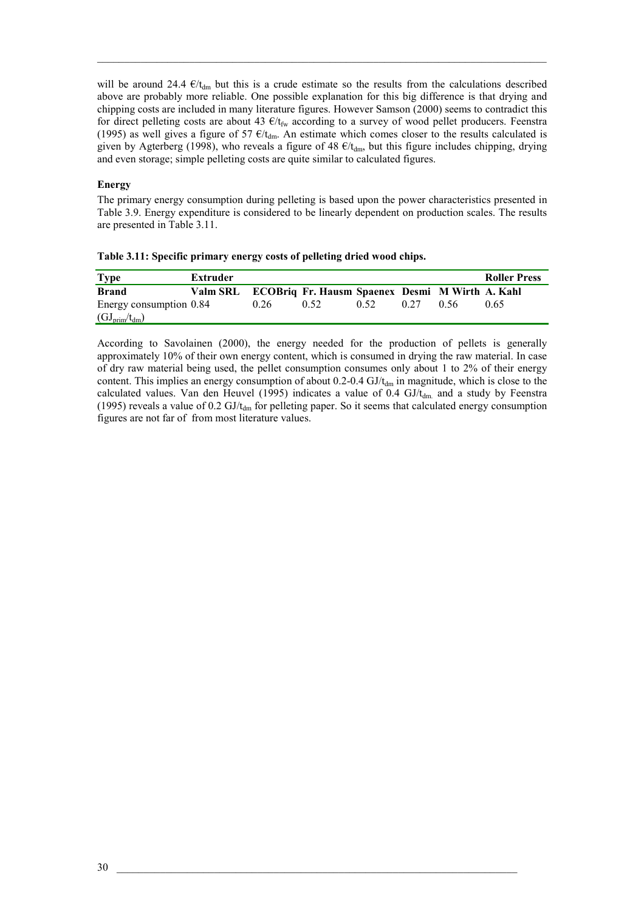will be around 24.4 €/$t_{dm}$ but this is a crude estimate so the results from the calculations described above are probably more reliable. One possible explanation for this big difference is that drying and chipping costs are included in many literature figures. However Samson (2000) seems to contradict this for direct pelleting costs are about 43 €/$t_{fw}$ according to a survey of wood pellet producers. Feenstra (1995) as well gives a figure of 57 €/$t_{dm}$. An estimate which comes closer to the results calculated is given by Agterberg (1998), who reveals a figure of 48 €/$t_{dm}$, but this figure includes chipping, drying and even storage; simple pelleting costs are quite similar to calculated figures.

**Energy**

The primary energy consumption during pelleting is based upon the power characteristics presented in Table 3.9. Energy expenditure is considered to be linearly dependent on production scales. The results are presented in Table 3.11.

**Table 3.11: Specific primary energy costs of pelleting dried wood chips.**

| Type | Extruder | | | | | | Roller Press |
|---|---|---|---|---|---|---|---|
| **Brand** | **Valm SRL** | **ECOBriq** | **Fr. Hausm** | **Spaenex** | **Desmi** | **M Wirth** | **A. Kahl** |
| Energy consumption ($GJ_{prim}/t_{dm}$) | 0.84 | 0.26 | 0.52 | 0.52 | 0.27 | 0.56 | 0.65 |

According to Savolainen (2000), the energy needed for the production of pellets is generally approximately 10% of their own energy content, which is consumed in drying the raw material. In case of dry raw material being used, the pellet consumption consumes only about 1 to 2% of their energy content. This implies an energy consumption of about 0.2-0.4 GJ/$t_{dm}$ in magnitude, which is close to the calculated values. Van den Heuvel (1995) indicates a value of 0.4 GJ/$t_{dm}$ and a study by Feenstra (1995) reveals a value of 0.2 GJ/$t_{dm}$ for pelleting paper. So it seems that calculated energy consumption figures are not far of from most literature values.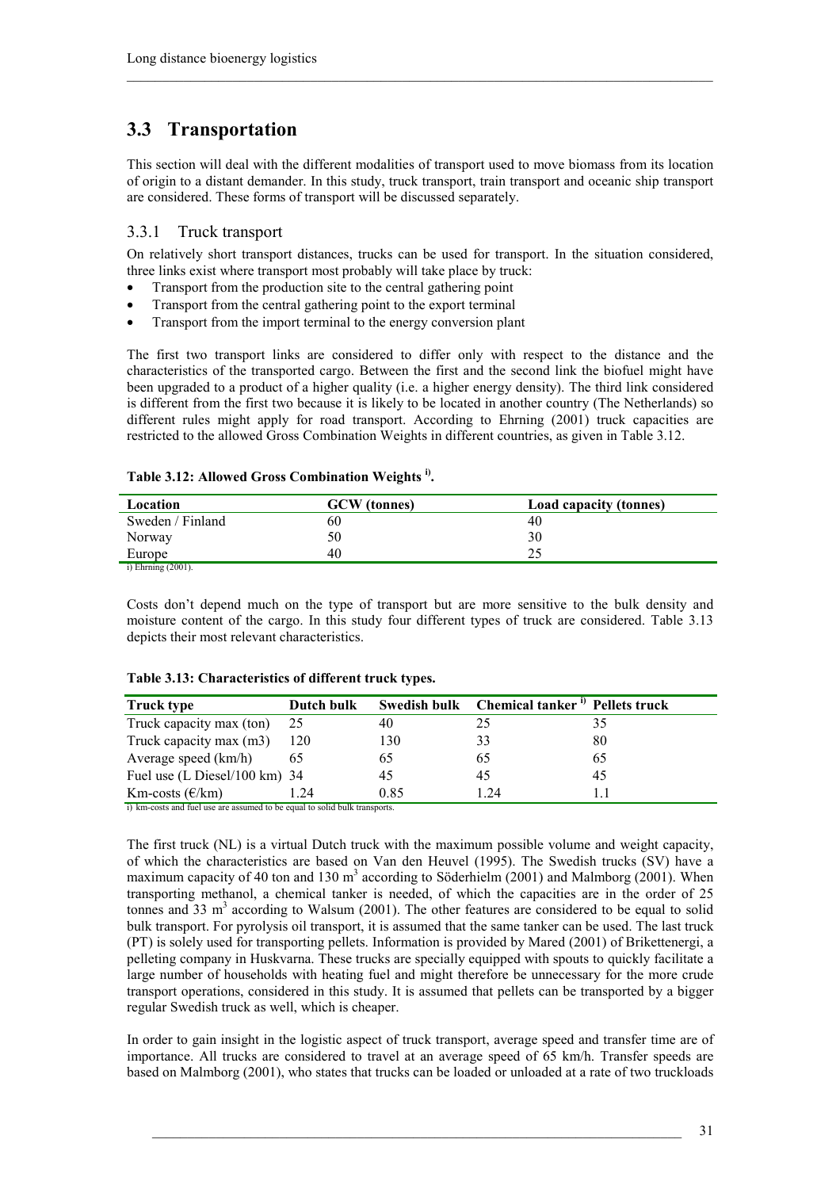## 3.3 Transportation

This section will deal with the different modalities of transport used to move biomass from its location of origin to a distant demander. In this study, truck transport, train transport and oceanic ship transport are considered. These forms of transport will be discussed separately.

### 3.3.1 Truck transport

On relatively short transport distances, trucks can be used for transport. In the situation considered, three links exist where transport most probably will take place by truck:

- Transport from the production site to the central gathering point
- Transport from the central gathering point to the export terminal
- Transport from the import terminal to the energy conversion plant

The first two transport links are considered to differ only with respect to the distance and the characteristics of the transported cargo. Between the first and the second link the biofuel might have been upgraded to a product of a higher quality (i.e. a higher energy density). The third link considered is different from the first two because it is likely to be located in another country (The Netherlands) so different rules might apply for road transport. According to Ehrning (2001) truck capacities are restricted to the allowed Gross Combination Weights in different countries, as given in Table 3.12.

**Table 3.12: Allowed Gross Combination Weights [i].**

| Location | GCW (tonnes) | Load capacity (tonnes) |
|---|---|---|
| Sweden / Finland | 60 | 40 |
| Norway | 50 | 30 |
| Europe | 40 | 25 |

i) Ehrning (2001).

Costs don't depend much on the type of transport but are more sensitive to the bulk density and moisture content of the cargo. In this study four different types of truck are considered. Table 3.13 depicts their most relevant characteristics.

**Table 3.13: Characteristics of different truck types.**

| Truck type | Dutch bulk | Swedish bulk | Chemical tanker [i] | Pellets truck |
|---|---|---|---|---|
| Truck capacity max (ton) | 25 | 40 | 25 | 35 |
| Truck capacity max (m3) | 120 | 130 | 33 | 80 |
| Average speed (km/h) | 65 | 65 | 65 | 65 |
| Fuel use (L Diesel/100 km) | 34 | 45 | 45 | 45 |
| Km-costs (€/km) | 1.24 | 0.85 | 1.24 | 1.1 |

i) km-costs and fuel use are assumed to be equal to solid bulk transports.

The first truck (NL) is a virtual Dutch truck with the maximum possible volume and weight capacity, of which the characteristics are based on Van den Heuvel (1995). The Swedish trucks (SV) have a maximum capacity of 40 ton and 130 $m^3$ according to Söderhielm (2001) and Malmborg (2001). When transporting methanol, a chemical tanker is needed, of which the capacities are in the order of 25 tonnes and 33 $m^3$ according to Walsum (2001). The other features are considered to be equal to solid bulk transport. For pyrolysis oil transport, it is assumed that the same tanker can be used. The last truck (PT) is solely used for transporting pellets. Information is provided by Mared (2001) of Brikettenergi, a pelleting company in Huskvarna. These trucks are specially equipped with spouts to quickly facilitate a large number of households with heating fuel and might therefore be unnecessary for the more crude transport operations, considered in this study. It is assumed that pellets can be transported by a bigger regular Swedish truck as well, which is cheaper.

In order to gain insight in the logistic aspect of truck transport, average speed and transfer time are of importance. All trucks are considered to travel at an average speed of 65 km/h. Transfer speeds are based on Malmborg (2001), who states that trucks can be loaded or unloaded at a rate of two truckloads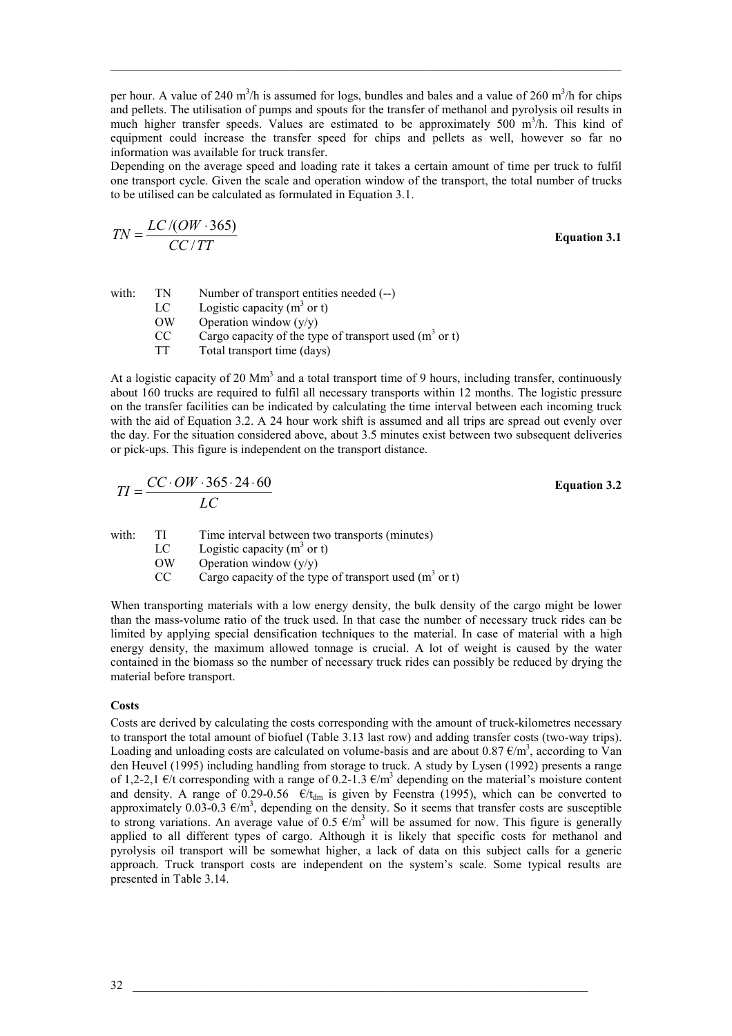per hour. A value of 240 $m^3$/h is assumed for logs, bundles and bales and a value of 260 $m^3$/h for chips and pellets. The utilisation of pumps and spouts for the transfer of methanol and pyrolysis oil results in much higher transfer speeds. Values are estimated to be approximately 500 $m^3$/h. This kind of equipment could increase the transfer speed for chips and pellets as well, however so far no information was available for truck transfer.

Depending on the average speed and loading rate it takes a certain amount of time per truck to fulfil one transport cycle. Given the scale and operation window of the transport, the total number of trucks to be utilised can be calculated as formulated in Equation 3.1.

$$TN = \frac{LC/(OW \cdot 365)}{CC/TT} \qquad \textbf{Equation 3.1}$$

with:
- TN  Number of transport entities needed (--)
- LC  Logistic capacity ($m^3$ or t)
- OW  Operation window (y/y)
- CC  Cargo capacity of the type of transport used ($m^3$ or t)
- TT  Total transport time (days)

At a logistic capacity of 20 $Mm^3$ and a total transport time of 9 hours, including transfer, continuously about 160 trucks are required to fulfil all necessary transports within 12 months. The logistic pressure on the transfer facilities can be indicated by calculating the time interval between each incoming truck with the aid of Equation 3.2. A 24 hour work shift is assumed and all trips are spread out evenly over the day. For the situation considered above, about 3.5 minutes exist between two subsequent deliveries or pick-ups. This figure is independent on the transport distance.

$$TI = \frac{CC \cdot OW \cdot 365 \cdot 24 \cdot 60}{LC} \qquad \textbf{Equation 3.2}$$

with:
- TI  Time interval between two transports (minutes)
- LC  Logistic capacity ($m^3$ or t)
- OW  Operation window (y/y)
- CC  Cargo capacity of the type of transport used ($m^3$ or t)

When transporting materials with a low energy density, the bulk density of the cargo might be lower than the mass-volume ratio of the truck used. In that case the number of necessary truck rides can be limited by applying special densification techniques to the material. In case of material with a high energy density, the maximum allowed tonnage is crucial. A lot of weight is caused by the water contained in the biomass so the number of necessary truck rides can possibly be reduced by drying the material before transport.

**Costs**

Costs are derived by calculating the costs corresponding with the amount of truck-kilometres necessary to transport the total amount of biofuel (Table 3.13 last row) and adding transfer costs (two-way trips). Loading and unloading costs are calculated on volume-basis and are about 0.87 €/$m^3$, according to Van den Heuvel (1995) including handling from storage to truck. A study by Lysen (1992) presents a range of 1,2-2,1 €/t corresponding with a range of 0.2-1.3 €/$m^3$ depending on the material's moisture content and density. A range of 0.29-0.56 €/$t_{dm}$ is given by Feenstra (1995), which can be converted to approximately 0.03-0.3 €/$m^3$, depending on the density. So it seems that transfer costs are susceptible to strong variations. An average value of 0.5 €/$m^3$ will be assumed for now. This figure is generally applied to all different types of cargo. Although it is likely that specific costs for methanol and pyrolysis oil transport will be somewhat higher, a lack of data on this subject calls for a generic approach. Truck transport costs are independent on the system's scale. Some typical results are presented in Table 3.14.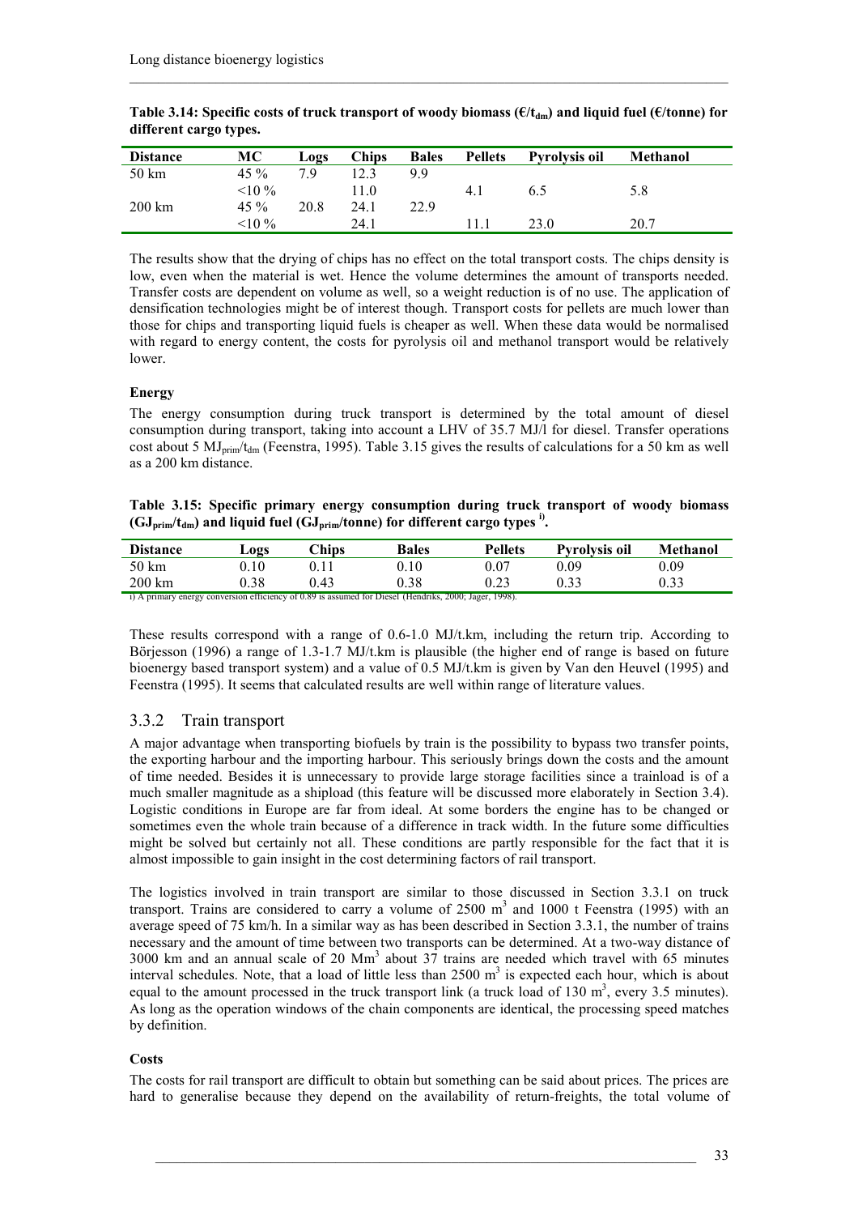**Table 3.14: Specific costs of truck transport of woody biomass (€/$t_{dm}$) and liquid fuel (€/tonne) for different cargo types.**

| Distance | MC | Logs | Chips | Bales | Pellets | Pyrolysis oil | Methanol |
|---|---|---|---|---|---|---|---|
| 50 km | 45 % | 7.9 | 12.3 | 9.9 | | | |
| | <10 % | | 11.0 | | 4.1 | 6.5 | 5.8 |
| 200 km | 45 % | 20.8 | 24.1 | 22.9 | | | |
| | <10 % | | 24.1 | | 11.1 | 23.0 | 20.7 |

The results show that the drying of chips has no effect on the total transport costs. The chips density is low, even when the material is wet. Hence the volume determines the amount of transports needed. Transfer costs are dependent on volume as well, so a weight reduction is of no use. The application of densification technologies might be of interest though. Transport costs for pellets are much lower than those for chips and transporting liquid fuels is cheaper as well. When these data would be normalised with regard to energy content, the costs for pyrolysis oil and methanol transport would be relatively lower.

**Energy**

The energy consumption during truck transport is determined by the total amount of diesel consumption during transport, taking into account a LHV of 35.7 MJ/l for diesel. Transfer operations cost about 5 $MJ_{prim}/t_{dm}$ (Feenstra, 1995). Table 3.15 gives the results of calculations for a 50 km as well as a 200 km distance.

**Table 3.15: Specific primary energy consumption during truck transport of woody biomass ($GJ_{prim}/t_{dm}$) and liquid fuel ($GJ_{prim}$/tonne) for different cargo types [i)].**

| Distance | Logs | Chips | Bales | Pellets | Pyrolysis oil | Methanol |
|---|---|---|---|---|---|---|
| 50 km | 0.10 | 0.11 | 0.10 | 0.07 | 0.09 | 0.09 |
| 200 km | 0.38 | 0.43 | 0.38 | 0.23 | 0.33 | 0.33 |

i) A primary energy conversion efficiency of 0.89 is assumed for Diesel (Hendriks, 2000; Jager, 1998).

These results correspond with a range of 0.6-1.0 MJ/t.km, including the return trip. According to Börjesson (1996) a range of 1.3-1.7 MJ/t.km is plausible (the higher end of range is based on future bioenergy based transport system) and a value of 0.5 MJ/t.km is given by Van den Heuvel (1995) and Feenstra (1995). It seems that calculated results are well within range of literature values.

## 3.3.2 Train transport

A major advantage when transporting biofuels by train is the possibility to bypass two transfer points, the exporting harbour and the importing harbour. This seriously brings down the costs and the amount of time needed. Besides it is unnecessary to provide large storage facilities since a trainload is of a much smaller magnitude as a shipload (this feature will be discussed more elaborately in Section 3.4). Logistic conditions in Europe are far from ideal. At some borders the engine has to be changed or sometimes even the whole train because of a difference in track width. In the future some difficulties might be solved but certainly not all. These conditions are partly responsible for the fact that it is almost impossible to gain insight in the cost determining factors of rail transport.

The logistics involved in train transport are similar to those discussed in Section 3.3.1 on truck transport. Trains are considered to carry a volume of 2500 $m^3$ and 1000 t Feenstra (1995) with an average speed of 75 km/h. In a similar way as has been described in Section 3.3.1, the number of trains necessary and the amount of time between two transports can be determined. At a two-way distance of 3000 km and an annual scale of 20 $Mm^3$ about 37 trains are needed which travel with 65 minutes interval schedules. Note, that a load of little less than 2500 $m^3$ is expected each hour, which is about equal to the amount processed in the truck transport link (a truck load of 130 $m^3$, every 3.5 minutes). As long as the operation windows of the chain components are identical, the processing speed matches by definition.

**Costs**

The costs for rail transport are difficult to obtain but something can be said about prices. The prices are hard to generalise because they depend on the availability of return-freights, the total volume of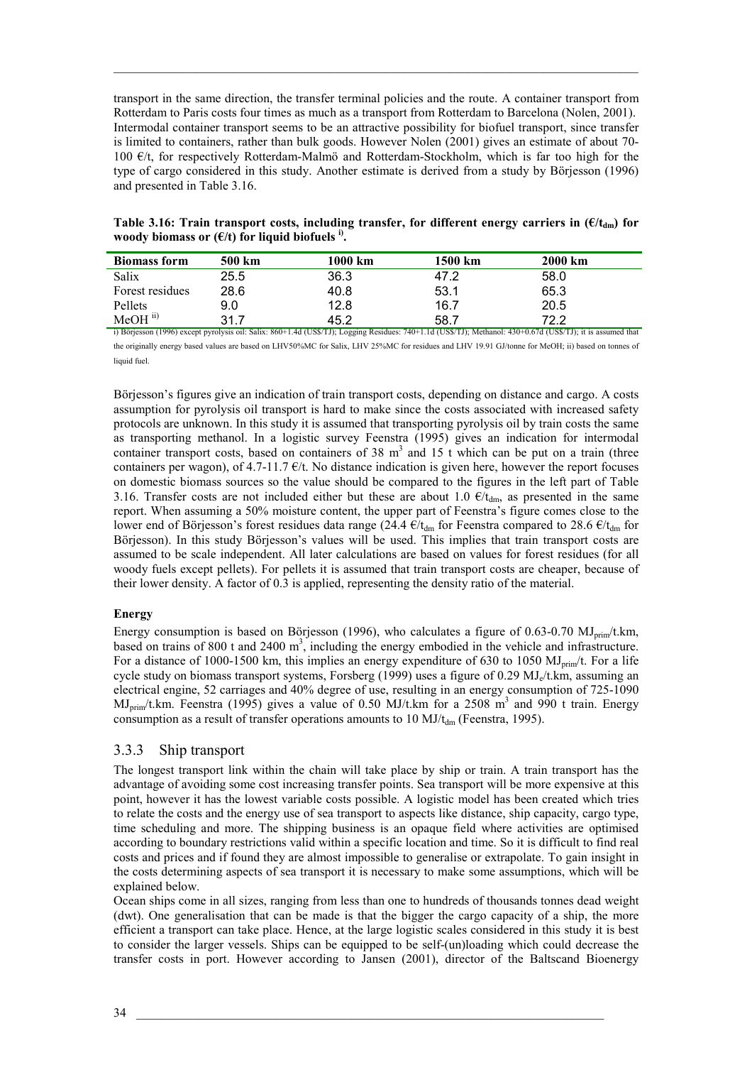transport in the same direction, the transfer terminal policies and the route. A container transport from Rotterdam to Paris costs four times as much as a transport from Rotterdam to Barcelona (Nolen, 2001). Intermodal container transport seems to be an attractive possibility for biofuel transport, since transfer is limited to containers, rather than bulk goods. However Nolen (2001) gives an estimate of about 70-100 €/t, for respectively Rotterdam-Malmö and Rotterdam-Stockholm, which is far too high for the type of cargo considered in this study. Another estimate is derived from a study by Börjesson (1996) and presented in Table 3.16.

**Table 3.16: Train transport costs, including transfer, for different energy carriers in (€/$t_{dm}$) for woody biomass or (€/t) for liquid biofuels [i].**

| Biomass form | 500 km | 1000 km | 1500 km | 2000 km |
|---|---|---|---|---|
| Salix | 25.5 | 36.3 | 47.2 | 58.0 |
| Forest residues | 28.6 | 40.8 | 53.1 | 65.3 |
| Pellets | 9.0 | 12.8 | 16.7 | 20.5 |
| MeOH [ii] | 31.7 | 45.2 | 58.7 | 72.2 |

i) Börjesson (1996) except pyrolysis oil: Salix: 860+1.4d (US$/TJ); Logging Residues: 740+1.1d (US$/TJ); Methanol: 430+0.67d (US$/TJ); it is assumed that the originally energy based values are based on LHV50%MC for Salix, LHV 25%MC for residues and LHV 19.91 GJ/tonne for MeOH; ii) based on tonnes of liquid fuel.

Börjesson's figures give an indication of train transport costs, depending on distance and cargo. A costs assumption for pyrolysis oil transport is hard to make since the costs associated with increased safety protocols are unknown. In this study it is assumed that transporting pyrolysis oil by train costs the same as transporting methanol. In a logistic survey Feenstra (1995) gives an indication for intermodal container transport costs, based on containers of 38 $m^3$ and 15 t which can be put on a train (three containers per wagon), of 4.7-11.7 €/t. No distance indication is given here, however the report focuses on domestic biomass sources so the value should be compared to the figures in the left part of Table 3.16. Transfer costs are not included either but these are about 1.0 €/$t_{dm}$, as presented in the same report. When assuming a 50% moisture content, the upper part of Feenstra's figure comes close to the lower end of Börjesson's forest residues data range (24.4 €/$t_{dm}$ for Feenstra compared to 28.6 €/$t_{dm}$ for Börjesson). In this study Börjesson's values will be used. This implies that train transport costs are assumed to be scale independent. All later calculations are based on values for forest residues (for all woody fuels except pellets). For pellets it is assumed that train transport costs are cheaper, because of their lower density. A factor of 0.3 is applied, representing the density ratio of the material.

**Energy**

Energy consumption is based on Börjesson (1996), who calculates a figure of 0.63-0.70 $MJ_{prim}$/t.km, based on trains of 800 t and 2400 $m^3$, including the energy embodied in the vehicle and infrastructure. For a distance of 1000-1500 km, this implies an energy expenditure of 630 to 1050 $MJ_{prim}$/t. For a life cycle study on biomass transport systems, Forsberg (1999) uses a figure of 0.29 $MJ_e$/t.km, assuming an electrical engine, 52 carriages and 40% degree of use, resulting in an energy consumption of 725-1090 $MJ_{prim}$/t.km. Feenstra (1995) gives a value of 0.50 MJ/t.km for a 2508 $m^3$ and 990 t train. Energy consumption as a result of transfer operations amounts to 10 MJ/$t_{dm}$ (Feenstra, 1995).

### 3.3.3 Ship transport

The longest transport link within the chain will take place by ship or train. A train transport has the advantage of avoiding some cost increasing transfer points. Sea transport will be more expensive at this point, however it has the lowest variable costs possible. A logistic model has been created which tries to relate the costs and the energy use of sea transport to aspects like distance, ship capacity, cargo type, time scheduling and more. The shipping business is an opaque field where activities are optimised according to boundary restrictions valid within a specific location and time. So it is difficult to find real costs and prices and if found they are almost impossible to generalise or extrapolate. To gain insight in the costs determining aspects of sea transport it is necessary to make some assumptions, which will be explained below.

Ocean ships come in all sizes, ranging from less than one to hundreds of thousands tonnes dead weight (dwt). One generalisation that can be made is that the bigger the cargo capacity of a ship, the more efficient a transport can take place. Hence, at the large logistic scales considered in this study it is best to consider the larger vessels. Ships can be equipped to be self-(un)loading which could decrease the transfer costs in port. However according to Jansen (2001), director of the Baltscand Bioenergy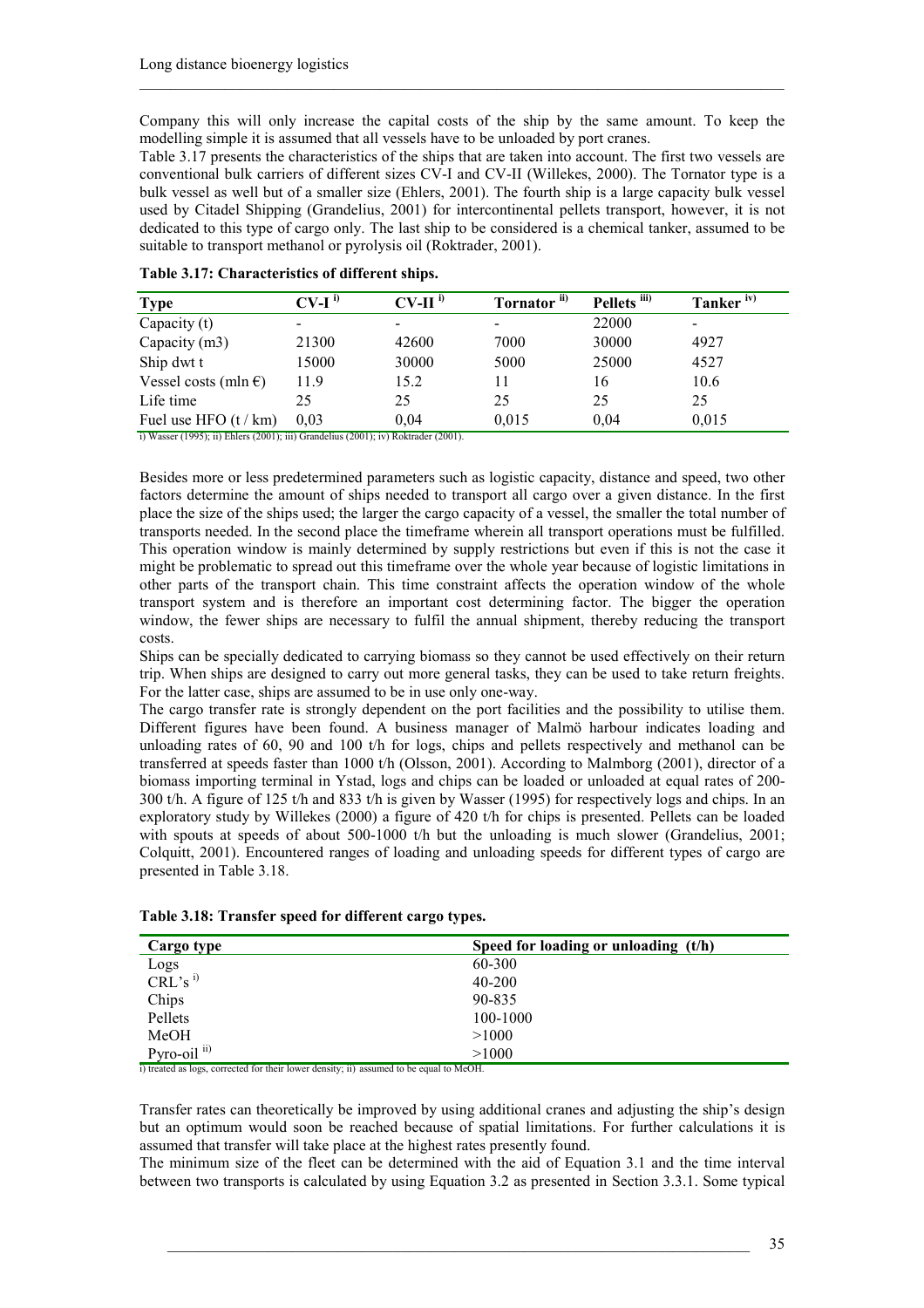Company this will only increase the capital costs of the ship by the same amount. To keep the modelling simple it is assumed that all vessels have to be unloaded by port cranes.
Table 3.17 presents the characteristics of the ships that are taken into account. The first two vessels are conventional bulk carriers of different sizes CV-I and CV-II (Willekes, 2000). The Tornator type is a bulk vessel as well but of a smaller size (Ehlers, 2001). The fourth ship is a large capacity bulk vessel used by Citadel Shipping (Grandelius, 2001) for intercontinental pellets transport, however, it is not dedicated to this type of cargo only. The last ship to be considered is a chemical tanker, assumed to be suitable to transport methanol or pyrolysis oil (Roktrader, 2001).

**Table 3.17: Characteristics of different ships.**

| Type | CV-I [i] | CV-II [i] | Tornator [ii] | Pellets [iii] | Tanker [iv] |
|---|---|---|---|---|---|
| Capacity (t) | - | - | - | 22000 | - |
| Capacity (m3) | 21300 | 42600 | 7000 | 30000 | 4927 |
| Ship dwt t | 15000 | 30000 | 5000 | 25000 | 4527 |
| Vessel costs (mln €) | 11.9 | 15.2 | 11 | 16 | 10.6 |
| Life time | 25 | 25 | 25 | 25 | 25 |
| Fuel use HFO (t / km) | 0,03 | 0,04 | 0,015 | 0,04 | 0,015 |

i) Wasser (1995); ii) Ehlers (2001); iii) Grandelius (2001); iv) Roktrader (2001).

Besides more or less predetermined parameters such as logistic capacity, distance and speed, two other factors determine the amount of ships needed to transport all cargo over a given distance. In the first place the size of the ships used; the larger the cargo capacity of a vessel, the smaller the total number of transports needed. In the second place the timeframe wherein all transport operations must be fulfilled. This operation window is mainly determined by supply restrictions but even if this is not the case it might be problematic to spread out this timeframe over the whole year because of logistic limitations in other parts of the transport chain. This time constraint affects the operation window of the whole transport system and is therefore an important cost determining factor. The bigger the operation window, the fewer ships are necessary to fulfil the annual shipment, thereby reducing the transport costs.
Ships can be specially dedicated to carrying biomass so they cannot be used effectively on their return trip. When ships are designed to carry out more general tasks, they can be used to take return freights. For the latter case, ships are assumed to be in use only one-way.
The cargo transfer rate is strongly dependent on the port facilities and the possibility to utilise them. Different figures have been found. A business manager of Malmö harbour indicates loading and unloading rates of 60, 90 and 100 t/h for logs, chips and pellets respectively and methanol can be transferred at speeds faster than 1000 t/h (Olsson, 2001). According to Malmborg (2001), director of a biomass importing terminal in Ystad, logs and chips can be loaded or unloaded at equal rates of 200-300 t/h. A figure of 125 t/h and 833 t/h is given by Wasser (1995) for respectively logs and chips. In an exploratory study by Willekes (2000) a figure of 420 t/h for chips is presented. Pellets can be loaded with spouts at speeds of about 500-1000 t/h but the unloading is much slower (Grandelius, 2001; Colquitt, 2001). Encountered ranges of loading and unloading speeds for different types of cargo are presented in Table 3.18.

**Table 3.18: Transfer speed for different cargo types.**

| Cargo type | Speed for loading or unloading (t/h) |
|---|---|
| Logs | 60-300 |
| CRL's [i] | 40-200 |
| Chips | 90-835 |
| Pellets | 100-1000 |
| MeOH | >1000 |
| Pyro-oil [ii] | >1000 |

i) treated as logs, corrected for their lower density; ii) assumed to be equal to MeOH.

Transfer rates can theoretically be improved by using additional cranes and adjusting the ship's design but an optimum would soon be reached because of spatial limitations. For further calculations it is assumed that transfer will take place at the highest rates presently found.
The minimum size of the fleet can be determined with the aid of Equation 3.1 and the time interval between two transports is calculated by using Equation 3.2 as presented in Section 3.3.1. Some typical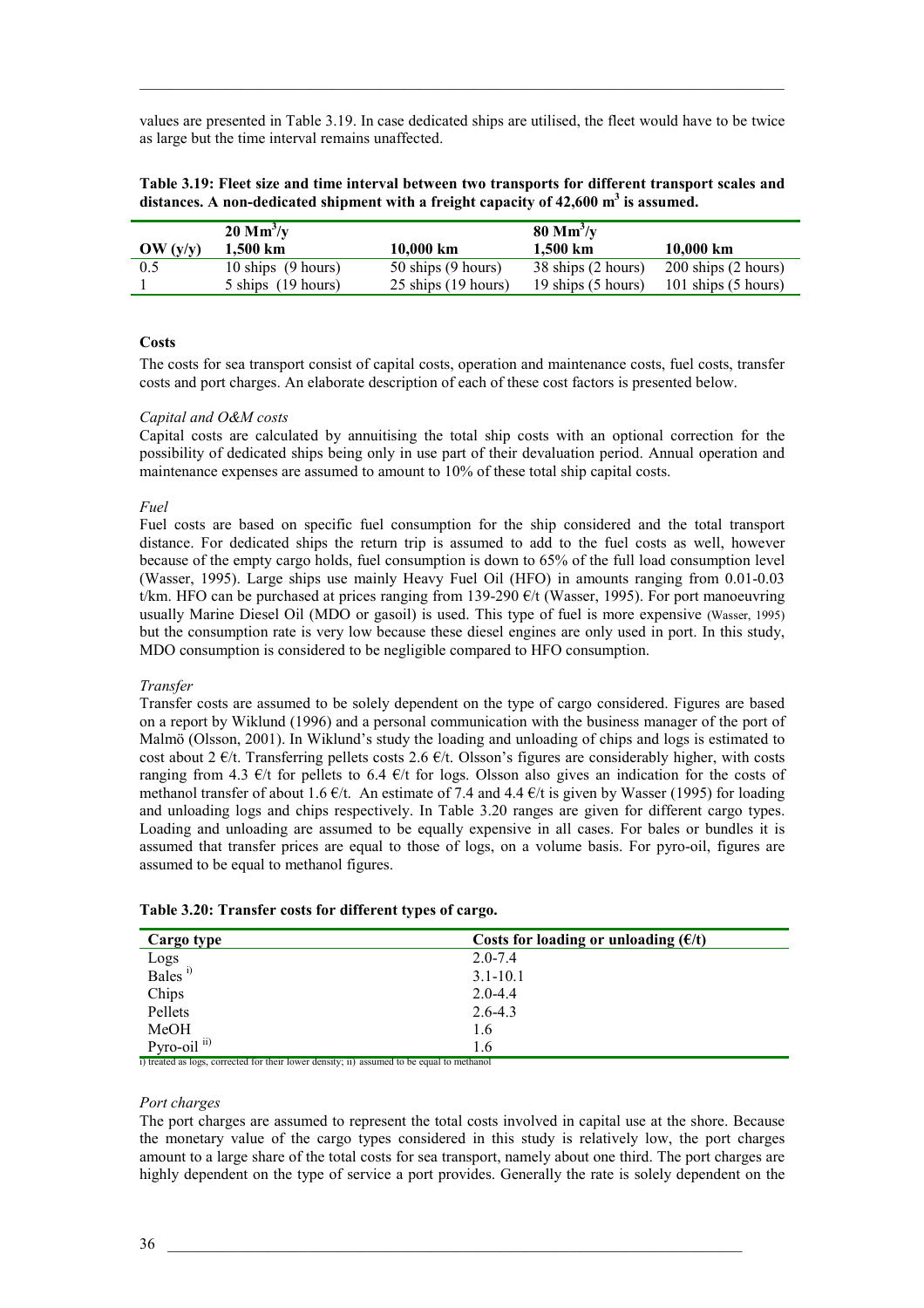values are presented in Table 3.19. In case dedicated ships are utilised, the fleet would have to be twice as large but the time interval remains unaffected.

**Table 3.19: Fleet size and time interval between two transports for different transport scales and distances. A non-dedicated shipment with a freight capacity of 42,600 m$^3$ is assumed.**

| OW (y/y) | 20 Mm$^3$/y 1,500 km | 10,000 km | 80 Mm$^3$/y 1,500 km | 10,000 km |
|---|---|---|---|---|
| 0.5 | 10 ships (9 hours) | 50 ships (9 hours) | 38 ships (2 hours) | 200 ships (2 hours) |
| 1 | 5 ships (19 hours) | 25 ships (19 hours) | 19 ships (5 hours) | 101 ships (5 hours) |

**Costs**

The costs for sea transport consist of capital costs, operation and maintenance costs, fuel costs, transfer costs and port charges. An elaborate description of each of these cost factors is presented below.

*Capital and O&M costs*

Capital costs are calculated by annuitising the total ship costs with an optional correction for the possibility of dedicated ships being only in use part of their devaluation period. Annual operation and maintenance expenses are assumed to amount to 10% of these total ship capital costs.

*Fuel*

Fuel costs are based on specific fuel consumption for the ship considered and the total transport distance. For dedicated ships the return trip is assumed to add to the fuel costs as well, however because of the empty cargo holds, fuel consumption is down to 65% of the full load consumption level (Wasser, 1995). Large ships use mainly Heavy Fuel Oil (HFO) in amounts ranging from 0.01-0.03 t/km. HFO can be purchased at prices ranging from 139-290 €/t (Wasser, 1995). For port manoeuvring usually Marine Diesel Oil (MDO or gasoil) is used. This type of fuel is more expensive (Wasser, 1995) but the consumption rate is very low because these diesel engines are only used in port. In this study, MDO consumption is considered to be negligible compared to HFO consumption.

*Transfer*

Transfer costs are assumed to be solely dependent on the type of cargo considered. Figures are based on a report by Wiklund (1996) and a personal communication with the business manager of the port of Malmö (Olsson, 2001). In Wiklund's study the loading and unloading of chips and logs is estimated to cost about 2 €/t. Transferring pellets costs 2.6 €/t. Olsson's figures are considerably higher, with costs ranging from 4.3 €/t for pellets to 6.4 €/t for logs. Olsson also gives an indication for the costs of methanol transfer of about 1.6 €/t. An estimate of 7.4 and 4.4 €/t is given by Wasser (1995) for loading and unloading logs and chips respectively. In Table 3.20 ranges are given for different cargo types. Loading and unloading are assumed to be equally expensive in all cases. For bales or bundles it is assumed that transfer prices are equal to those of logs, on a volume basis. For pyro-oil, figures are assumed to be equal to methanol figures.

**Table 3.20: Transfer costs for different types of cargo.**

| Cargo type | Costs for loading or unloading (€/t) |
|---|---|
| Logs | 2.0-7.4 |
| Bales [i)] | 3.1-10.1 |
| Chips | 2.0-4.4 |
| Pellets | 2.6-4.3 |
| MeOH | 1.6 |
| Pyro-oil [ii)] | 1.6 |

i) treated as logs, corrected for their lower density; ii) assumed to be equal to methanol

*Port charges*

The port charges are assumed to represent the total costs involved in capital use at the shore. Because the monetary value of the cargo types considered in this study is relatively low, the port charges amount to a large share of the total costs for sea transport, namely about one third. The port charges are highly dependent on the type of service a port provides. Generally the rate is solely dependent on the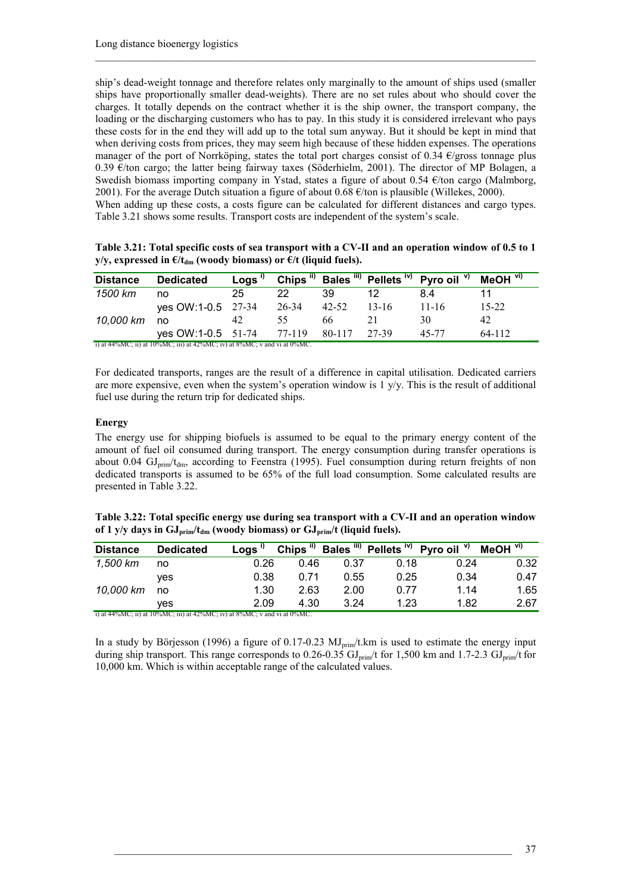ship's dead-weight tonnage and therefore relates only marginally to the amount of ships used (smaller ships have proportionally smaller dead-weights). There are no set rules about who should cover the charges. It totally depends on the contract whether it is the ship owner, the transport company, the loading or the discharging customers who has to pay. In this study it is considered irrelevant who pays these costs for in the end they will add up to the total sum anyway. But it should be kept in mind that when deriving costs from prices, they may seem high because of these hidden expenses. The operations manager of the port of Norrköping, states the total port charges consist of 0.34 €/gross tonnage plus 0.39 €/ton cargo; the latter being fairway taxes (Söderhielm, 2001). The director of MP Bolagen, a Swedish biomass importing company in Ystad, states a figure of about 0.54 €/ton cargo (Malmborg, 2001). For the average Dutch situation a figure of about 0.68 €/ton is plausible (Willekes, 2000).
When adding up these costs, a costs figure can be calculated for different distances and cargo types. Table 3.21 shows some results. Transport costs are independent of the system's scale.

**Table 3.21: Total specific costs of sea transport with a CV-II and an operation window of 0.5 to 1 y/y, expressed in €/$t_{dm}$ (woody biomass) or €/t (liquid fuels).**

| Distance | Dedicated | Logs [i] | Chips [ii] | Bales [iii] | Pellets [iv] | Pyro oil [v] | MeOH [vi] |
|---|---|---|---|---|---|---|---|
| *1500 km* | no | 25 | 22 | 39 | 12 | 8.4 | 11 |
| | yes OW:1-0.5 | 27-34 | 26-34 | 42-52 | 13-16 | 11-16 | 15-22 |
| *10,000 km* | no | 42 | 55 | 66 | 21 | 30 | 42 |
| | yes OW:1-0.5 | 51-74 | 77-119 | 80-117 | 27-39 | 45-77 | 64-112 |

i) at 44%MC; ii) at 10%MC; iii) at 42%MC; iv) at 8%MC; v and vi at 0%MC.

For dedicated transports, ranges are the result of a difference in capital utilisation. Dedicated carriers are more expensive, even when the system's operation window is 1 y/y. This is the result of additional fuel use during the return trip for dedicated ships.

**Energy**

The energy use for shipping biofuels is assumed to be equal to the primary energy content of the amount of fuel oil consumed during transport. The energy consumption during transfer operations is about 0.04 $GJ_{prim}/t_{dm}$, according to Feenstra (1995). Fuel consumption during return freights of non dedicated transports is assumed to be 65% of the full load consumption. Some calculated results are presented in Table 3.22.

**Table 3.22: Total specific energy use during sea transport with a CV-II and an operation window of 1 y/y days in $GJ_{prim}/t_{dm}$ (woody biomass) or $GJ_{prim}/t$ (liquid fuels).**

| Distance | Dedicated | Logs [i] | Chips [ii] | Bales [iii] | Pellets [iv] | Pyro oil [v] | MeOH [vi] |
|---|---|---|---|---|---|---|---|
| *1,500 km* | no | 0.26 | 0.46 | 0.37 | 0.18 | 0.24 | 0.32 |
| | yes | 0.38 | 0.71 | 0.55 | 0.25 | 0.34 | 0.47 |
| *10,000 km* | no | 1.30 | 2.63 | 2.00 | 0.77 | 1.14 | 1.65 |
| | yes | 2.09 | 4.30 | 3.24 | 1.23 | 1.82 | 2.67 |

i) at 44%MC; ii) at 10%MC; iii) at 42%MC; iv) at 8%MC; v and vi at 0%MC.

In a study by Börjesson (1996) a figure of 0.17-0.23 $MJ_{prim}$/t.km is used to estimate the energy input during ship transport. This range corresponds to 0.26-0.35 $GJ_{prim}$/t for 1,500 km and 1.7-2.3 $GJ_{prim}$/t for 10,000 km. Which is within acceptable range of the calculated values.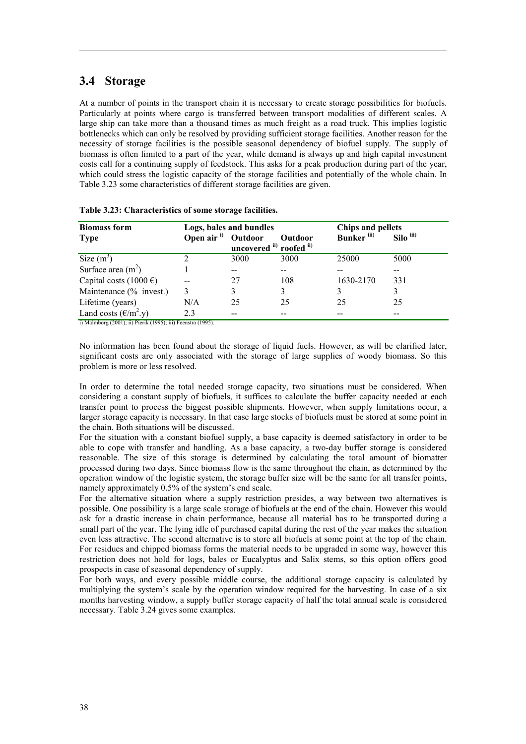## 3.4 Storage

At a number of points in the transport chain it is necessary to create storage possibilities for biofuels. Particularly at points where cargo is transferred between transport modalities of different scales. A large ship can take more than a thousand times as much freight as a road truck. This implies logistic bottlenecks which can only be resolved by providing sufficient storage facilities. Another reason for the necessity of storage facilities is the possible seasonal dependency of biofuel supply. The supply of biomass is often limited to a part of the year, while demand is always up and high capital investment costs call for a continuing supply of feedstock. This asks for a peak production during part of the year, which could stress the logistic capacity of the storage facilities and potentially of the whole chain. In Table 3.23 some characteristics of different storage facilities are given.

**Table 3.23: Characteristics of some storage facilities.**

| **Biomass form** | **Logs, bales and bundles** | | | **Chips and pellets** | |
|---|---|---|---|---|---|
| **Type** | **Open air** [i] | **Outdoor uncovered** [ii] | **Outdoor roofed** [ii] | **Bunker** [iii] | **Silo** [iii] |
| Size ($m^3$) | 2 | 3000 | 3000 | 25000 | 5000 |
| Surface area ($m^2$) | 1 | -- | -- | -- | -- |
| Capital costs (1000 €) | -- | 27 | 108 | 1630-2170 | 331 |
| Maintenance (% invest.) | 3 | 3 | 3 | 3 | 3 |
| Lifetime (years) | N/A | 25 | 25 | 25 | 25 |
| Land costs (€/$m^2$.y) | 2.3 | -- | -- | -- | -- |

i) Malmborg (2001); ii) Pierik (1995); iii) Feenstra (1995).

No information has been found about the storage of liquid fuels. However, as will be clarified later, significant costs are only associated with the storage of large supplies of woody biomass. So this problem is more or less resolved.

In order to determine the total needed storage capacity, two situations must be considered. When considering a constant supply of biofuels, it suffices to calculate the buffer capacity needed at each transfer point to process the biggest possible shipments. However, when supply limitations occur, a larger storage capacity is necessary. In that case large stocks of biofuels must be stored at some point in the chain. Both situations will be discussed.

For the situation with a constant biofuel supply, a base capacity is deemed satisfactory in order to be able to cope with transfer and handling. As a base capacity, a two-day buffer storage is considered reasonable. The size of this storage is determined by calculating the total amount of biomatter processed during two days. Since biomass flow is the same throughout the chain, as determined by the operation window of the logistic system, the storage buffer size will be the same for all transfer points, namely approximately 0.5% of the system's end scale.

For the alternative situation where a supply restriction presides, a way between two alternatives is possible. One possibility is a large scale storage of biofuels at the end of the chain. However this would ask for a drastic increase in chain performance, because all material has to be transported during a small part of the year. The lying idle of purchased capital during the rest of the year makes the situation even less attractive. The second alternative is to store all biofuels at some point at the top of the chain. For residues and chipped biomass forms the material needs to be upgraded in some way, however this restriction does not hold for logs, bales or Eucalyptus and Salix stems, so this option offers good prospects in case of seasonal dependency of supply.

For both ways, and every possible middle course, the additional storage capacity is calculated by multiplying the system's scale by the operation window required for the harvesting. In case of a six months harvesting window, a supply buffer storage capacity of half the total annual scale is considered necessary. Table 3.24 gives some examples.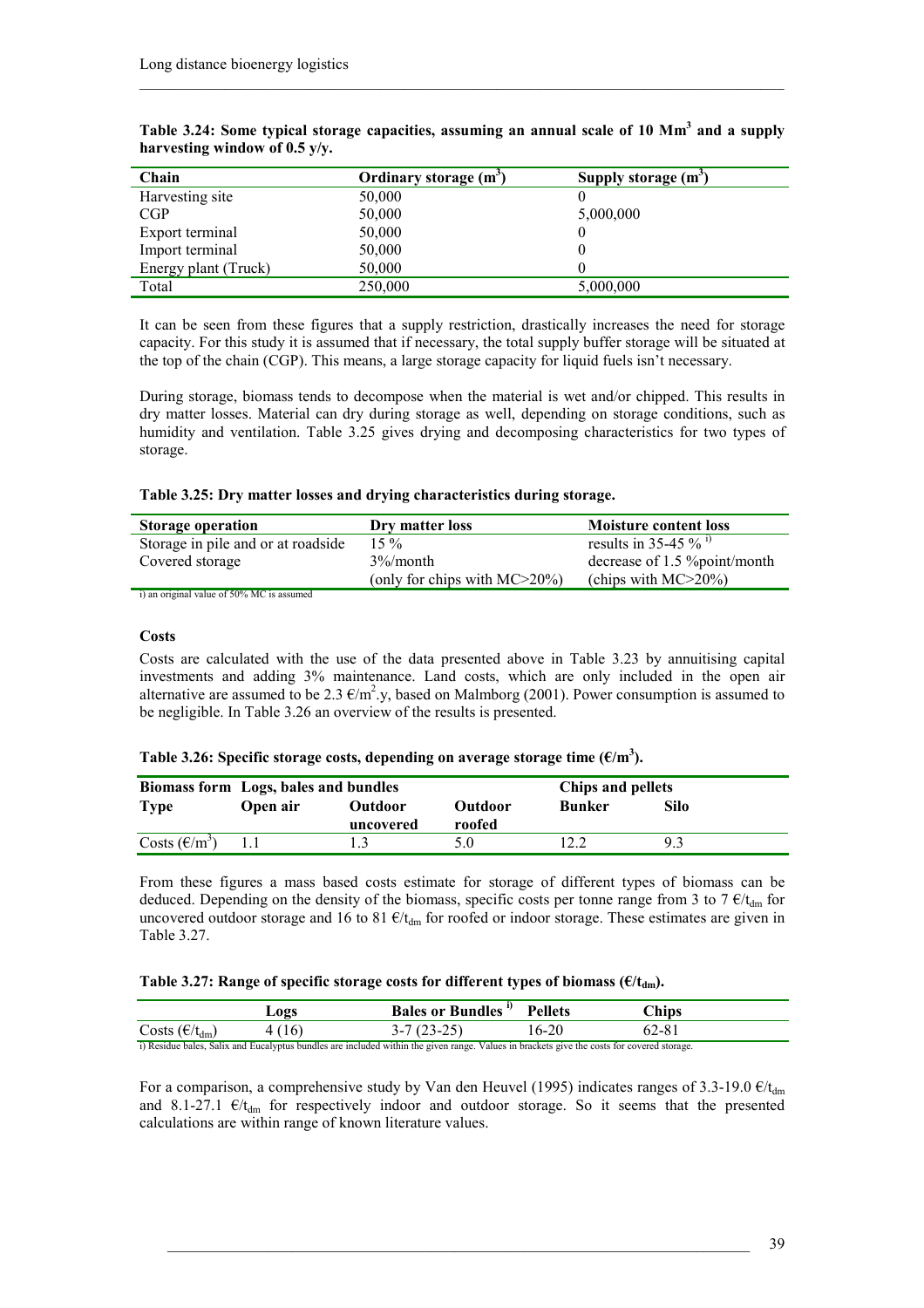**Table 3.24: Some typical storage capacities, assuming an annual scale of 10 $Mm^3$ and a supply harvesting window of 0.5 y/y.**

| Chain | Ordinary storage ($m^3$) | Supply storage ($m^3$) |
|---|---|---|
| Harvesting site | 50,000 | 0 |
| CGP | 50,000 | 5,000,000 |
| Export terminal | 50,000 | 0 |
| Import terminal | 50,000 | 0 |
| Energy plant (Truck) | 50,000 | 0 |
| Total | 250,000 | 5,000,000 |

It can be seen from these figures that a supply restriction, drastically increases the need for storage capacity. For this study it is assumed that if necessary, the total supply buffer storage will be situated at the top of the chain (CGP). This means, a large storage capacity for liquid fuels isn't necessary.

During storage, biomass tends to decompose when the material is wet and/or chipped. This results in dry matter losses. Material can dry during storage as well, depending on storage conditions, such as humidity and ventilation. Table 3.25 gives drying and decomposing characteristics for two types of storage.

**Table 3.25: Dry matter losses and drying characteristics during storage.**

| Storage operation | Dry matter loss | Moisture content loss |
|---|---|---|
| Storage in pile and at roadside | 15 % | results in 35-45 % [1] |
| Covered storage | 3%/month (only for chips with MC>20%) | decrease of 1.5 %point/month (chips with MC>20%) |

1) an original value of 50% MC is assumed

#### Costs

Costs are calculated with the use of the data presented above in Table 3.23 by annuitising capital investments and adding 3% maintenance. Land costs, which are only included in the open air alternative are assumed to be 2.3 €/$m^2$.y, based on Malmborg (2001). Power consumption is assumed to be negligible. In Table 3.26 an overview of the results is presented.

**Table 3.26: Specific storage costs, depending on average storage time (€/$m^3$).**

| Biomass form | Logs, bales and bundles | | | Chips and pellets | |
|---|---|---|---|---|---|
| Type | Open air | Outdoor uncovered | Outdoor roofed | Bunker | Silo |
| Costs (€/$m^3$) | 1.1 | 1.3 | 5.0 | 12.2 | 9.3 |

From these figures a mass based costs estimate for storage of different types of biomass can be deduced. Depending on the density of the biomass, specific costs per tonne range from 3 to 7 €/$t_{dm}$ for uncovered outdoor storage and 16 to 81 €/$t_{dm}$ for roofed or indoor storage. These estimates are given in Table 3.27.

**Table 3.27: Range of specific storage costs for different types of biomass (€/$t_{dm}$).**

| | Logs | Bales or Bundles [1] | Pellets | Chips |
|---|---|---|---|---|
| Costs (€/$t_{dm}$) | 4 (16) | 3-7 (23-25) | 16-20 | 62-81 |

1) Residue bales, Salix and Eucalyptus bundles are included within the given range. Values in brackets give the costs for covered storage.

For a comparison, a comprehensive study by Van den Heuvel (1995) indicates ranges of 3.3-19.0 €/$t_{dm}$ and 8.1-27.1 €/$t_{dm}$ for respectively indoor and outdoor storage. So it seems that the presented calculations are within range of known literature values.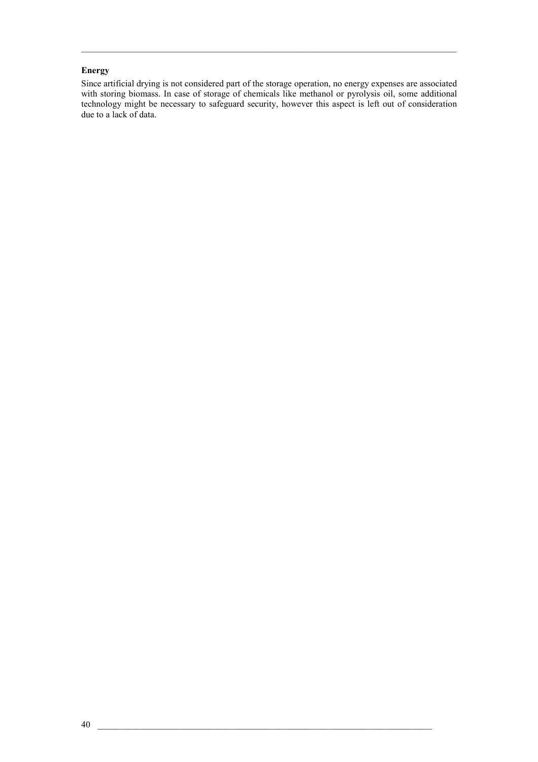**Energy**

Since artificial drying is not considered part of the storage operation, no energy expenses are associated with storing biomass. In case of storage of chemicals like methanol or pyrolysis oil, some additional technology might be necessary to safeguard security, however this aspect is left out of consideration due to a lack of data.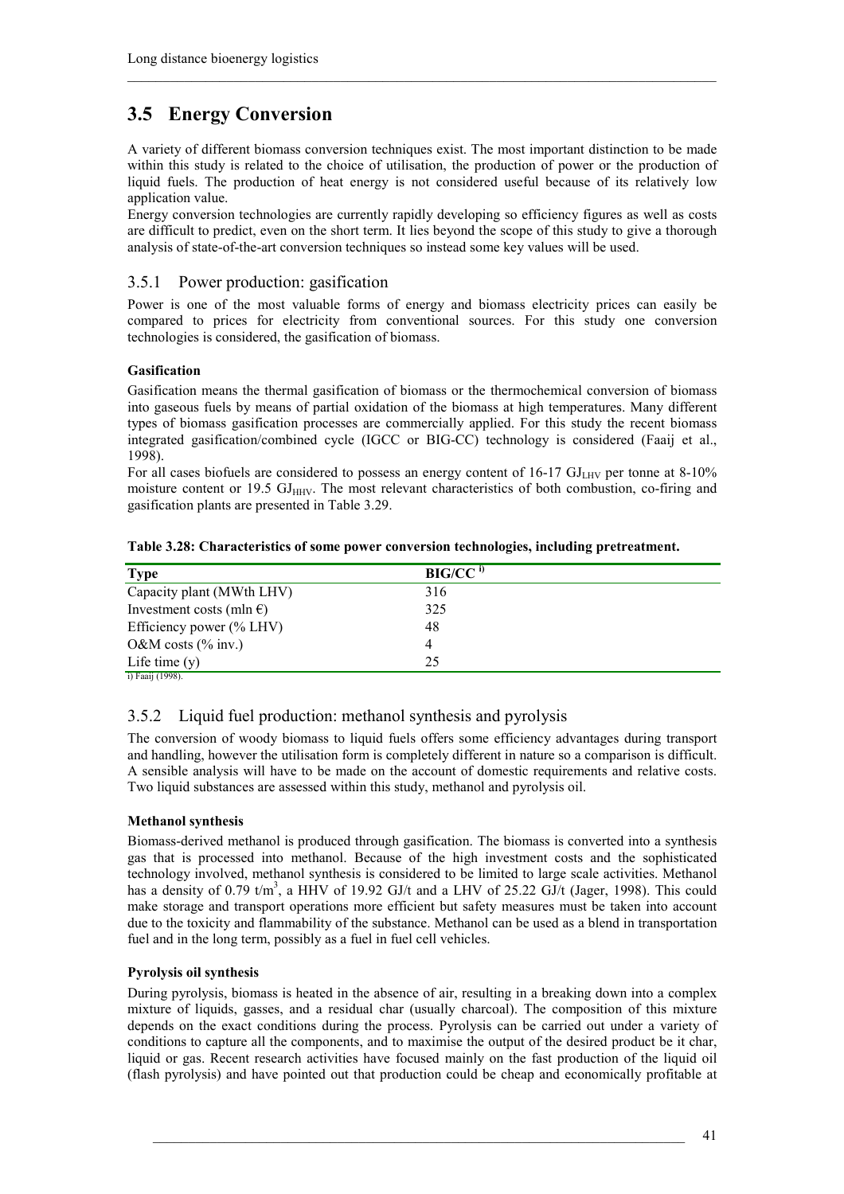## 3.5 Energy Conversion

A variety of different biomass conversion techniques exist. The most important distinction to be made within this study is related to the choice of utilisation, the production of power or the production of liquid fuels. The production of heat energy is not considered useful because of its relatively low application value.

Energy conversion technologies are currently rapidly developing so efficiency figures as well as costs are difficult to predict, even on the short term. It lies beyond the scope of this study to give a thorough analysis of state-of-the-art conversion techniques so instead some key values will be used.

### 3.5.1 Power production: gasification

Power is one of the most valuable forms of energy and biomass electricity prices can easily be compared to prices for electricity from conventional sources. For this study one conversion technologies is considered, the gasification of biomass.

**Gasification**

Gasification means the thermal gasification of biomass or the thermochemical conversion of biomass into gaseous fuels by means of partial oxidation of the biomass at high temperatures. Many different types of biomass gasification processes are commercially applied. For this study the recent biomass integrated gasification/combined cycle (IGCC or BIG-CC) technology is considered (Faaij et al., 1998).

For all cases biofuels are considered to possess an energy content of 16-17 $GJ_{LHV}$ per tonne at 8-10% moisture content or 19.5 $GJ_{HHV}$. The most relevant characteristics of both combustion, co-firing and gasification plants are presented in Table 3.29.

**Table 3.28: Characteristics of some power conversion technologies, including pretreatment.**

| Type | BIG/CC [i] |
|---|---|
| Capacity plant (MWth LHV) | 316 |
| Investment costs (mln €) | 325 |
| Efficiency power (% LHV) | 48 |
| O&M costs (% inv.) | 4 |
| Life time (y) | 25 |

i) Faaij (1998).

### 3.5.2 Liquid fuel production: methanol synthesis and pyrolysis

The conversion of woody biomass to liquid fuels offers some efficiency advantages during transport and handling, however the utilisation form is completely different in nature so a comparison is difficult. A sensible analysis will have to be made on the account of domestic requirements and relative costs. Two liquid substances are assessed within this study, methanol and pyrolysis oil.

**Methanol synthesis**

Biomass-derived methanol is produced through gasification. The biomass is converted into a synthesis gas that is processed into methanol. Because of the high investment costs and the sophisticated technology involved, methanol synthesis is considered to be limited to large scale activities. Methanol has a density of 0.79 t/$m^3$, a HHV of 19.92 GJ/t and a LHV of 25.22 GJ/t (Jager, 1998). This could make storage and transport operations more efficient but safety measures must be taken into account due to the toxicity and flammability of the substance. Methanol can be used as a blend in transportation fuel and in the long term, possibly as a fuel in fuel cell vehicles.

**Pyrolysis oil synthesis**

During pyrolysis, biomass is heated in the absence of air, resulting in a breaking down into a complex mixture of liquids, gasses, and a residual char (usually charcoal). The composition of this mixture depends on the exact conditions during the process. Pyrolysis can be carried out under a variety of conditions to capture all the components, and to maximise the output of the desired product be it char, liquid or gas. Recent research activities have focused mainly on the fast production of the liquid oil (flash pyrolysis) and have pointed out that production could be cheap and economically profitable at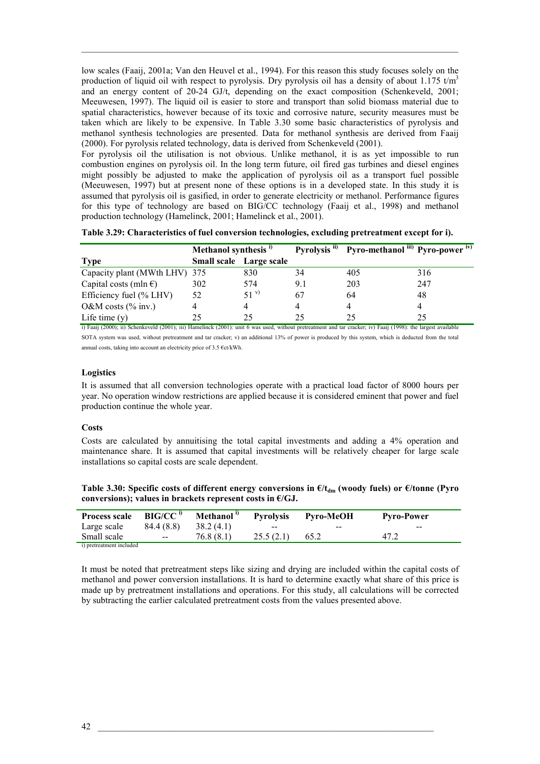low scales (Faaij, 2001a; Van den Heuvel et al., 1994). For this reason this study focuses solely on the production of liquid oil with respect to pyrolysis. Dry pyrolysis oil has a density of about 1.175 t/m$^3$ and an energy content of 20-24 GJ/t, depending on the exact composition (Schenkeveld, 2001; Meeuwesen, 1997). The liquid oil is easier to store and transport than solid biomass material due to spatial characteristics, however because of its toxic and corrosive nature, security measures must be taken which are likely to be expensive. In Table 3.30 some basic characteristics of pyrolysis and methanol synthesis technologies are presented. Data for methanol synthesis are derived from Faaij (2000). For pyrolysis related technology, data is derived from Schenkeveld (2001).

For pyrolysis oil the utilisation is not obvious. Unlike methanol, it is as yet impossible to run combustion engines on pyrolysis oil. In the long term future, oil fired gas turbines and diesel engines might possibly be adjusted to make the application of pyrolysis oil as a transport fuel possible (Meeuwesen, 1997) but at present none of these options is in a developed state. In this study it is assumed that pyrolysis oil is gasified, in order to generate electricity or methanol. Performance figures for this type of technology are based on BIG/CC technology (Faaij et al., 1998) and methanol production technology (Hamelinck, 2001; Hamelinck et al., 2001).

**Table 3.29: Characteristics of fuel conversion technologies, excluding pretreatment except for i).**

| | Methanol synthesis [i] | | Pyrolysis [ii] | Pyro-methanol [iii] | Pyro-power [iv] |
|---|---|---|---|---|---|
| **Type** | **Small scale** | **Large scale** | | | |
| Capacity plant (MWth LHV) | 375 | 830 | 34 | 405 | 316 |
| Capital costs (mln €) | 302 | 574 | 9.1 | 203 | 247 |
| Efficiency fuel (% LHV) | 52 | 51 [v] | 67 | 64 | 48 |
| O&M costs (% inv.) | 4 | 4 | 4 | 4 | 4 |
| Life time (y) | 25 | 25 | 25 | 25 | 25 |

i) Faaij (2000); ii) Schenkeveld (2001); iii) Hamelinck (2001): unit 6 was used, without pretreatment and tar cracker; iv) Faaij (1998): the largest available SOTA system was used, without pretreatment and tar cracker; v) an additional 13% of power is produced by this system, which is deducted from the total annual costs, taking into account an electricity price of 3.5 €ct/kWh.

### Logistics

It is assumed that all conversion technologies operate with a practical load factor of 8000 hours per year. No operation window restrictions are applied because it is considered eminent that power and fuel production continue the whole year.

### Costs

Costs are calculated by annuitising the total capital investments and adding a 4% operation and maintenance share. It is assumed that capital investments will be relatively cheaper for large scale installations so capital costs are scale dependent.

**Table 3.30: Specific costs of different energy conversions in €/$t_{dm}$ (woody fuels) or €/tonne (Pyro conversions); values in brackets represent costs in €/GJ.**

| Process scale | BIG/CC [i] | Methanol [i] | Pyrolysis | Pyro-MeOH | Pyro-Power |
|---|---|---|---|---|---|
| Large scale | 84.4 (8.8) | 38.2 (4.1) | -- | -- | -- |
| Small scale | -- | 76.8 (8.1) | 25.5 (2.1) | 65.2 | 47.2 |

i) pretreatment included

It must be noted that pretreatment steps like sizing and drying are included within the capital costs of methanol and power conversion installations. It is hard to determine exactly what share of this price is made up by pretreatment installations and operations. For this study, all calculations will be corrected by subtracting the earlier calculated pretreatment costs from the values presented above.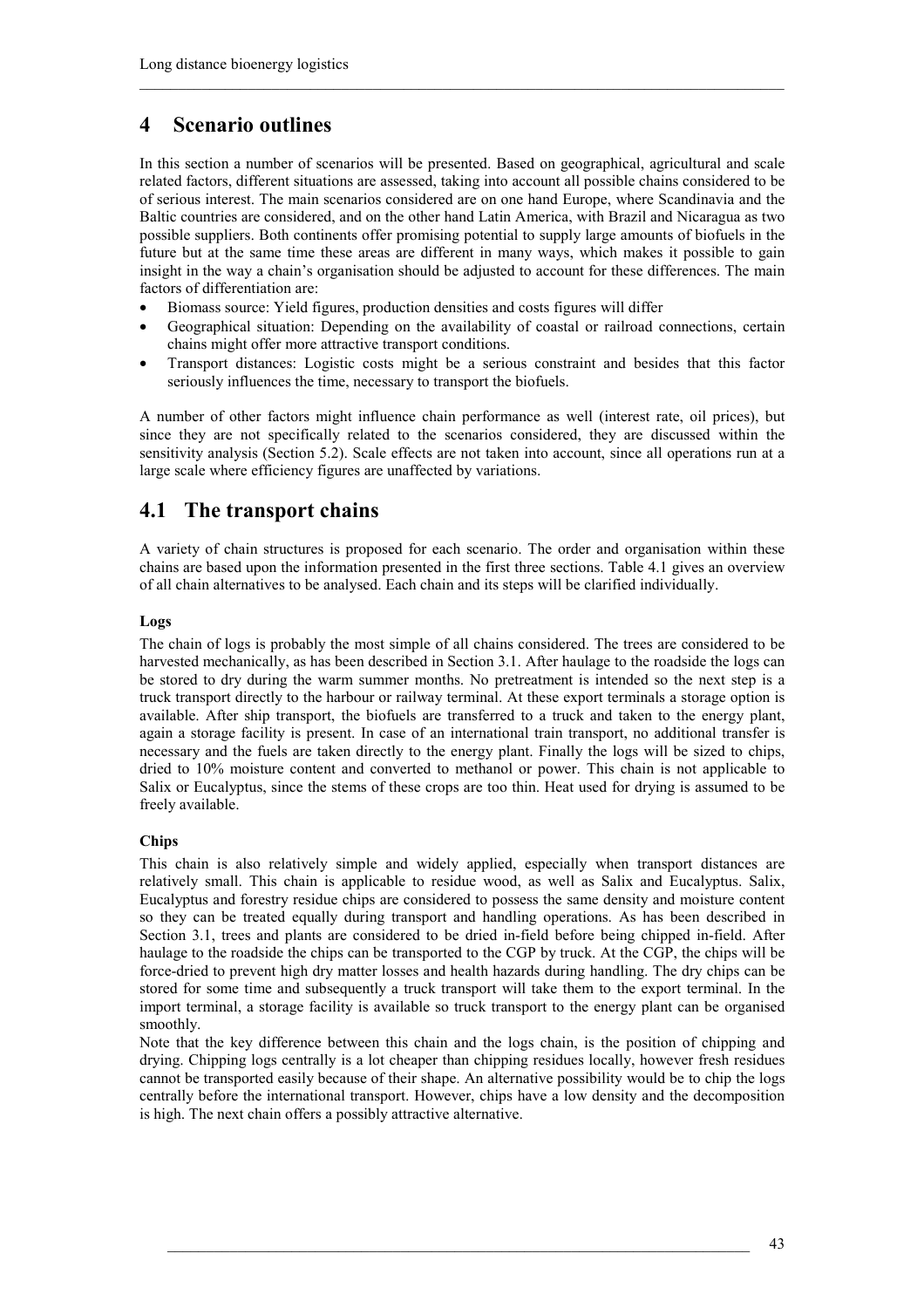# 4 Scenario outlines

In this section a number of scenarios will be presented. Based on geographical, agricultural and scale related factors, different situations are assessed, taking into account all possible chains considered to be of serious interest. The main scenarios considered are on one hand Europe, where Scandinavia and the Baltic countries are considered, and on the other hand Latin America, with Brazil and Nicaragua as two possible suppliers. Both continents offer promising potential to supply large amounts of biofuels in the future but at the same time these areas are different in many ways, which makes it possible to gain insight in the way a chain's organisation should be adjusted to account for these differences. The main factors of differentiation are:

- Biomass source: Yield figures, production densities and costs figures will differ
- Geographical situation: Depending on the availability of coastal or railroad connections, certain chains might offer more attractive transport conditions.
- Transport distances: Logistic costs might be a serious constraint and besides that this factor seriously influences the time, necessary to transport the biofuels.

A number of other factors might influence chain performance as well (interest rate, oil prices), but since they are not specifically related to the scenarios considered, they are discussed within the sensitivity analysis (Section 5.2). Scale effects are not taken into account, since all operations run at a large scale where efficiency figures are unaffected by variations.

## 4.1 The transport chains

A variety of chain structures is proposed for each scenario. The order and organisation within these chains are based upon the information presented in the first three sections. Table 4.1 gives an overview of all chain alternatives to be analysed. Each chain and its steps will be clarified individually.

**Logs**

The chain of logs is probably the most simple of all chains considered. The trees are considered to be harvested mechanically, as has been described in Section 3.1. After haulage to the roadside the logs can be stored to dry during the warm summer months. No pretreatment is intended so the next step is a truck transport directly to the harbour or railway terminal. At these export terminals a storage option is available. After ship transport, the biofuels are transferred to a truck and taken to the energy plant, again a storage facility is present. In case of an international train transport, no additional transfer is necessary and the fuels are taken directly to the energy plant. Finally the logs will be sized to chips, dried to 10% moisture content and converted to methanol or power. This chain is not applicable to Salix or Eucalyptus, since the stems of these crops are too thin. Heat used for drying is assumed to be freely available.

**Chips**

This chain is also relatively simple and widely applied, especially when transport distances are relatively small. This chain is applicable to residue wood, as well as Salix and Eucalyptus. Salix, Eucalyptus and forestry residue chips are considered to possess the same density and moisture content so they can be treated equally during transport and handling operations. As has been described in Section 3.1, trees and plants are considered to be dried in-field before being chipped in-field. After haulage to the roadside the chips can be transported to the CGP by truck. At the CGP, the chips will be force-dried to prevent high dry matter losses and health hazards during handling. The dry chips can be stored for some time and subsequently a truck transport will take them to the export terminal. In the import terminal, a storage facility is available so truck transport to the energy plant can be organised smoothly.

Note that the key difference between this chain and the logs chain, is the position of chipping and drying. Chipping logs centrally is a lot cheaper than chipping residues locally, however fresh residues cannot be transported easily because of their shape. An alternative possibility would be to chip the logs centrally before the international transport. However, chips have a low density and the decomposition is high. The next chain offers a possibly attractive alternative.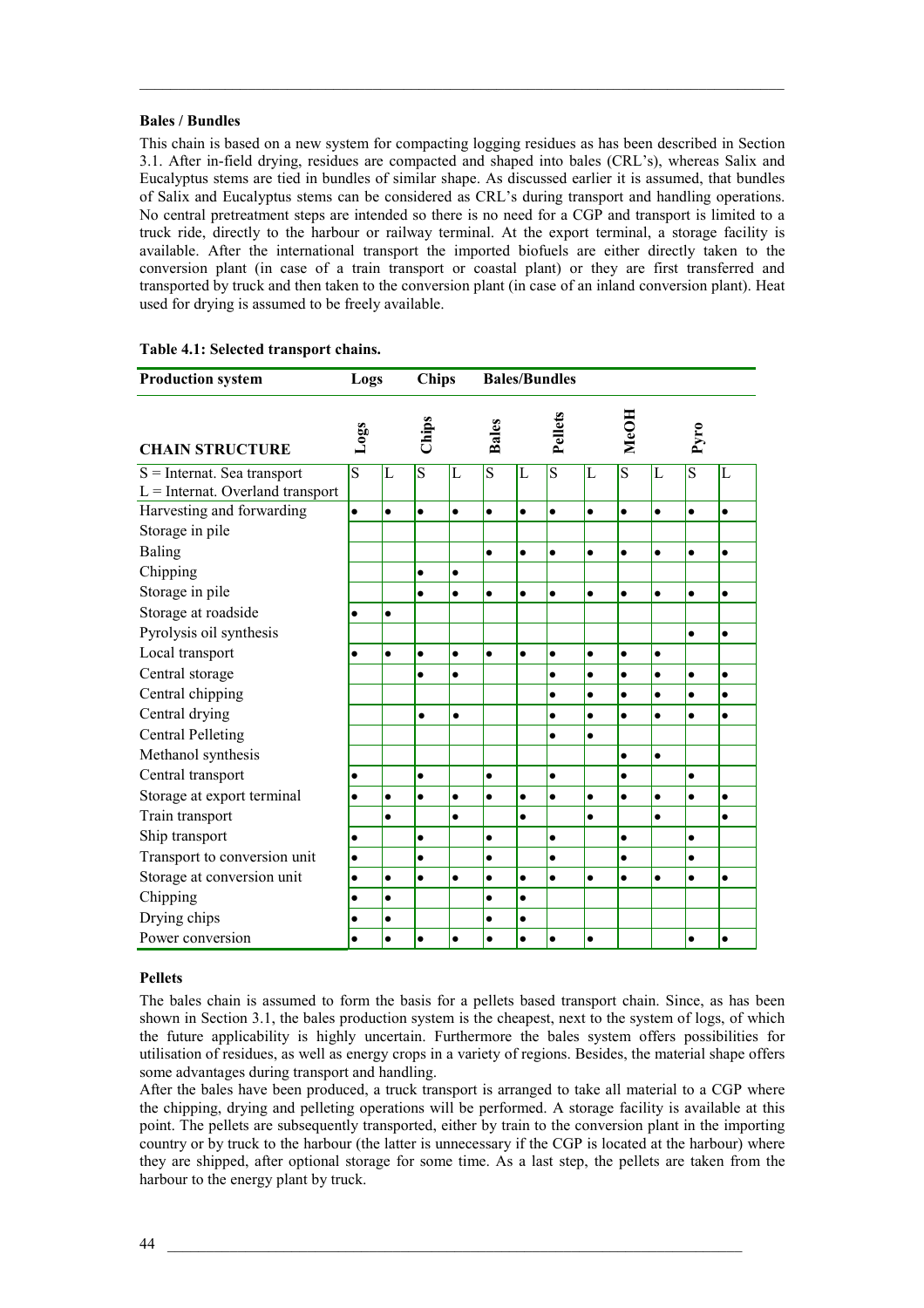#### Bales / Bundles

This chain is based on a new system for compacting logging residues as has been described in Section 3.1. After in-field drying, residues are compacted and shaped into bales (CRL's), whereas Salix and Eucalyptus stems are tied in bundles of similar shape. As discussed earlier it is assumed, that bundles of Salix and Eucalyptus stems can be considered as CRL's during transport and handling operations. No central pretreatment steps are intended so there is no need for a CGP and transport is limited to a truck ride, directly to the harbour or railway terminal. At the export terminal, a storage facility is available. After the international transport the imported biofuels are either directly taken to the conversion plant (in case of a train transport or coastal plant) or they are first transferred and transported by truck and then taken to the conversion plant (in case of an inland conversion plant). Heat used for drying is assumed to be freely available.

**Table 4.1: Selected transport chains.**

| Production system | Logs | | Chips | | Bales/Bundles | | | | | | | |
|---|---|---|---|---|---|---|---|---|---|---|---|---|
| **CHAIN STRUCTURE** | **Logs** | | **Chips** | | **Bales** | | **Pellets** | | **MeOH** | | **Pyro** | |
| S = Internat. Sea transport<br>L = Internat. Overland transport | S | L | S | L | S | L | S | L | S | L | S | L |
| Harvesting and forwarding | • | • | • | • | • | • | • | • | • | • | • | • |
| Storage in pile | | | | | | | | | | | | |
| Baling | | | | | • | • | • | • | • | • | • | • |
| Chipping | | | • | • | | | | | | | | |
| Storage in pile | | | • | • | • | • | • | • | • | • | • | • |
| Storage at roadside | • | • | | | | | | | | | | |
| Pyrolysis oil synthesis | | | | | | | | | | | • | • |
| Local transport | • | • | • | • | • | • | • | • | • | • | | |
| Central storage | | | • | • | | | • | • | • | • | • | • |
| Central chipping | | | | | | | • | • | • | • | • | • |
| Central drying | | | • | • | | | • | • | • | • | • | • |
| Central Pelleting | | | | | | | • | • | | | | |
| Methanol synthesis | | | | | | | | | • | • | | |
| Central transport | • | | • | | • | | • | | • | | • | |
| Storage at export terminal | • | • | • | • | • | • | • | • | • | • | • | • |
| Train transport | | • | | • | | • | | • | | • | | • |
| Ship transport | • | | • | | • | | • | | • | | • | |
| Transport to conversion unit | • | | • | | • | | • | | • | | • | |
| Storage at conversion unit | • | • | • | • | • | • | • | • | • | • | • | • |
| Chipping | • | • | | | • | • | | | | | | |
| Drying chips | • | • | | | • | • | | | | | | |
| Power conversion | • | • | • | • | • | • | • | • | | | • | • |

#### Pellets

The bales chain is assumed to form the basis for a pellets based transport chain. Since, as has been shown in Section 3.1, the bales production system is the cheapest, next to the system of logs, of which the future applicability is highly uncertain. Furthermore the bales system offers possibilities for utilisation of residues, as well as energy crops in a variety of regions. Besides, the material shape offers some advantages during transport and handling.

After the bales have been produced, a truck transport is arranged to take all material to a CGP where the chipping, drying and pelleting operations will be performed. A storage facility is available at this point. The pellets are subsequently transported, either by train to the conversion plant in the importing country or by truck to the harbour (the latter is unnecessary if the CGP is located at the harbour) where they are shipped, after optional storage for some time. As a last step, the pellets are taken from the harbour to the energy plant by truck.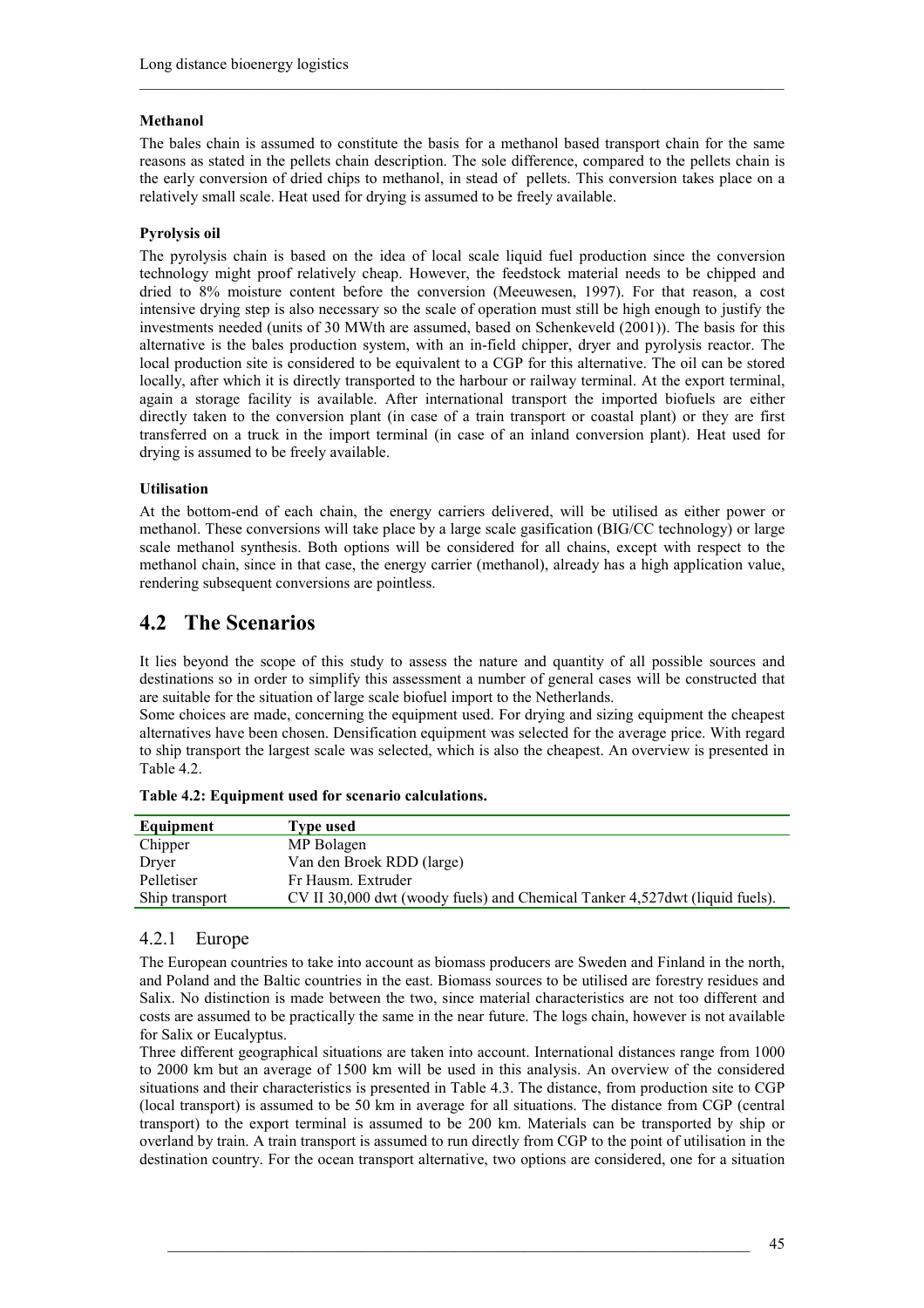**Methanol**

The bales chain is assumed to constitute the basis for a methanol based transport chain for the same reasons as stated in the pellets chain description. The sole difference, compared to the pellets chain is the early conversion of dried chips to methanol, in stead of pellets. This conversion takes place on a relatively small scale. Heat used for drying is assumed to be freely available.

**Pyrolysis oil**

The pyrolysis chain is based on the idea of local scale liquid fuel production since the conversion technology might proof relatively cheap. However, the feedstock material needs to be chipped and dried to 8% moisture content before the conversion (Meeuwesen, 1997). For that reason, a cost intensive drying step is also necessary so the scale of operation must still be high enough to justify the investments needed (units of 30 MWth are assumed, based on Schenkeveld (2001)). The basis for this alternative is the bales production system, with an in-field chipper, dryer and pyrolysis reactor. The local production site is considered to be equivalent to a CGP for this alternative. The oil can be stored locally, after which it is directly transported to the harbour or railway terminal. At the export terminal, again a storage facility is available. After international transport the imported biofuels are either directly taken to the conversion plant (in case of a train transport or coastal plant) or they are first transferred on a truck in the import terminal (in case of an inland conversion plant). Heat used for drying is assumed to be freely available.

**Utilisation**

At the bottom-end of each chain, the energy carriers delivered, will be utilised as either power or methanol. These conversions will take place by a large scale gasification (BIG/CC technology) or large scale methanol synthesis. Both options will be considered for all chains, except with respect to the methanol chain, since in that case, the energy carrier (methanol), already has a high application value, rendering subsequent conversions are pointless.

# 4.2 The Scenarios

It lies beyond the scope of this study to assess the nature and quantity of all possible sources and destinations so in order to simplify this assessment a number of general cases will be constructed that are suitable for the situation of large scale biofuel import to the Netherlands.

Some choices are made, concerning the equipment used. For drying and sizing equipment the cheapest alternatives have been chosen. Densification equipment was selected for the average price. With regard to ship transport the largest scale was selected, which is also the cheapest. An overview is presented in Table 4.2.

**Table 4.2: Equipment used for scenario calculations.**

| Equipment | Type used |
|---|---|
| Chipper | MP Bolagen |
| Dryer | Van den Broek RDD (large) |
| Pelletiser | Fr Hausm. Extruder |
| Ship transport | CV II 30,000 dwt (woody fuels) and Chemical Tanker 4,527dwt (liquid fuels). |

## 4.2.1 Europe

The European countries to take into account as biomass producers are Sweden and Finland in the north, and Poland and the Baltic countries in the east. Biomass sources to be utilised are forestry residues and Salix. No distinction is made between the two, since material characteristics are not too different and costs are assumed to be practically the same in the near future. The logs chain, however is not available for Salix or Eucalyptus.

Three different geographical situations are taken into account. International distances range from 1000 to 2000 km but an average of 1500 km will be used in this analysis. An overview of the considered situations and their characteristics is presented in Table 4.3. The distance, from production site to CGP (local transport) is assumed to be 50 km in average for all situations. The distance from CGP (central transport) to the export terminal is assumed to be 200 km. Materials can be transported by ship or overland by train. A train transport is assumed to run directly from CGP to the point of utilisation in the destination country. For the ocean transport alternative, two options are considered, one for a situation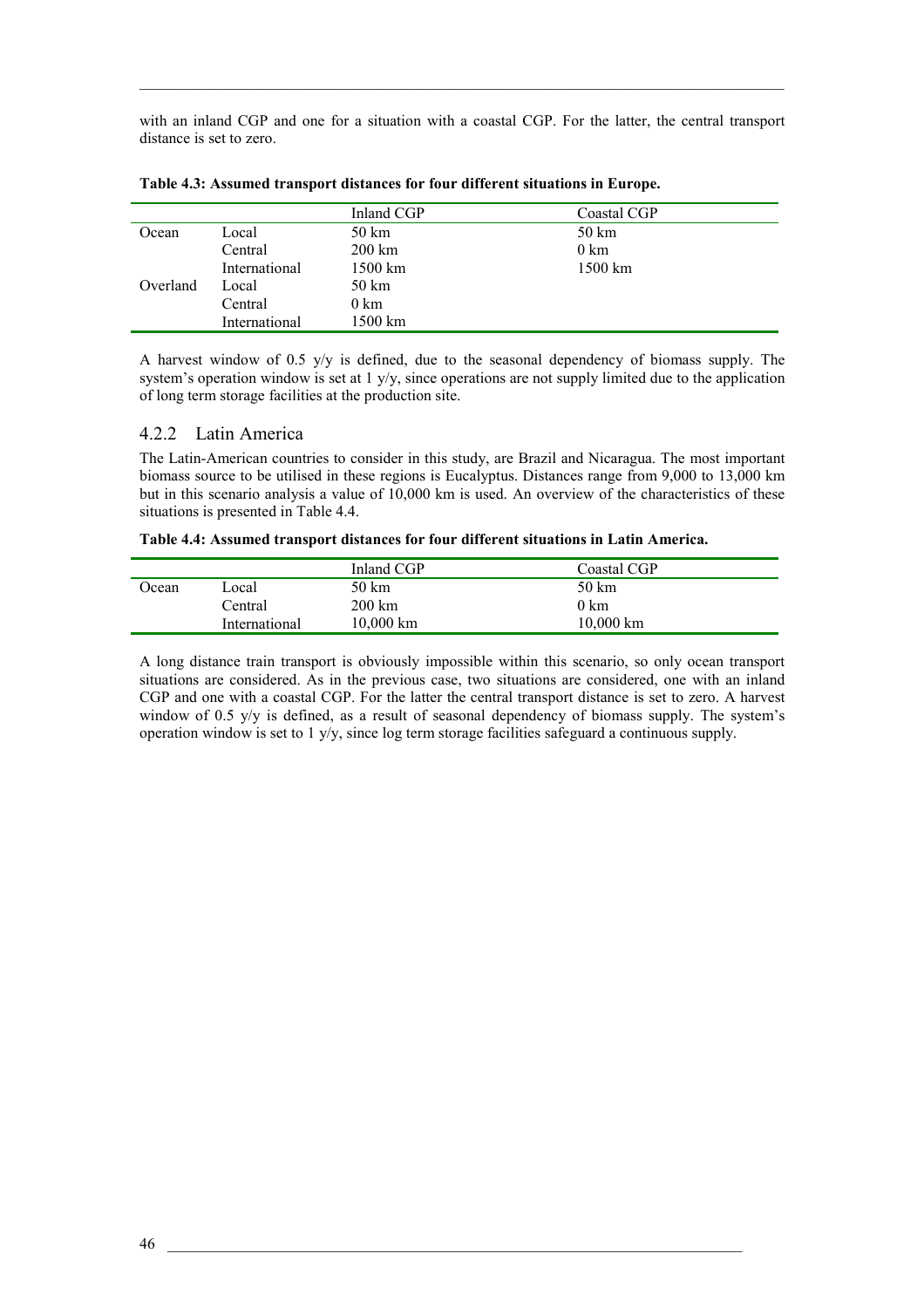with an inland CGP and one for a situation with a coastal CGP. For the latter, the central transport distance is set to zero.

**Table 4.3: Assumed transport distances for four different situations in Europe.**

| | | Inland CGP | Coastal CGP |
|---|---|---|---|
| Ocean | Local | 50 km | 50 km |
| | Central | 200 km | 0 km |
| | International | 1500 km | 1500 km |
| Overland | Local | 50 km | |
| | Central | 0 km | |
| | International | 1500 km | |

A harvest window of 0.5 y/y is defined, due to the seasonal dependency of biomass supply. The system's operation window is set at 1 y/y, since operations are not supply limited due to the application of long term storage facilities at the production site.

### 4.2.2 Latin America

The Latin-American countries to consider in this study, are Brazil and Nicaragua. The most important biomass source to be utilised in these regions is Eucalyptus. Distances range from 9,000 to 13,000 km but in this scenario analysis a value of 10,000 km is used. An overview of the characteristics of these situations is presented in Table 4.4.

**Table 4.4: Assumed transport distances for four different situations in Latin America.**

| | | Inland CGP | Coastal CGP |
|---|---|---|---|
| Ocean | Local | 50 km | 50 km |
| | Central | 200 km | 0 km |
| | International | 10,000 km | 10,000 km |

A long distance train transport is obviously impossible within this scenario, so only ocean transport situations are considered. As in the previous case, two situations are considered, one with an inland CGP and one with a coastal CGP. For the latter the central transport distance is set to zero. A harvest window of 0.5 y/y is defined, as a result of seasonal dependency of biomass supply. The system's operation window is set to 1 y/y, since log term storage facilities safeguard a continuous supply.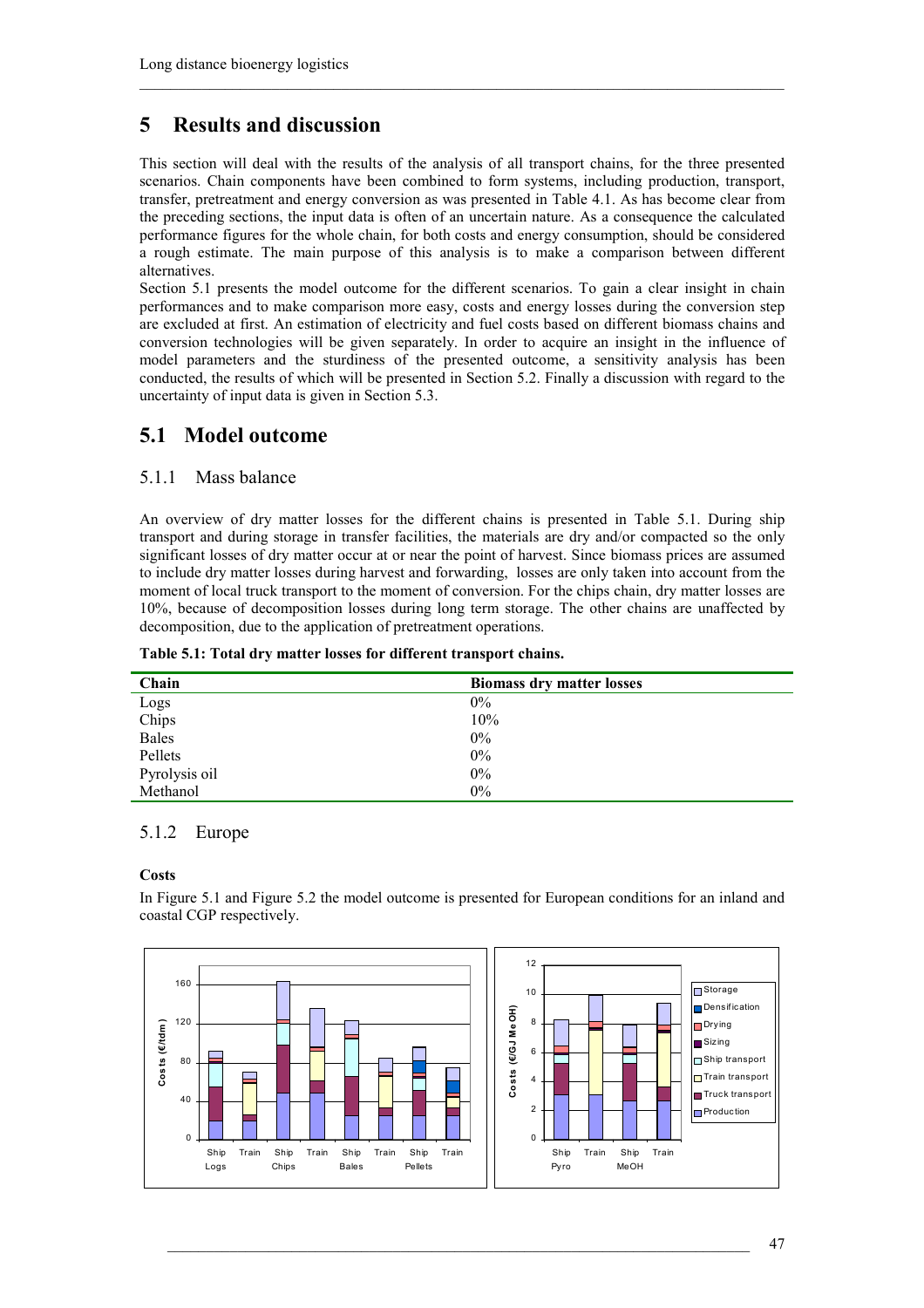# 5 Results and discussion

This section will deal with the results of the analysis of all transport chains, for the three presented scenarios. Chain components have been combined to form systems, including production, transport, transfer, pretreatment and energy conversion as was presented in Table 4.1. As has become clear from the preceding sections, the input data is often of an uncertain nature. As a consequence the calculated performance figures for the whole chain, for both costs and energy consumption, should be considered a rough estimate. The main purpose of this analysis is to make a comparison between different alternatives.

Section 5.1 presents the model outcome for the different scenarios. To gain a clear insight in chain performances and to make comparison more easy, costs and energy losses during the conversion step are excluded at first. An estimation of electricity and fuel costs based on different biomass chains and conversion technologies will be given separately. In order to acquire an insight in the influence of model parameters and the sturdiness of the presented outcome, a sensitivity analysis has been conducted, the results of which will be presented in Section 5.2. Finally a discussion with regard to the uncertainty of input data is given in Section 5.3.

## 5.1 Model outcome

### 5.1.1 Mass balance

An overview of dry matter losses for the different chains is presented in Table 5.1. During ship transport and during storage in transfer facilities, the materials are dry and/or compacted so the only significant losses of dry matter occur at or near the point of harvest. Since biomass prices are assumed to include dry matter losses during harvest and forwarding, losses are only taken into account from the moment of local truck transport to the moment of conversion. For the chips chain, dry matter losses are 10%, because of decomposition losses during long term storage. The other chains are unaffected by decomposition, due to the application of pretreatment operations.

**Table 5.1: Total dry matter losses for different transport chains.**

| Chain | Biomass dry matter losses |
|---|---|
| Logs | 0% |
| Chips | 10% |
| Bales | 0% |
| Pellets | 0% |
| Pyrolysis oil | 0% |
| Methanol | 0% |

### 5.1.2 Europe

**Costs**

In Figure 5.1 and Figure 5.2 the model outcome is presented for European conditions for an inland and coastal CGP respectively.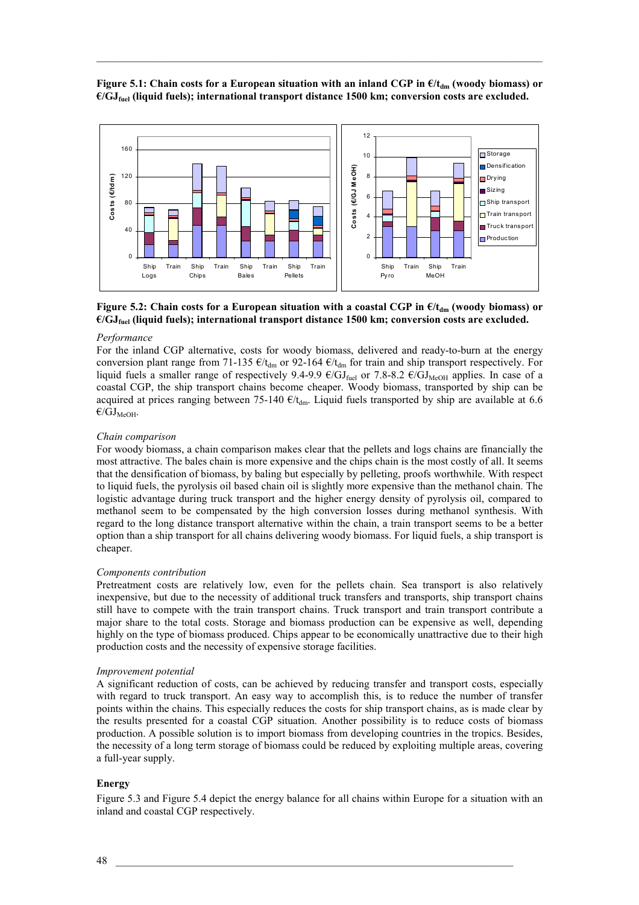**Figure 5.1: Chain costs for a European situation with an inland CGP in €/t$_{dm}$ (woody biomass) or €/GJ$_{fuel}$ (liquid fuels); international transport distance 1500 km; conversion costs are excluded.**

**Figure 5.2: Chain costs for a European situation with a coastal CGP in €/t$_{dm}$ (woody biomass) or €/GJ$_{fuel}$ (liquid fuels); international transport distance 1500 km; conversion costs are excluded.**

*Performance*

For the inland CGP alternative, costs for woody biomass, delivered and ready-to-burn at the energy conversion plant range from 71-135 €/t$_{dm}$ or 92-164 €/t$_{dm}$ for train and ship transport respectively. For liquid fuels a smaller range of respectively 9.4-9.9 €/GJ$_{fuel}$ or 7.8-8.2 €/GJ$_{MeOH}$ applies. In case of a coastal CGP, the ship transport chains become cheaper. Woody biomass, transported by ship can be acquired at prices ranging between 75-140 €/t$_{dm}$. Liquid fuels transported by ship are available at 6.6 €/GJ$_{MeOH}$.

*Chain comparison*

For woody biomass, a chain comparison makes clear that the pellets and logs chains are financially the most attractive. The bales chain is more expensive and the chips chain is the most costly of all. It seems that the densification of biomass, by baling but especially by pelleting, proofs worthwhile. With respect to liquid fuels, the pyrolysis oil based chain oil is slightly more expensive than the methanol chain. The logistic advantage during truck transport and the higher energy density of pyrolysis oil, compared to methanol seem to be compensated by the high conversion losses during methanol synthesis. With regard to the long distance transport alternative within the chain, a train transport seems to be a better option than a ship transport for all chains delivering woody biomass. For liquid fuels, a ship transport is cheaper.

*Components contribution*

Pretreatment costs are relatively low, even for the pellets chain. Sea transport is also relatively inexpensive, but due to the necessity of additional truck transfers and transports, ship transport chains still have to compete with the train transport chains. Truck transport and train transport contribute a major share to the total costs. Storage and biomass production can be expensive as well, depending highly on the type of biomass produced. Chips appear to be economically unattractive due to their high production costs and the necessity of expensive storage facilities.

*Improvement potential*

A significant reduction of costs, can be achieved by reducing transfer and transport costs, especially with regard to truck transport. An easy way to accomplish this, is to reduce the number of transfer points within the chains. This especially reduces the costs for ship transport chains, as is made clear by the results presented for a coastal CGP situation. Another possibility is to reduce costs of biomass production. A possible solution is to import biomass from developing countries in the tropics. Besides, the necessity of a long term storage of biomass could be reduced by exploiting multiple areas, covering a full-year supply.

**Energy**

Figure 5.3 and Figure 5.4 depict the energy balance for all chains within Europe for a situation with an inland and coastal CGP respectively.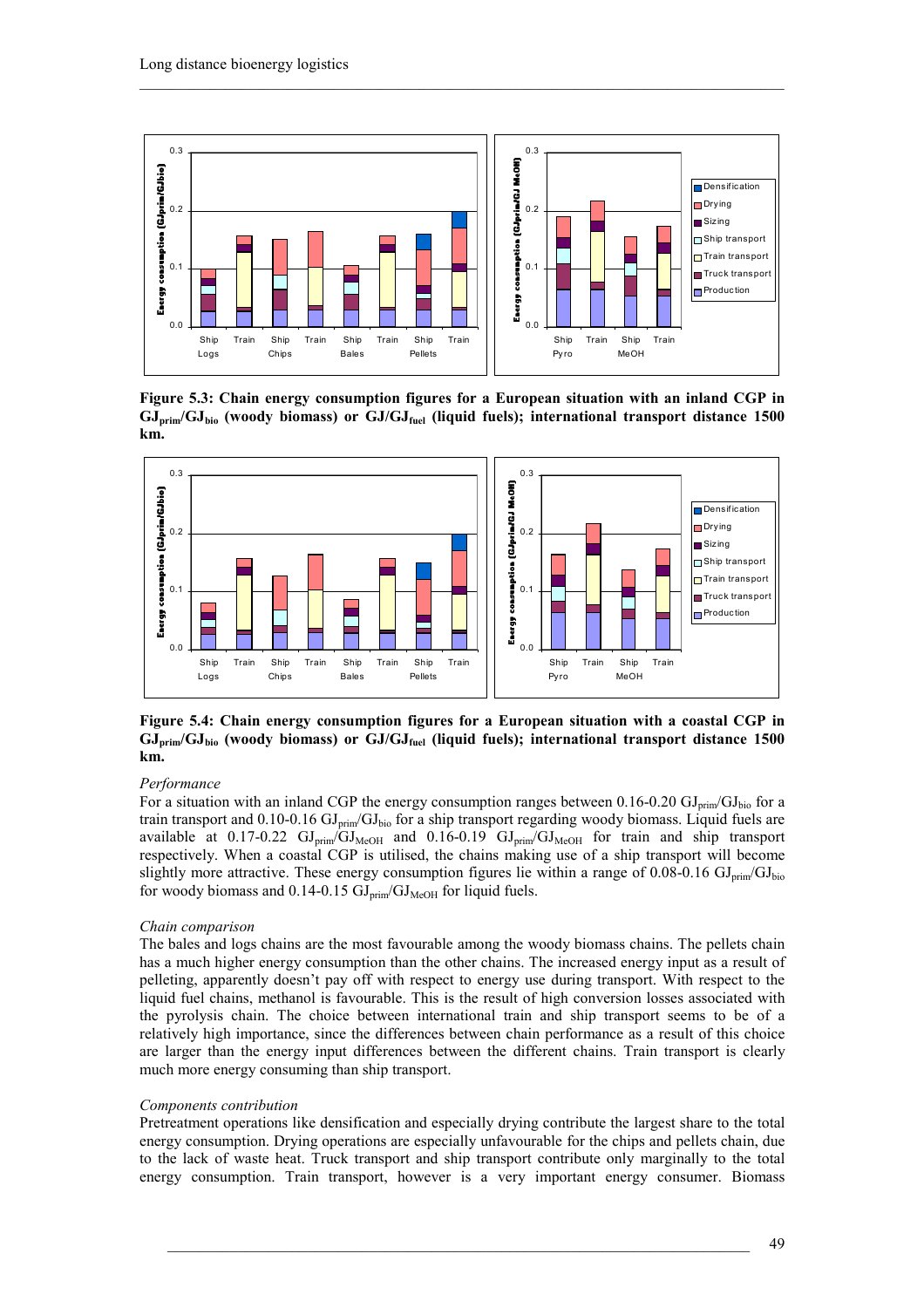**Figure 5.3: Chain energy consumption figures for a European situation with an inland CGP in $GJ_{prim}/GJ_{bio}$ (woody biomass) or $GJ/GJ_{fuel}$ (liquid fuels); international transport distance 1500 km.**

**Figure 5.4: Chain energy consumption figures for a European situation with a coastal CGP in $GJ_{prim}/GJ_{bio}$ (woody biomass) or $GJ/GJ_{fuel}$ (liquid fuels); international transport distance 1500 km.**

*Performance*

For a situation with an inland CGP the energy consumption ranges between 0.16-0.20 $GJ_{prim}/GJ_{bio}$ for a train transport and 0.10-0.16 $GJ_{prim}/GJ_{bio}$ for a ship transport regarding woody biomass. Liquid fuels are available at 0.17-0.22 $GJ_{prim}/GJ_{MeOH}$ and 0.16-0.19 $GJ_{prim}/GJ_{MeOH}$ for train and ship transport respectively. When a coastal CGP is utilised, the chains making use of a ship transport will become slightly more attractive. These energy consumption figures lie within a range of 0.08-0.16 $GJ_{prim}/GJ_{bio}$ for woody biomass and 0.14-0.15 $GJ_{prim}/GJ_{MeOH}$ for liquid fuels.

*Chain comparison*

The bales and logs chains are the most favourable among the woody biomass chains. The pellets chain has a much higher energy consumption than the other chains. The increased energy input as a result of pelleting, apparently doesn't pay off with respect to energy use during transport. With respect to the liquid fuel chains, methanol is favourable. This is the result of high conversion losses associated with the pyrolysis chain. The choice between international train and ship transport seems to be of a relatively high importance, since the differences between chain performance as a result of this choice are larger than the energy input differences between the different chains. Train transport is clearly much more energy consuming than ship transport.

*Components contribution*

Pretreatment operations like densification and especially drying contribute the largest share to the total energy consumption. Drying operations are especially unfavourable for the chips and pellets chain, due to the lack of waste heat. Truck transport and ship transport contribute only marginally to the total energy consumption. Train transport, however is a very important energy consumer. Biomass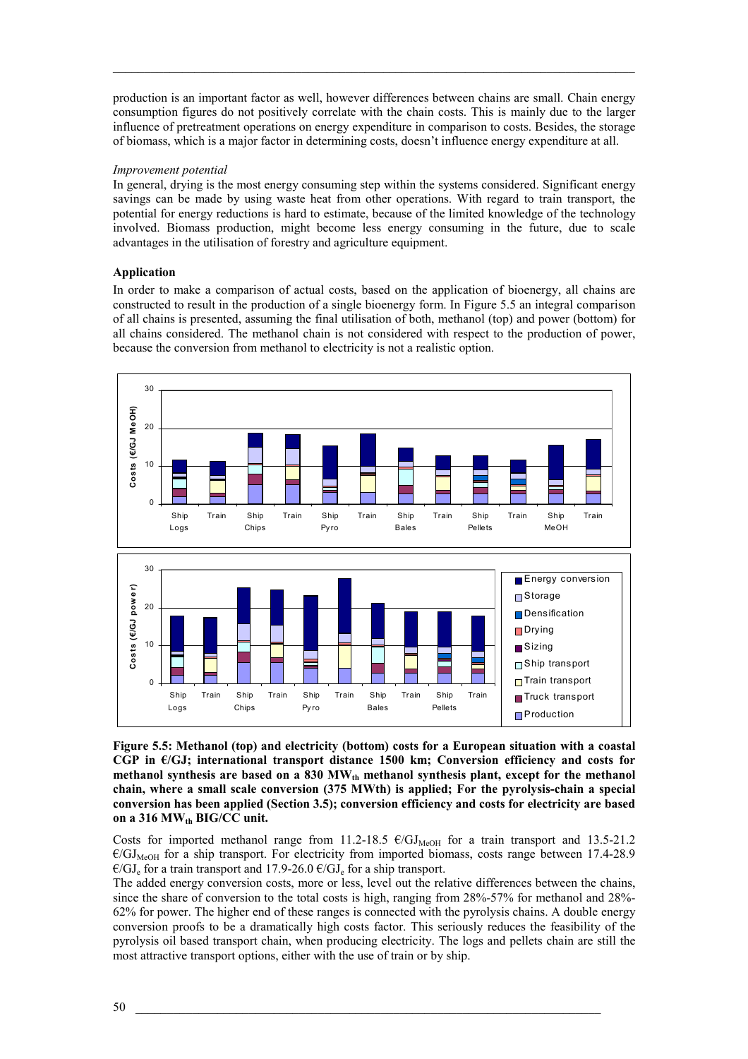production is an important factor as well, however differences between chains are small. Chain energy consumption figures do not positively correlate with the chain costs. This is mainly due to the larger influence of pretreatment operations on energy expenditure in comparison to costs. Besides, the storage of biomass, which is a major factor in determining costs, doesn't influence energy expenditure at all.

*Improvement potential*

In general, drying is the most energy consuming step within the systems considered. Significant energy savings can be made by using waste heat from other operations. With regard to train transport, the potential for energy reductions is hard to estimate, because of the limited knowledge of the technology involved. Biomass production, might become less energy consuming in the future, due to scale advantages in the utilisation of forestry and agriculture equipment.

**Application**

In order to make a comparison of actual costs, based on the application of bioenergy, all chains are constructed to result in the production of a single bioenergy form. In Figure 5.5 an integral comparison of all chains is presented, assuming the final utilisation of both, methanol (top) and power (bottom) for all chains considered. The methanol chain is not considered with respect to the production of power, because the conversion from methanol to electricity is not a realistic option.

**Figure 5.5: Methanol (top) and electricity (bottom) costs for a European situation with a coastal CGP in €/GJ; international transport distance 1500 km; Conversion efficiency and costs for methanol synthesis are based on a 830 $MW_{th}$ methanol synthesis plant, except for the methanol chain, where a small scale conversion (375 MWth) is applied; For the pyrolysis-chain a special conversion has been applied (Section 3.5); conversion efficiency and costs for electricity are based on a 316 $MW_{th}$ BIG/CC unit.**

Costs for imported methanol range from 11.2-18.5 €/$GJ_{MeOH}$ for a train transport and 13.5-21.2 €/$GJ_{MeOH}$ for a ship transport. For electricity from imported biomass, costs range between 17.4-28.9 €/$GJ_e$ for a train transport and 17.9-26.0 €/$GJ_e$ for a ship transport.

The added energy conversion costs, more or less, level out the relative differences between the chains, since the share of conversion to the total costs is high, ranging from 28%-57% for methanol and 28%-62% for power. The higher end of these ranges is connected with the pyrolysis chains. A double energy conversion proofs to be a dramatically high costs factor. This seriously reduces the feasibility of the pyrolysis oil based transport chain, when producing electricity. The logs and pellets chain are still the most attractive transport options, either with the use of train or by ship.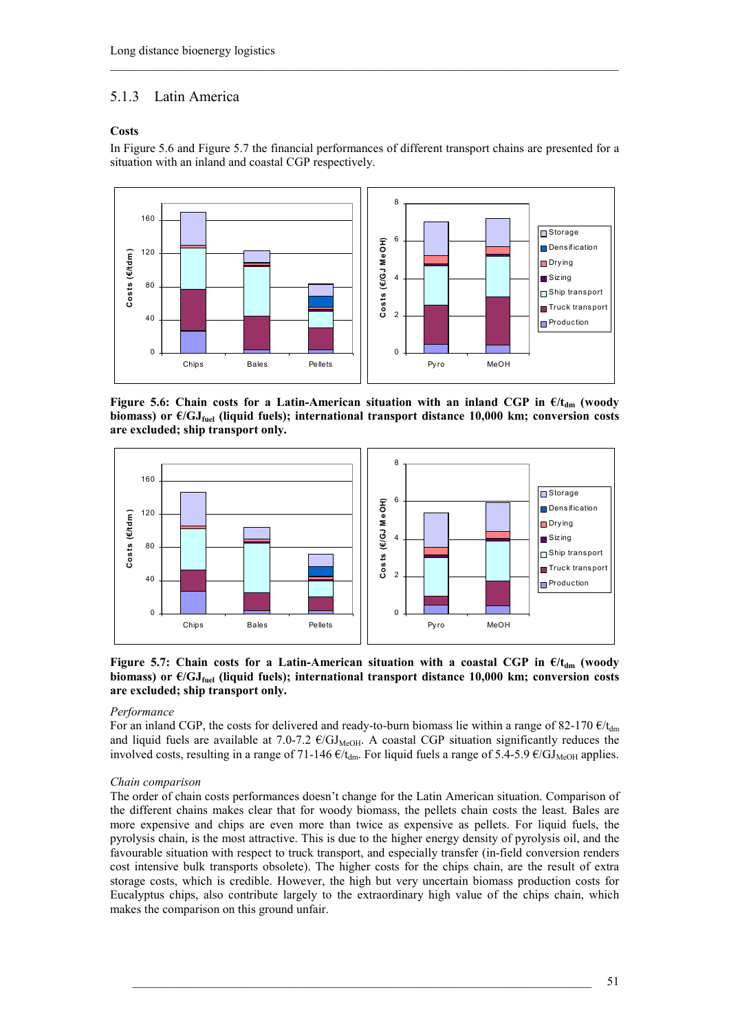### 5.1.3 Latin America

**Costs**

In Figure 5.6 and Figure 5.7 the financial performances of different transport chains are presented for a situation with an inland and coastal CGP respectively.

**Figure 5.6: Chain costs for a Latin-American situation with an inland CGP in €/$t_{dm}$ (woody biomass) or €/$GJ_{fuel}$ (liquid fuels); international transport distance 10,000 km; conversion costs are excluded; ship transport only.**

**Figure 5.7: Chain costs for a Latin-American situation with a coastal CGP in €/$t_{dm}$ (woody biomass) or €/$GJ_{fuel}$ (liquid fuels); international transport distance 10,000 km; conversion costs are excluded; ship transport only.**

*Performance*

For an inland CGP, the costs for delivered and ready-to-burn biomass lie within a range of 82-170 €/$t_{dm}$ and liquid fuels are available at 7.0-7.2 €/$GJ_{MeOH}$. A coastal CGP situation significantly reduces the involved costs, resulting in a range of 71-146 €/$t_{dm}$. For liquid fuels a range of 5.4-5.9 €/$GJ_{MeOH}$ applies.

*Chain comparison*

The order of chain costs performances doesn't change for the Latin American situation. Comparison of the different chains makes clear that for woody biomass, the pellets chain costs the least. Bales are more expensive and chips are even more than twice as expensive as pellets. For liquid fuels, the pyrolysis chain, is the most attractive. This is due to the higher energy density of pyrolysis oil, and the favourable situation with respect to truck transport, and especially transfer (in-field conversion renders cost intensive bulk transports obsolete). The higher costs for the chips chain, are the result of extra storage costs, which is credible. However, the high but very uncertain biomass production costs for Eucalyptus chips, also contribute largely to the extraordinary high value of the chips chain, which makes the comparison on this ground unfair.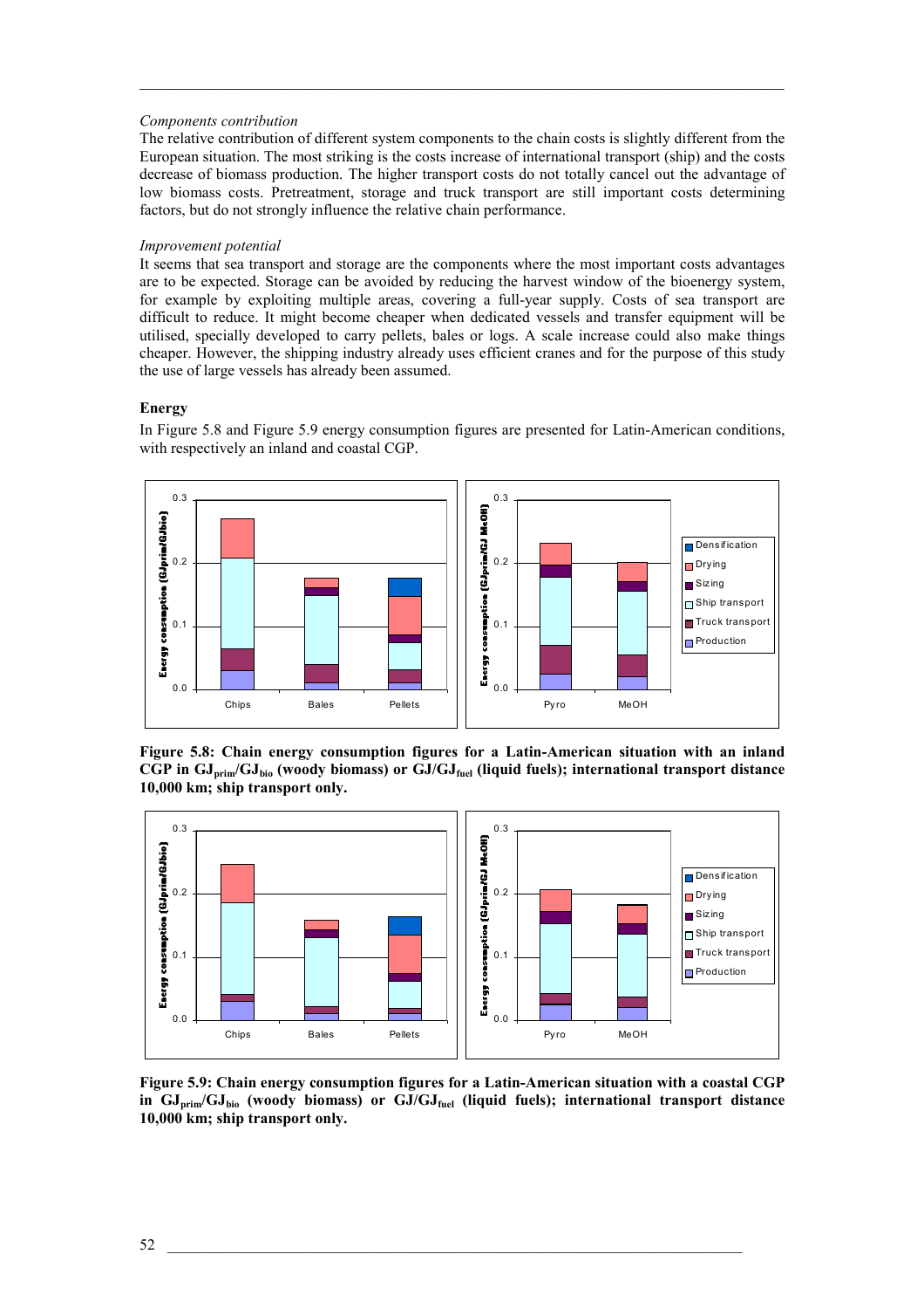*Components contribution*

The relative contribution of different system components to the chain costs is slightly different from the European situation. The most striking is the costs increase of international transport (ship) and the costs decrease of biomass production. The higher transport costs do not totally cancel out the advantage of low biomass costs. Pretreatment, storage and truck transport are still important costs determining factors, but do not strongly influence the relative chain performance.

*Improvement potential*

It seems that sea transport and storage are the components where the most important costs advantages are to be expected. Storage can be avoided by reducing the harvest window of the bioenergy system, for example by exploiting multiple areas, covering a full-year supply. Costs of sea transport are difficult to reduce. It might become cheaper when dedicated vessels and transfer equipment will be utilised, specially developed to carry pellets, bales or logs. A scale increase could also make things cheaper. However, the shipping industry already uses efficient cranes and for the purpose of this study the use of large vessels has already been assumed.

**Energy**

In Figure 5.8 and Figure 5.9 energy consumption figures are presented for Latin-American conditions, with respectively an inland and coastal CGP.

**Figure 5.8: Chain energy consumption figures for a Latin-American situation with an inland CGP in $GJ_{prim}/GJ_{bio}$ (woody biomass) or $GJ/GJ_{fuel}$ (liquid fuels); international transport distance 10,000 km; ship transport only.**

**Figure 5.9: Chain energy consumption figures for a Latin-American situation with a coastal CGP in $GJ_{prim}/GJ_{bio}$ (woody biomass) or $GJ/GJ_{fuel}$ (liquid fuels); international transport distance 10,000 km; ship transport only.**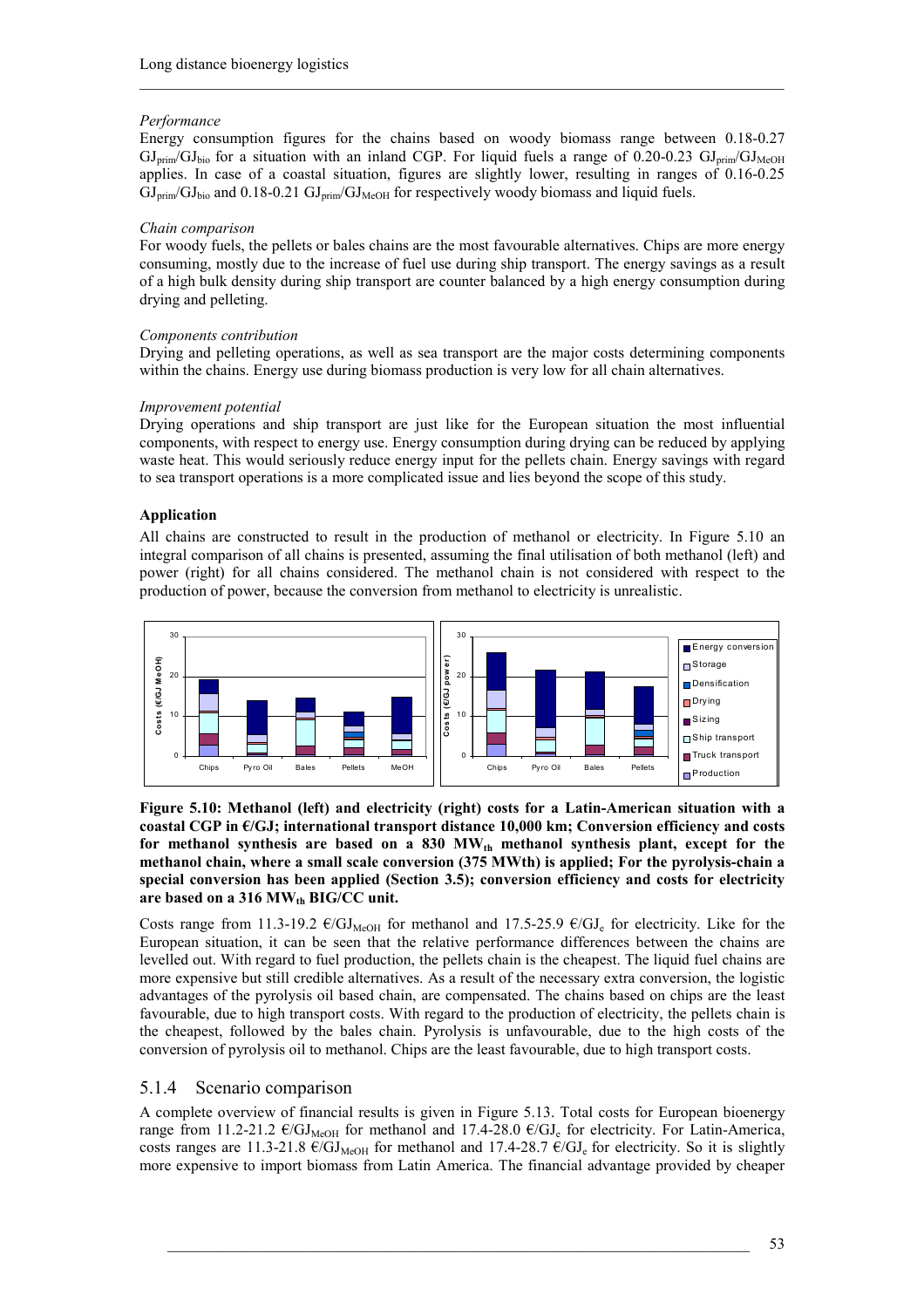*Performance*

Energy consumption figures for the chains based on woody biomass range between 0.18-0.27 $GJ_{prim}/GJ_{bio}$ for a situation with an inland CGP. For liquid fuels a range of 0.20-0.23 $GJ_{prim}/GJ_{MeOH}$ applies. In case of a coastal situation, figures are slightly lower, resulting in ranges of 0.16-0.25 $GJ_{prim}/GJ_{bio}$ and 0.18-0.21 $GJ_{prim}/GJ_{MeOH}$ for respectively woody biomass and liquid fuels.

*Chain comparison*

For woody fuels, the pellets or bales chains are the most favourable alternatives. Chips are more energy consuming, mostly due to the increase of fuel use during ship transport. The energy savings as a result of a high bulk density during ship transport are counter balanced by a high energy consumption during drying and pelleting.

*Components contribution*

Drying and pelleting operations, as well as sea transport are the major costs determining components within the chains. Energy use during biomass production is very low for all chain alternatives.

*Improvement potential*

Drying operations and ship transport are just like for the European situation the most influential components, with respect to energy use. Energy consumption during drying can be reduced by applying waste heat. This would seriously reduce energy input for the pellets chain. Energy savings with regard to sea transport operations is a more complicated issue and lies beyond the scope of this study.

**Application**

All chains are constructed to result in the production of methanol or electricity. In Figure 5.10 an integral comparison of all chains is presented, assuming the final utilisation of both methanol (left) and power (right) for all chains considered. The methanol chain is not considered with respect to the production of power, because the conversion from methanol to electricity is unrealistic.

**Figure 5.10: Methanol (left) and electricity (right) costs for a Latin-American situation with a coastal CGP in €/GJ; international transport distance 10,000 km; Conversion efficiency and costs for methanol synthesis are based on a 830 $MW_{th}$ methanol synthesis plant, except for the methanol chain, where a small scale conversion (375 MWth) is applied; For the pyrolysis-chain a special conversion has been applied (Section 3.5); conversion efficiency and costs for electricity are based on a 316 $MW_{th}$ BIG/CC unit.**

Costs range from 11.3-19.2 €/$GJ_{MeOH}$ for methanol and 17.5-25.9 €/$GJ_e$ for electricity. Like for the European situation, it can be seen that the relative performance differences between the chains are levelled out. With regard to fuel production, the pellets chain is the cheapest. The liquid fuel chains are more expensive but still credible alternatives. As a result of the necessary extra conversion, the logistic advantages of the pyrolysis oil based chain, are compensated. The chains based on chips are the least favourable, due to high transport costs. With regard to the production of electricity, the pellets chain is the cheapest, followed by the bales chain. Pyrolysis is unfavourable, due to the high costs of the conversion of pyrolysis oil to methanol. Chips are the least favourable, due to high transport costs.

## 5.1.4 Scenario comparison

A complete overview of financial results is given in Figure 5.13. Total costs for European bioenergy range from 11.2-21.2 €/$GJ_{MeOH}$ for methanol and 17.4-28.0 €/$GJ_e$ for electricity. For Latin-America, costs ranges are 11.3-21.8 €/$GJ_{MeOH}$ for methanol and 17.4-28.7 €/$GJ_e$ for electricity. So it is slightly more expensive to import biomass from Latin America. The financial advantage provided by cheaper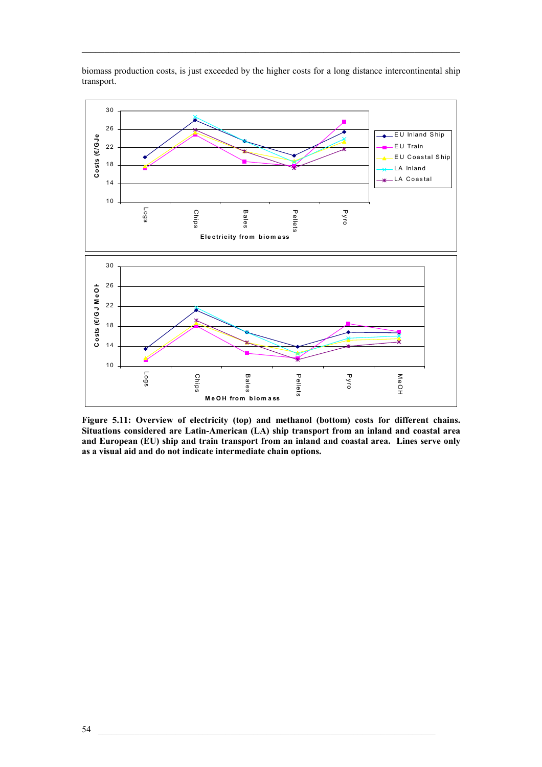biomass production costs, is just exceeded by the higher costs for a long distance intercontinental ship transport.

**Figure 5.11: Overview of electricity (top) and methanol (bottom) costs for different chains. Situations considered are Latin-American (LA) ship transport from an inland and coastal area and European (EU) ship and train transport from an inland and coastal area. Lines serve only as a visual aid and do not indicate intermediate chain options.**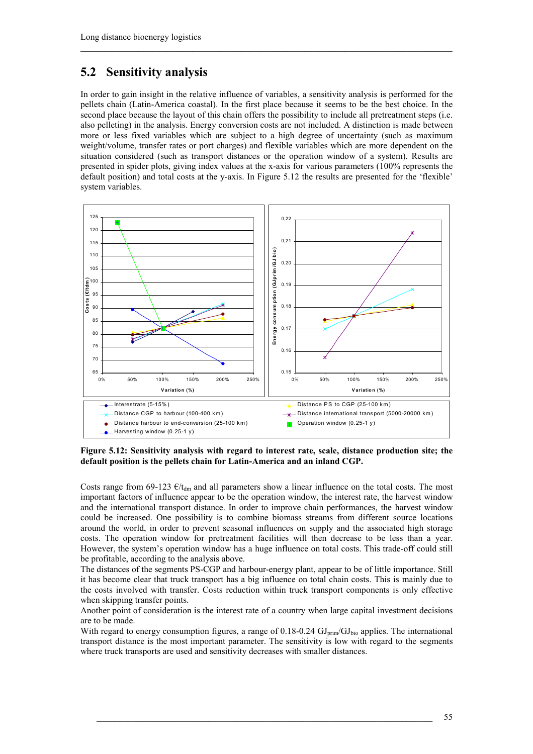## 5.2 Sensitivity analysis

In order to gain insight in the relative influence of variables, a sensitivity analysis is performed for the pellets chain (Latin-America coastal). In the first place because it seems to be the best choice. In the second place because the layout of this chain offers the possibility to include all pretreatment steps (i.e. also pelleting) in the analysis. Energy conversion costs are not included. A distinction is made between more or less fixed variables which are subject to a high degree of uncertainty (such as maximum weight/volume, transfer rates or port charges) and flexible variables which are more dependent on the situation considered (such as transport distances or the operation window of a system). Results are presented in spider plots, giving index values at the x-axis for various parameters (100% represents the default position) and total costs at the y-axis. In Figure 5.12 the results are presented for the 'flexible' system variables.

**Figure 5.12: Sensitivity analysis with regard to interest rate, scale, distance production site; the default position is the pellets chain for Latin-America and an inland CGP.**

Costs range from 69-123 €/$t_{dm}$ and all parameters show a linear influence on the total costs. The most important factors of influence appear to be the operation window, the interest rate, the harvest window and the international transport distance. In order to improve chain performances, the harvest window could be increased. One possibility is to combine biomass streams from different source locations around the world, in order to prevent seasonal influences on supply and the associated high storage costs. The operation window for pretreatment facilities will then decrease to be less than a year. However, the system's operation window has a huge influence on total costs. This trade-off could still be profitable, according to the analysis above.

The distances of the segments PS-CGP and harbour-energy plant, appear to be of little importance. Still it has become clear that truck transport has a big influence on total chain costs. This is mainly due to the costs involved with transfer. Costs reduction within truck transport components is only effective when skipping transfer points.

Another point of consideration is the interest rate of a country when large capital investment decisions are to be made.

With regard to energy consumption figures, a range of 0.18-0.24 $GJ_{prim}/GJ_{bio}$ applies. The international transport distance is the most important parameter. The sensitivity is low with regard to the segments where truck transports are used and sensitivity decreases with smaller distances.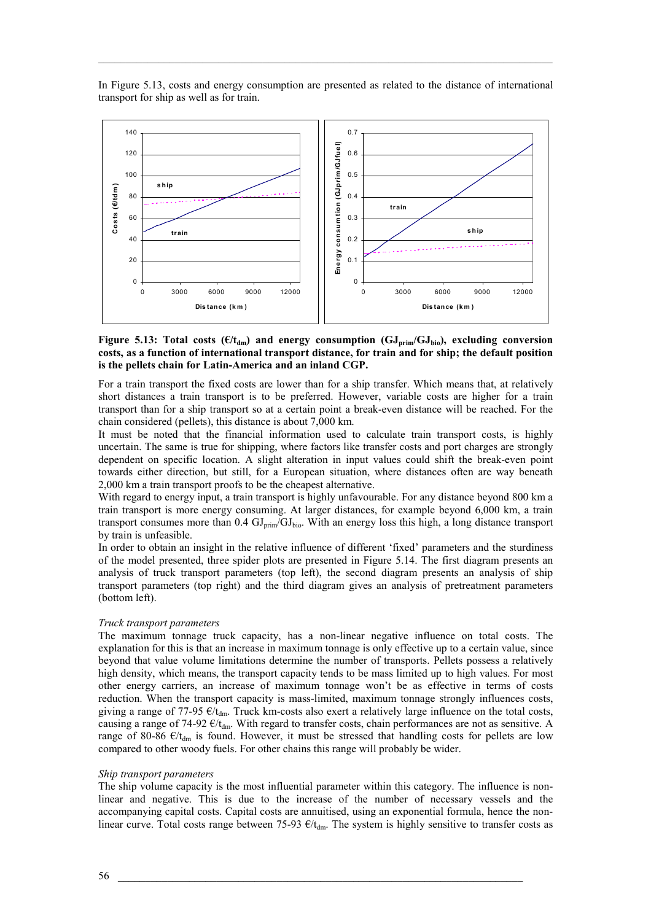In Figure 5.13, costs and energy consumption are presented as related to the distance of international transport for ship as well as for train.

**Figure 5.13: Total costs (€/$t_{dm}$) and energy consumption ($GJ_{prim}/GJ_{bio}$), excluding conversion costs, as a function of international transport distance, for train and for ship; the default position is the pellets chain for Latin-America and an inland CGP.**

For a train transport the fixed costs are lower than for a ship transfer. Which means that, at relatively short distances a train transport is to be preferred. However, variable costs are higher for a train transport than for a ship transport so at a certain point a break-even distance will be reached. For the chain considered (pellets), this distance is about 7,000 km.

It must be noted that the financial information used to calculate train transport costs, is highly uncertain. The same is true for shipping, where factors like transfer costs and port charges are strongly dependent on specific location. A slight alteration in input values could shift the break-even point towards either direction, but still, for a European situation, where distances often are way beneath 2,000 km a train transport proofs to be the cheapest alternative.

With regard to energy input, a train transport is highly unfavourable. For any distance beyond 800 km a train transport is more energy consuming. At larger distances, for example beyond 6,000 km, a train transport consumes more than 0.4 $GJ_{prim}/GJ_{bio}$. With an energy loss this high, a long distance transport by train is unfeasible.

In order to obtain an insight in the relative influence of different 'fixed' parameters and the sturdiness of the model presented, three spider plots are presented in Figure 5.14. The first diagram presents an analysis of truck transport parameters (top left), the second diagram presents an analysis of ship transport parameters (top right) and the third diagram gives an analysis of pretreatment parameters (bottom left).

*Truck transport parameters*

The maximum tonnage truck capacity, has a non-linear negative influence on total costs. The explanation for this is that an increase in maximum tonnage is only effective up to a certain value, since beyond that value volume limitations determine the number of transports. Pellets possess a relatively high density, which means, the transport capacity tends to be mass limited up to high values. For most other energy carriers, an increase of maximum tonnage won't be as effective in terms of costs reduction. When the transport capacity is mass-limited, maximum tonnage strongly influences costs, giving a range of 77-95 €/$t_{dm}$. Truck km-costs also exert a relatively large influence on the total costs, causing a range of 74-92 €/$t_{dm}$. With regard to transfer costs, chain performances are not as sensitive. A range of 80-86 €/$t_{dm}$ is found. However, it must be stressed that handling costs for pellets are low compared to other woody fuels. For other chains this range will probably be wider.

*Ship transport parameters*

The ship volume capacity is the most influential parameter within this category. The influence is non-linear and negative. This is due to the increase of the number of necessary vessels and the accompanying capital costs. Capital costs are annuitised, using an exponential formula, hence the non-linear curve. Total costs range between 75-93 €/$t_{dm}$. The system is highly sensitive to transfer costs as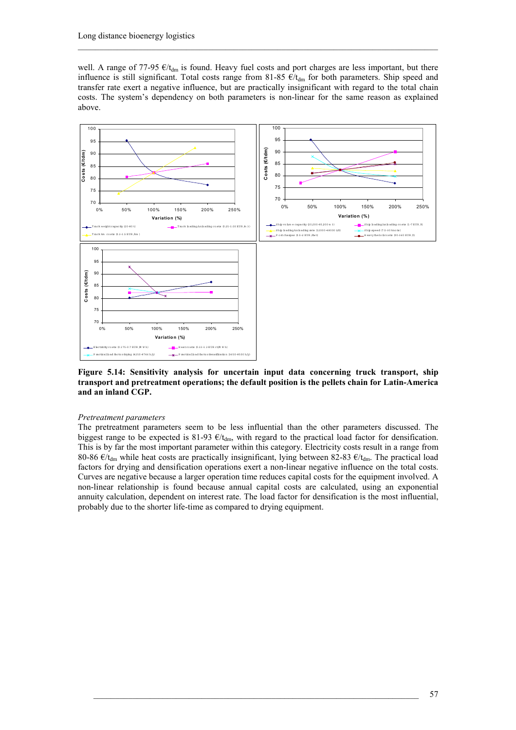well. A range of 77-95 €/$t_{dm}$ is found. Heavy fuel costs and port charges are less important, but there influence is still significant. Total costs range from 81-85 €/$t_{dm}$ for both parameters. Ship speed and transfer rate exert a negative influence, but are practically insignificant with regard to the total chain costs. The system's dependency on both parameters is non-linear for the same reason as explained above.

**Figure 5.14: Sensitivity analysis for uncertain input data concerning truck transport, ship transport and pretreatment operations; the default position is the pellets chain for Latin-America and an inland CGP.**

*Pretreatment parameters*

The pretreatment parameters seem to be less influential than the other parameters discussed. The biggest range to be expected is 81-93 €/$t_{dm}$, with regard to the practical load factor for densification. This is by far the most important parameter within this category. Electricity costs result in a range from 80-86 €/$t_{dm}$ while heat costs are practically insignificant, lying between 82-83 €/$t_{dm}$. The practical load factors for drying and densification operations exert a non-linear negative influence on the total costs. Curves are negative because a larger operation time reduces capital costs for the equipment involved. A non-linear relationship is found because annual capital costs are calculated, using an exponential annuity calculation, dependent on interest rate. The load factor for densification is the most influential, probably due to the shorter life-time as compared to drying equipment.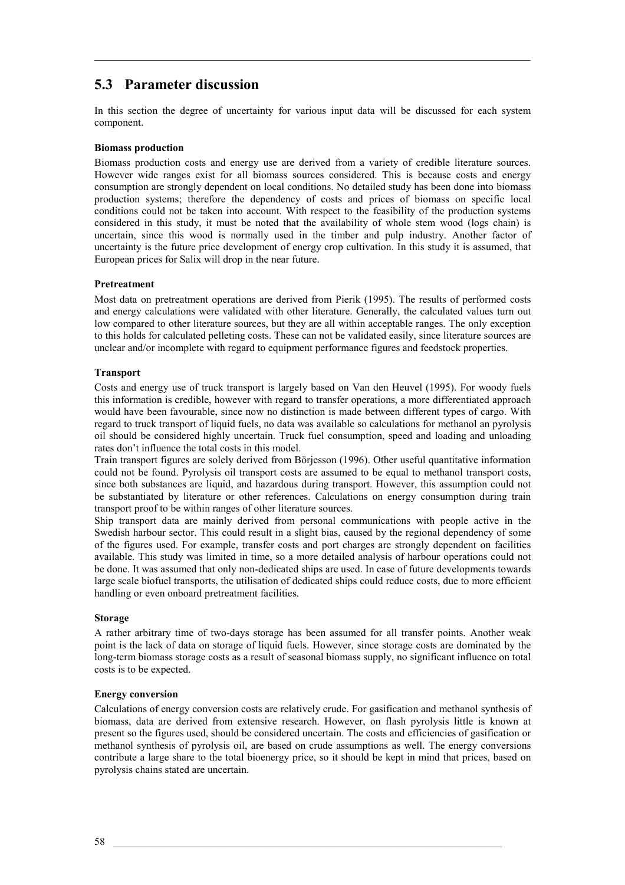## 5.3 Parameter discussion

In this section the degree of uncertainty for various input data will be discussed for each system component.

**Biomass production**

Biomass production costs and energy use are derived from a variety of credible literature sources. However wide ranges exist for all biomass sources considered. This is because costs and energy consumption are strongly dependent on local conditions. No detailed study has been done into biomass production systems; therefore the dependency of costs and prices of biomass on specific local conditions could not be taken into account. With respect to the feasibility of the production systems considered in this study, it must be noted that the availability of whole stem wood (logs chain) is uncertain, since this wood is normally used in the timber and pulp industry. Another factor of uncertainty is the future price development of energy crop cultivation. In this study it is assumed, that European prices for Salix will drop in the near future.

**Pretreatment**

Most data on pretreatment operations are derived from Pierik (1995). The results of performed costs and energy calculations were validated with other literature. Generally, the calculated values turn out low compared to other literature sources, but they are all within acceptable ranges. The only exception to this holds for calculated pelleting costs. These can not be validated easily, since literature sources are unclear and/or incomplete with regard to equipment performance figures and feedstock properties.

**Transport**

Costs and energy use of truck transport is largely based on Van den Heuvel (1995). For woody fuels this information is credible, however with regard to transfer operations, a more differentiated approach would have been favourable, since now no distinction is made between different types of cargo. With regard to truck transport of liquid fuels, no data was available so calculations for methanol an pyrolysis oil should be considered highly uncertain. Truck fuel consumption, speed and loading and unloading rates don't influence the total costs in this model.

Train transport figures are solely derived from Börjesson (1996). Other useful quantitative information could not be found. Pyrolysis oil transport costs are assumed to be equal to methanol transport costs, since both substances are liquid, and hazardous during transport. However, this assumption could not be substantiated by literature or other references. Calculations on energy consumption during train transport proof to be within ranges of other literature sources.

Ship transport data are mainly derived from personal communications with people active in the Swedish harbour sector. This could result in a slight bias, caused by the regional dependency of some of the figures used. For example, transfer costs and port charges are strongly dependent on facilities available. This study was limited in time, so a more detailed analysis of harbour operations could not be done. It was assumed that only non-dedicated ships are used. In case of future developments towards large scale biofuel transports, the utilisation of dedicated ships could reduce costs, due to more efficient handling or even onboard pretreatment facilities.

**Storage**

A rather arbitrary time of two-days storage has been assumed for all transfer points. Another weak point is the lack of data on storage of liquid fuels. However, since storage costs are dominated by the long-term biomass storage costs as a result of seasonal biomass supply, no significant influence on total costs is to be expected.

**Energy conversion**

Calculations of energy conversion costs are relatively crude. For gasification and methanol synthesis of biomass, data are derived from extensive research. However, on flash pyrolysis little is known at present so the figures used, should be considered uncertain. The costs and efficiencies of gasification or methanol synthesis of pyrolysis oil, are based on crude assumptions as well. The energy conversions contribute a large share to the total bioenergy price, so it should be kept in mind that prices, based on pyrolysis chains stated are uncertain.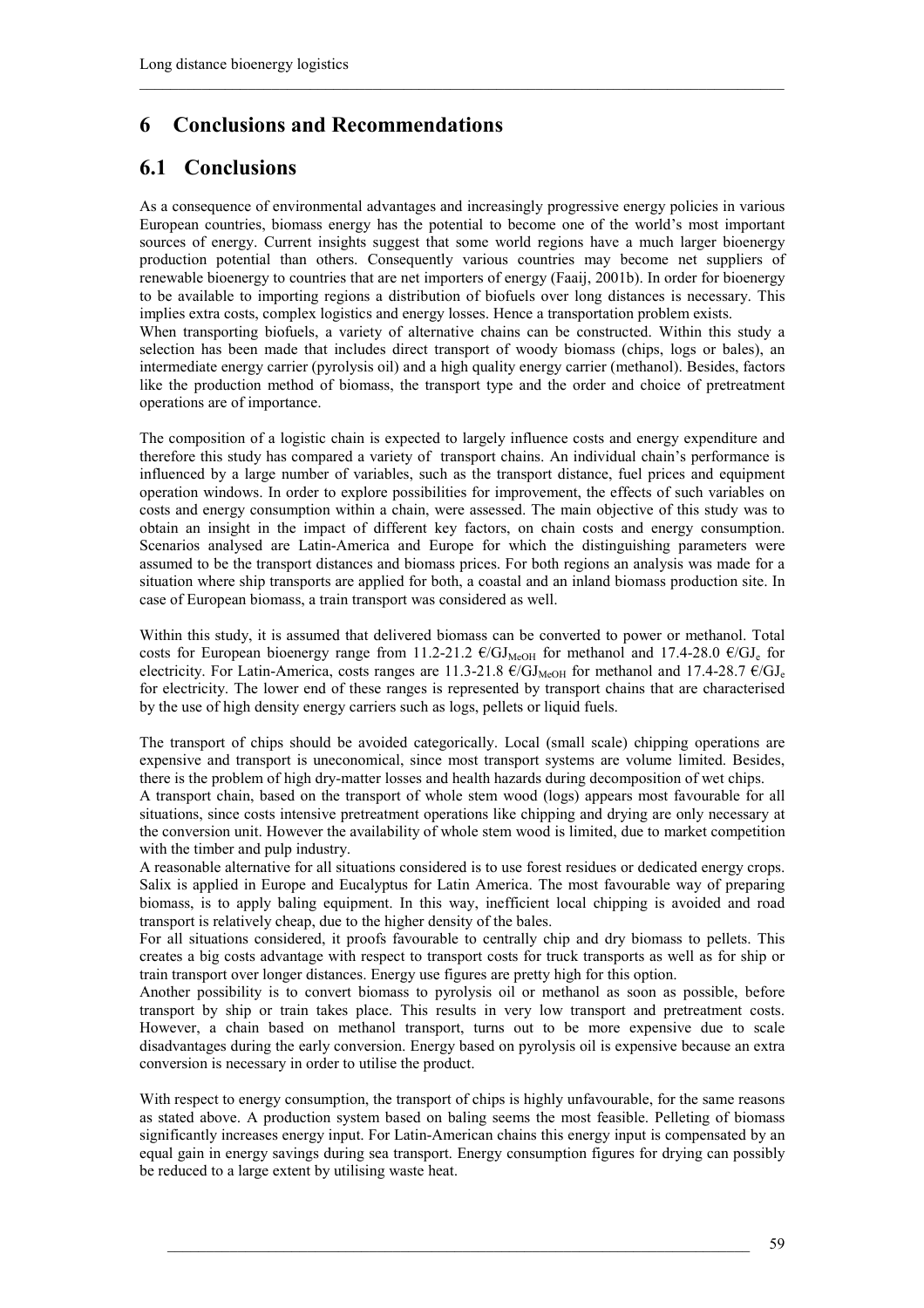# 6 Conclusions and Recommendations

## 6.1 Conclusions

As a consequence of environmental advantages and increasingly progressive energy policies in various European countries, biomass energy has the potential to become one of the world's most important sources of energy. Current insights suggest that some world regions have a much larger bioenergy production potential than others. Consequently various countries may become net suppliers of renewable bioenergy to countries that are net importers of energy (Faaij, 2001b). In order for bioenergy to be available to importing regions a distribution of biofuels over long distances is necessary. This implies extra costs, complex logistics and energy losses. Hence a transportation problem exists.

When transporting biofuels, a variety of alternative chains can be constructed. Within this study a selection has been made that includes direct transport of woody biomass (chips, logs or bales), an intermediate energy carrier (pyrolysis oil) and a high quality energy carrier (methanol). Besides, factors like the production method of biomass, the transport type and the order and choice of pretreatment operations are of importance.

The composition of a logistic chain is expected to largely influence costs and energy expenditure and therefore this study has compared a variety of transport chains. An individual chain's performance is influenced by a large number of variables, such as the transport distance, fuel prices and equipment operation windows. In order to explore possibilities for improvement, the effects of such variables on costs and energy consumption within a chain, were assessed. The main objective of this study was to obtain an insight in the impact of different key factors, on chain costs and energy consumption. Scenarios analysed are Latin-America and Europe for which the distinguishing parameters were assumed to be the transport distances and biomass prices. For both regions an analysis was made for a situation where ship transports are applied for both, a coastal and an inland biomass production site. In case of European biomass, a train transport was considered as well.

Within this study, it is assumed that delivered biomass can be converted to power or methanol. Total costs for European bioenergy range from 11.2-21.2 €/$GJ_{MeOH}$ for methanol and 17.4-28.0 €/$GJ_e$ for electricity. For Latin-America, costs ranges are 11.3-21.8 €/$GJ_{MeOH}$ for methanol and 17.4-28.7 €/$GJ_e$ for electricity. The lower end of these ranges is represented by transport chains that are characterised by the use of high density energy carriers such as logs, pellets or liquid fuels.

The transport of chips should be avoided categorically. Local (small scale) chipping operations are expensive and transport is uneconomical, since most transport systems are volume limited. Besides, there is the problem of high dry-matter losses and health hazards during decomposition of wet chips.

A transport chain, based on the transport of whole stem wood (logs) appears most favourable for all situations, since costs intensive pretreatment operations like chipping and drying are only necessary at the conversion unit. However the availability of whole stem wood is limited, due to market competition with the timber and pulp industry.

A reasonable alternative for all situations considered is to use forest residues or dedicated energy crops. Salix is applied in Europe and Eucalyptus for Latin America. The most favourable way of preparing biomass, is to apply baling equipment. In this way, inefficient local chipping is avoided and road transport is relatively cheap, due to the higher density of the bales.

For all situations considered, it proofs favourable to centrally chip and dry biomass to pellets. This creates a big costs advantage with respect to transport costs for truck transports as well as for ship or train transport over longer distances. Energy use figures are pretty high for this option.

Another possibility is to convert biomass to pyrolysis oil or methanol as soon as possible, before transport by ship or train takes place. This results in very low transport and pretreatment costs. However, a chain based on methanol transport, turns out to be more expensive due to scale disadvantages during the early conversion. Energy based on pyrolysis oil is expensive because an extra conversion is necessary in order to utilise the product.

With respect to energy consumption, the transport of chips is highly unfavourable, for the same reasons as stated above. A production system based on baling seems the most feasible. Pelleting of biomass significantly increases energy input. For Latin-American chains this energy input is compensated by an equal gain in energy savings during sea transport. Energy consumption figures for drying can possibly be reduced to a large extent by utilising waste heat.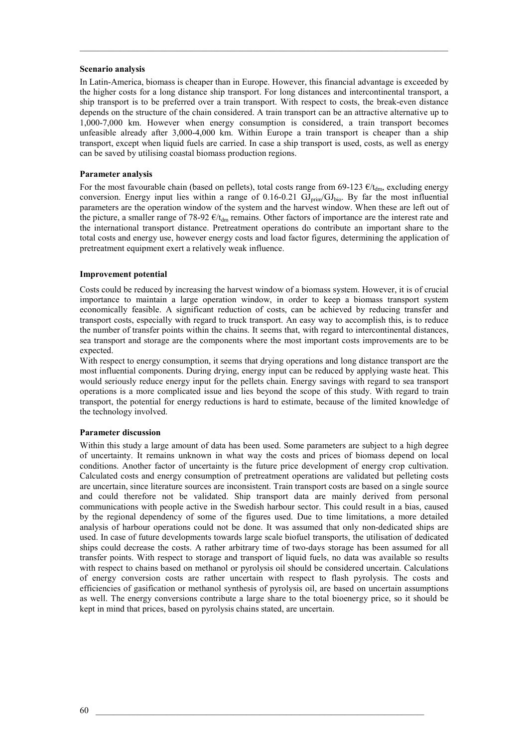**Scenario analysis**

In Latin-America, biomass is cheaper than in Europe. However, this financial advantage is exceeded by the higher costs for a long distance ship transport. For long distances and intercontinental transport, a ship transport is to be preferred over a train transport. With respect to costs, the break-even distance depends on the structure of the chain considered. A train transport can be an attractive alternative up to 1,000-7,000 km. However when energy consumption is considered, a train transport becomes unfeasible already after 3,000-4,000 km. Within Europe a train transport is cheaper than a ship transport, except when liquid fuels are carried. In case a ship transport is used, costs, as well as energy can be saved by utilising coastal biomass production regions.

**Parameter analysis**

For the most favourable chain (based on pellets), total costs range from 69-123 €/$t_{dm}$, excluding energy conversion. Energy input lies within a range of 0.16-0.21 $GJ_{prim}/GJ_{bio}$. By far the most influential parameters are the operation window of the system and the harvest window. When these are left out of the picture, a smaller range of 78-92 €/$t_{dm}$ remains. Other factors of importance are the interest rate and the international transport distance. Pretreatment operations do contribute an important share to the total costs and energy use, however energy costs and load factor figures, determining the application of pretreatment equipment exert a relatively weak influence.

**Improvement potential**

Costs could be reduced by increasing the harvest window of a biomass system. However, it is of crucial importance to maintain a large operation window, in order to keep a biomass transport system economically feasible. A significant reduction of costs, can be achieved by reducing transfer and transport costs, especially with regard to truck transport. An easy way to accomplish this, is to reduce the number of transfer points within the chains. It seems that, with regard to intercontinental distances, sea transport and storage are the components where the most important costs improvements are to be expected.

With respect to energy consumption, it seems that drying operations and long distance transport are the most influential components. During drying, energy input can be reduced by applying waste heat. This would seriously reduce energy input for the pellets chain. Energy savings with regard to sea transport operations is a more complicated issue and lies beyond the scope of this study. With regard to train transport, the potential for energy reductions is hard to estimate, because of the limited knowledge of the technology involved.

**Parameter discussion**

Within this study a large amount of data has been used. Some parameters are subject to a high degree of uncertainty. It remains unknown in what way the costs and prices of biomass depend on local conditions. Another factor of uncertainty is the future price development of energy crop cultivation. Calculated costs and energy consumption of pretreatment operations are validated but pelleting costs are uncertain, since literature sources are inconsistent. Train transport costs are based on a single source and could therefore not be validated. Ship transport data are mainly derived from personal communications with people active in the Swedish harbour sector. This could result in a bias, caused by the regional dependency of some of the figures used. Due to time limitations, a more detailed analysis of harbour operations could not be done. It was assumed that only non-dedicated ships are used. In case of future developments towards large scale biofuel transports, the utilisation of dedicated ships could decrease the costs. A rather arbitrary time of two-days storage has been assumed for all transfer points. With respect to storage and transport of liquid fuels, no data was available so results with respect to chains based on methanol or pyrolysis oil should be considered uncertain. Calculations of energy conversion costs are rather uncertain with respect to flash pyrolysis. The costs and efficiencies of gasification or methanol synthesis of pyrolysis oil, are based on uncertain assumptions as well. The energy conversions contribute a large share to the total bioenergy price, so it should be kept in mind that prices, based on pyrolysis chains stated, are uncertain.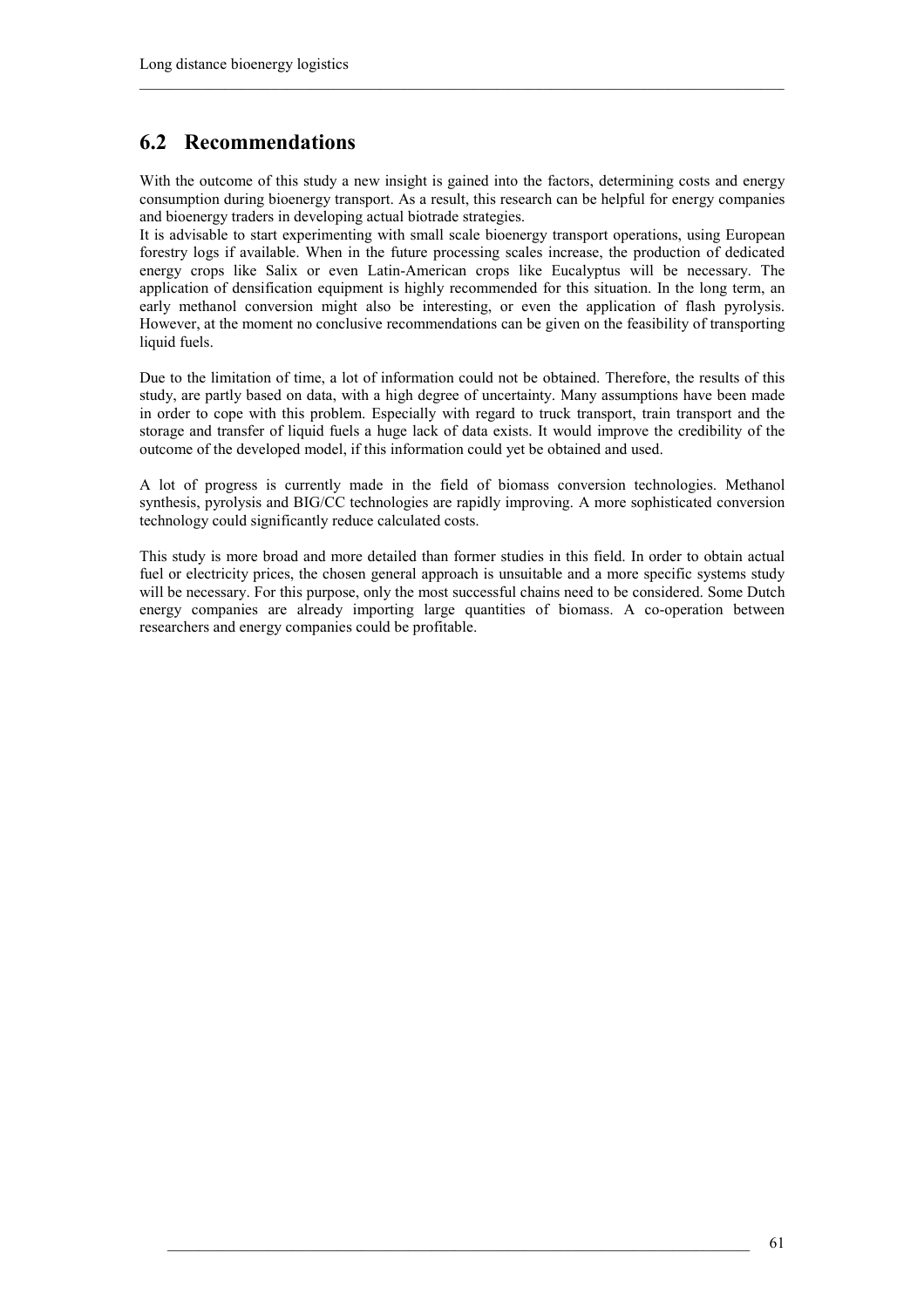## 6.2 Recommendations

With the outcome of this study a new insight is gained into the factors, determining costs and energy consumption during bioenergy transport. As a result, this research can be helpful for energy companies and bioenergy traders in developing actual biotrade strategies.

It is advisable to start experimenting with small scale bioenergy transport operations, using European forestry logs if available. When in the future processing scales increase, the production of dedicated energy crops like Salix or even Latin-American crops like Eucalyptus will be necessary. The application of densification equipment is highly recommended for this situation. In the long term, an early methanol conversion might also be interesting, or even the application of flash pyrolysis. However, at the moment no conclusive recommendations can be given on the feasibility of transporting liquid fuels.

Due to the limitation of time, a lot of information could not be obtained. Therefore, the results of this study, are partly based on data, with a high degree of uncertainty. Many assumptions have been made in order to cope with this problem. Especially with regard to truck transport, train transport and the storage and transfer of liquid fuels a huge lack of data exists. It would improve the credibility of the outcome of the developed model, if this information could yet be obtained and used.

A lot of progress is currently made in the field of biomass conversion technologies. Methanol synthesis, pyrolysis and BIG/CC technologies are rapidly improving. A more sophisticated conversion technology could significantly reduce calculated costs.

This study is more broad and more detailed than former studies in this field. In order to obtain actual fuel or electricity prices, the chosen general approach is unsuitable and a more specific systems study will be necessary. For this purpose, only the most successful chains need to be considered. Some Dutch energy companies are already importing large quantities of biomass. A co-operation between researchers and energy companies could be profitable.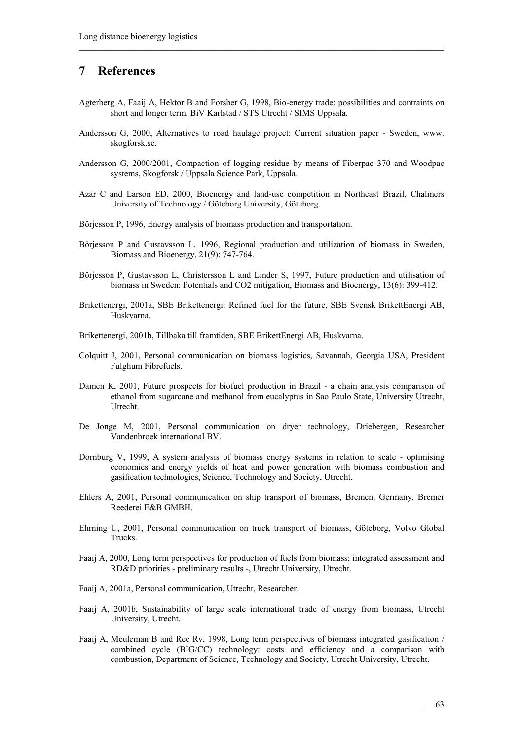# 7 References

Agterberg A, Faaij A, Hektor B and Forsber G, 1998, Bio-energy trade: possibilities and contraints on short and longer term, BiV Karlstad / STS Utrecht / SIMS Uppsala.

Andersson G, 2000, Alternatives to road haulage project: Current situation paper - Sweden, www. skogforsk.se.

Andersson G, 2000/2001, Compaction of logging residue by means of Fiberpac 370 and Woodpac systems, Skogforsk / Uppsala Science Park, Uppsala.

Azar C and Larson ED, 2000, Bioenergy and land-use competition in Northeast Brazil, Chalmers University of Technology / Göteborg University, Göteborg.

Börjesson P, 1996, Energy analysis of biomass production and transportation.

Börjesson P and Gustavsson L, 1996, Regional production and utilization of biomass in Sweden, Biomass and Bioenergy, 21(9): 747-764.

Börjesson P, Gustavsson L, Christersson L and Linder S, 1997, Future production and utilisation of biomass in Sweden: Potentials and CO2 mitigation, Biomass and Bioenergy, 13(6): 399-412.

Brikettenergi, 2001a, SBE Brikettenergi: Refined fuel for the future, SBE Svensk BrikettEnergi AB, Huskvarna.

Brikettenergi, 2001b, Tillbaka till framtiden, SBE BrikettEnergi AB, Huskvarna.

Colquitt J, 2001, Personal communication on biomass logistics, Savannah, Georgia USA, President Fulghum Fibrefuels.

Damen K, 2001, Future prospects for biofuel production in Brazil - a chain analysis comparison of ethanol from sugarcane and methanol from eucalyptus in Sao Paulo State, University Utrecht, Utrecht.

De Jonge M, 2001, Personal communication on dryer technology, Driebergen, Researcher Vandenbroek international BV.

Dornburg V, 1999, A system analysis of biomass energy systems in relation to scale - optimising economics and energy yields of heat and power generation with biomass combustion and gasification technologies, Science, Technology and Society, Utrecht.

Ehlers A, 2001, Personal communication on ship transport of biomass, Bremen, Germany, Bremer Reederei E&B GMBH.

Ehrning U, 2001, Personal communication on truck transport of biomass, Göteborg, Volvo Global Trucks.

Faaij A, 2000, Long term perspectives for production of fuels from biomass; integrated assessment and RD&D priorities - preliminary results -, Utrecht University, Utrecht.

Faaij A, 2001a, Personal communication, Utrecht, Researcher.

Faaij A, 2001b, Sustainability of large scale international trade of energy from biomass, Utrecht University, Utrecht.

Faaij A, Meuleman B and Ree Rv, 1998, Long term perspectives of biomass integrated gasification / combined cycle (BIG/CC) technology: costs and efficiency and a comparison with combustion, Department of Science, Technology and Society, Utrecht University, Utrecht.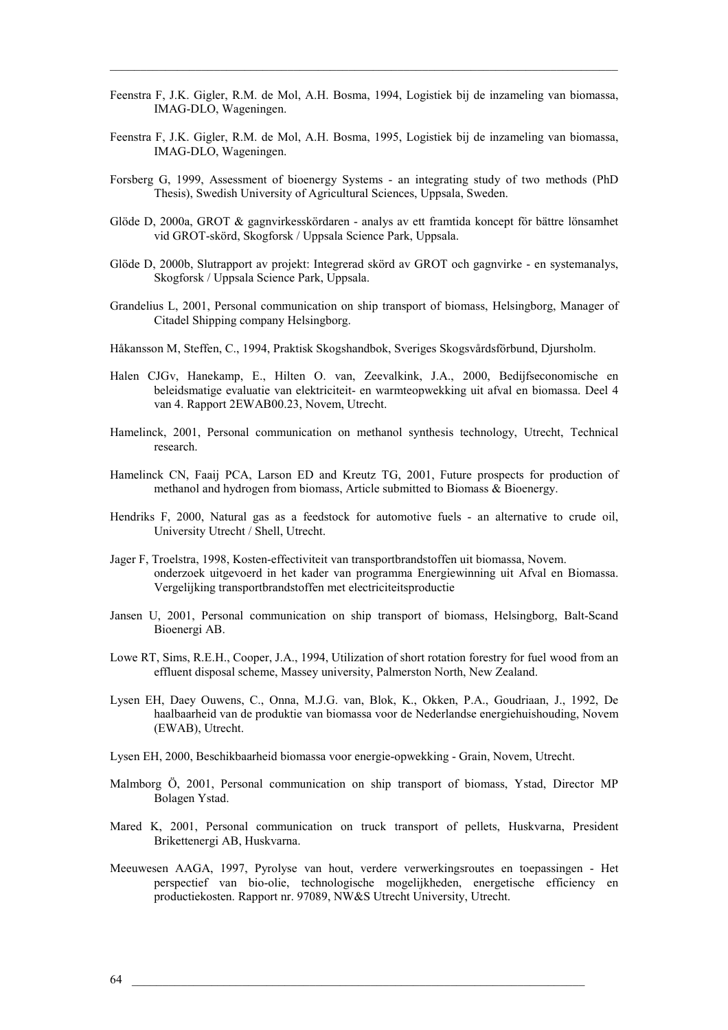Feenstra F, J.K. Gigler, R.M. de Mol, A.H. Bosma, 1994, Logistiek bij de inzameling van biomassa, IMAG-DLO, Wageningen.

Feenstra F, J.K. Gigler, R.M. de Mol, A.H. Bosma, 1995, Logistiek bij de inzameling van biomassa, IMAG-DLO, Wageningen.

Forsberg G, 1999, Assessment of bioenergy Systems - an integrating study of two methods (PhD Thesis), Swedish University of Agricultural Sciences, Uppsala, Sweden.

Glöde D, 2000a, GROT & gagnvirkesskördaren - analys av ett framtida koncept för bättre lönsamhet vid GROT-skörd, Skogforsk / Uppsala Science Park, Uppsala.

Glöde D, 2000b, Slutrapport av projekt: Integrerad skörd av GROT och gagnvirke - en systemanalys, Skogforsk / Uppsala Science Park, Uppsala.

Grandelius L, 2001, Personal communication on ship transport of biomass, Helsingborg, Manager of Citadel Shipping company Helsingborg.

Håkansson M, Steffen, C., 1994, Praktisk Skogshandbok, Sveriges Skogsvårdsförbund, Djursholm.

Halen CJGv, Hanekamp, E., Hilten O. van, Zeevalkink, J.A., 2000, Bedijfseconomische en beleidsmatige evaluatie van elektriciteit- en warmteopwekking uit afval en biomassa. Deel 4 van 4. Rapport 2EWAB00.23, Novem, Utrecht.

Hamelinck, 2001, Personal communication on methanol synthesis technology, Utrecht, Technical research.

Hamelinck CN, Faaij PCA, Larson ED and Kreutz TG, 2001, Future prospects for production of methanol and hydrogen from biomass, Article submitted to Biomass & Bioenergy.

Hendriks F, 2000, Natural gas as a feedstock for automotive fuels - an alternative to crude oil, University Utrecht / Shell, Utrecht.

Jager F, Troelstra, 1998, Kosten-effectiviteit van transportbrandstoffen uit biomassa, Novem. onderzoek uitgevoerd in het kader van programma Energiewinning uit Afval en Biomassa. Vergelijking transportbrandstoffen met electriciteitsproductie

Jansen U, 2001, Personal communication on ship transport of biomass, Helsingborg, Balt-Scand Bioenergi AB.

Lowe RT, Sims, R.E.H., Cooper, J.A., 1994, Utilization of short rotation forestry for fuel wood from an effluent disposal scheme, Massey university, Palmerston North, New Zealand.

Lysen EH, Daey Ouwens, C., Onna, M.J.G. van, Blok, K., Okken, P.A., Goudriaan, J., 1992, De haalbaarheid van de produktie van biomassa voor de Nederlandse energiehuishouding, Novem (EWAB), Utrecht.

Lysen EH, 2000, Beschikbaarheid biomassa voor energie-opwekking - Grain, Novem, Utrecht.

Malmborg Ö, 2001, Personal communication on ship transport of biomass, Ystad, Director MP Bolagen Ystad.

Mared K, 2001, Personal communication on truck transport of pellets, Huskvarna, President Brikettenergi AB, Huskvarna.

Meeuwesen AAGA, 1997, Pyrolyse van hout, verdere verwerkingsroutes en toepassingen - Het perspectief van bio-olie, technologische mogelijkheden, energetische efficiency en productiekosten. Rapport nr. 97089, NW&S Utrecht University, Utrecht.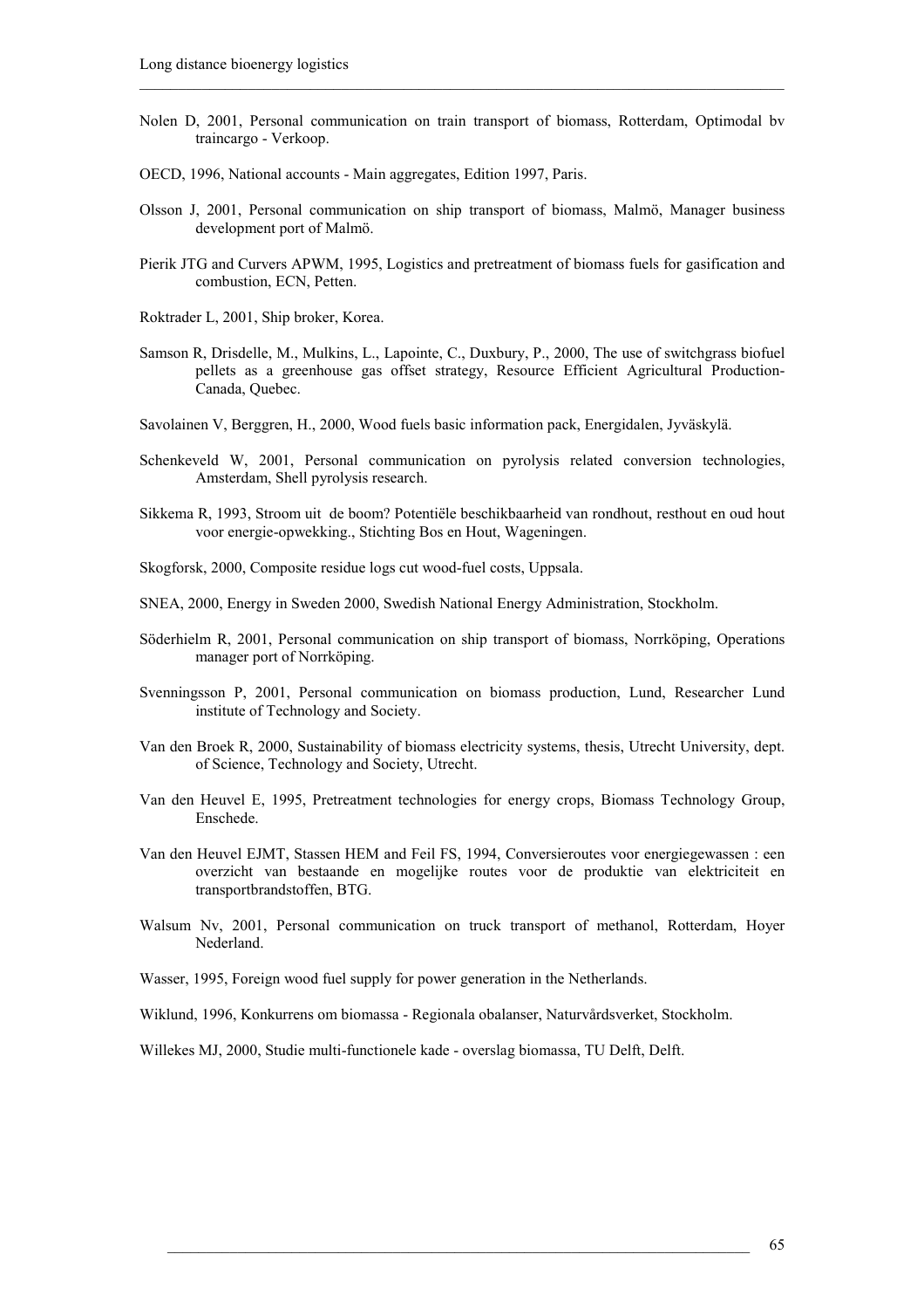Nolen D, 2001, Personal communication on train transport of biomass, Rotterdam, Optimodal bv traincargo - Verkoop.

OECD, 1996, National accounts - Main aggregates, Edition 1997, Paris.

Olsson J, 2001, Personal communication on ship transport of biomass, Malmö, Manager business development port of Malmö.

Pierik JTG and Curvers APWM, 1995, Logistics and pretreatment of biomass fuels for gasification and combustion, ECN, Petten.

Roktrader L, 2001, Ship broker, Korea.

Samson R, Drisdelle, M., Mulkins, L., Lapointe, C., Duxbury, P., 2000, The use of switchgrass biofuel pellets as a greenhouse gas offset strategy, Resource Efficient Agricultural Production-Canada, Quebec.

Savolainen V, Berggren, H., 2000, Wood fuels basic information pack, Energidalen, Jyväskylä.

Schenkeveld W, 2001, Personal communication on pyrolysis related conversion technologies, Amsterdam, Shell pyrolysis research.

Sikkema R, 1993, Stroom uit de boom? Potentiële beschikbaarheid van rondhout, resthout en oud hout voor energie-opwekking., Stichting Bos en Hout, Wageningen.

Skogforsk, 2000, Composite residue logs cut wood-fuel costs, Uppsala.

SNEA, 2000, Energy in Sweden 2000, Swedish National Energy Administration, Stockholm.

Söderhielm R, 2001, Personal communication on ship transport of biomass, Norrköping, Operations manager port of Norrköping.

Svenningsson P, 2001, Personal communication on biomass production, Lund, Researcher Lund institute of Technology and Society.

Van den Broek R, 2000, Sustainability of biomass electricity systems, thesis, Utrecht University, dept. of Science, Technology and Society, Utrecht.

Van den Heuvel E, 1995, Pretreatment technologies for energy crops, Biomass Technology Group, Enschede.

Van den Heuvel EJMT, Stassen HEM and Feil FS, 1994, Conversieroutes voor energiegewassen : een overzicht van bestaande en mogelijke routes voor de produktie van elektriciteit en transportbrandstoffen, BTG.

Walsum Nv, 2001, Personal communication on truck transport of methanol, Rotterdam, Hoyer Nederland.

Wasser, 1995, Foreign wood fuel supply for power generation in the Netherlands.

Wiklund, 1996, Konkurrens om biomassa - Regionala obalanser, Naturvårdsverket, Stockholm.

Willekes MJ, 2000, Studie multi-functionele kade - overslag biomassa, TU Delft, Delft.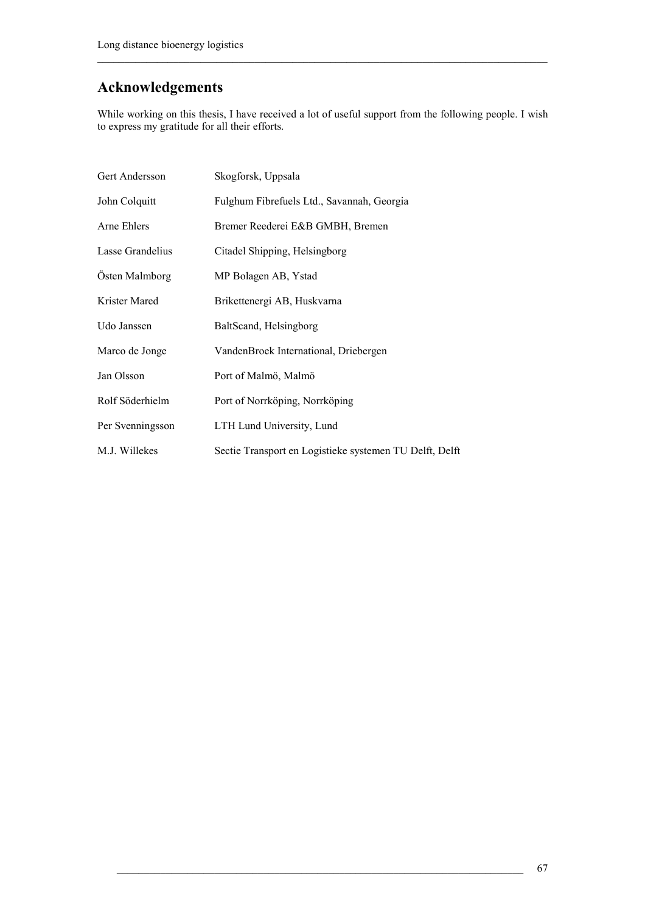## Acknowledgements

While working on this thesis, I have received a lot of useful support from the following people. I wish to express my gratitude for all their efforts.

| | |
|---|---|
| Gert Andersson | Skogforsk, Uppsala |
| John Colquitt | Fulghum Fibrefuels Ltd., Savannah, Georgia |
| Arne Ehlers | Bremer Reederei E&B GMBH, Bremen |
| Lasse Grandelius | Citadel Shipping, Helsingborg |
| Östen Malmborg | MP Bolagen AB, Ystad |
| Krister Mared | Brikettenergi AB, Huskvarna |
| Udo Janssen | BaltScand, Helsingborg |
| Marco de Jonge | VandenBroek International, Driebergen |
| Jan Olsson | Port of Malmö, Malmö |
| Rolf Söderhielm | Port of Norrköping, Norrköping |
| Per Svenningsson | LTH Lund University, Lund |
| M.J. Willekes | Sectie Transport en Logistieke systemen TU Delft, Delft |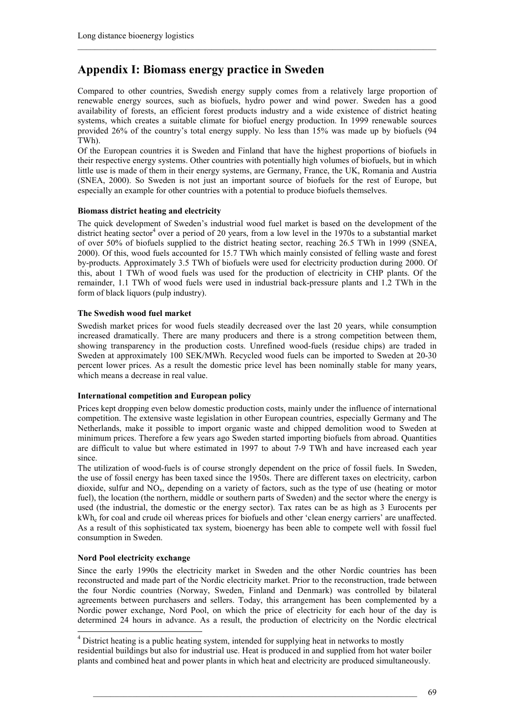# Appendix I: Biomass energy practice in Sweden

Compared to other countries, Swedish energy supply comes from a relatively large proportion of renewable energy sources, such as biofuels, hydro power and wind power. Sweden has a good availability of forests, an efficient forest products industry and a wide existence of district heating systems, which creates a suitable climate for biofuel energy production. In 1999 renewable sources provided 26% of the country's total energy supply. No less than 15% was made up by biofuels (94 TWh).

Of the European countries it is Sweden and Finland that have the highest proportions of biofuels in their respective energy systems. Other countries with potentially high volumes of biofuels, but in which little use is made of them in their energy systems, are Germany, France, the UK, Romania and Austria (SNEA, 2000). So Sweden is not just an important source of biofuels for the rest of Europe, but especially an example for other countries with a potential to produce biofuels themselves.

**Biomass district heating and electricity**

The quick development of Sweden's industrial wood fuel market is based on the development of the district heating sector[4] over a period of 20 years, from a low level in the 1970s to a substantial market of over 50% of biofuels supplied to the district heating sector, reaching 26.5 TWh in 1999 (SNEA, 2000). Of this, wood fuels accounted for 15.7 TWh which mainly consisted of felling waste and forest by-products. Approximately 3.5 TWh of biofuels were used for electricity production during 2000. Of this, about 1 TWh of wood fuels was used for the production of electricity in CHP plants. Of the remainder, 1.1 TWh of wood fuels were used in industrial back-pressure plants and 1.2 TWh in the form of black liquors (pulp industry).

**The Swedish wood fuel market**

Swedish market prices for wood fuels steadily decreased over the last 20 years, while consumption increased dramatically. There are many producers and there is a strong competition between them, showing transparency in the production costs. Unrefined wood-fuels (residue chips) are traded in Sweden at approximately 100 SEK/MWh. Recycled wood fuels can be imported to Sweden at 20-30 percent lower prices. As a result the domestic price level has been nominally stable for many years, which means a decrease in real value.

**International competition and European policy**

Prices kept dropping even below domestic production costs, mainly under the influence of international competition. The extensive waste legislation in other European countries, especially Germany and The Netherlands, make it possible to import organic waste and chipped demolition wood to Sweden at minimum prices. Therefore a few years ago Sweden started importing biofuels from abroad. Quantities are difficult to value but where estimated in 1997 to about 7-9 TWh and have increased each year since.

The utilization of wood-fuels is of course strongly dependent on the price of fossil fuels. In Sweden, the use of fossil energy has been taxed since the 1950s. There are different taxes on electricity, carbon dioxide, sulfur and $NO_x$, depending on a variety of factors, such as the type of use (heating or motor fuel), the location (the northern, middle or southern parts of Sweden) and the sector where the energy is used (the industrial, the domestic or the energy sector). Tax rates can be as high as 3 Eurocents per $kWh_e$ for coal and crude oil whereas prices for biofuels and other 'clean energy carriers' are unaffected. As a result of this sophisticated tax system, bioenergy has been able to compete well with fossil fuel consumption in Sweden.

**Nord Pool electricity exchange**

Since the early 1990s the electricity market in Sweden and the other Nordic countries has been reconstructed and made part of the Nordic electricity market. Prior to the reconstruction, trade between the four Nordic countries (Norway, Sweden, Finland and Denmark) was controlled by bilateral agreements between purchasers and sellers. Today, this arrangement has been complemented by a Nordic power exchange, Nord Pool, on which the price of electricity for each hour of the day is determined 24 hours in advance. As a result, the production of electricity on the Nordic electrical

[4] District heating is a public heating system, intended for supplying heat in networks to mostly residential buildings but also for industrial use. Heat is produced in and supplied from hot water boiler plants and combined heat and power plants in which heat and electricity are produced simultaneously.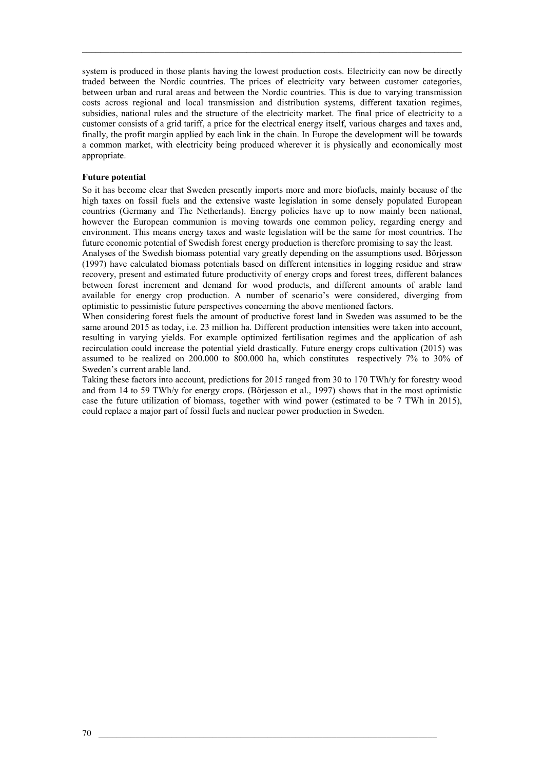system is produced in those plants having the lowest production costs. Electricity can now be directly traded between the Nordic countries. The prices of electricity vary between customer categories, between urban and rural areas and between the Nordic countries. This is due to varying transmission costs across regional and local transmission and distribution systems, different taxation regimes, subsidies, national rules and the structure of the electricity market. The final price of electricity to a customer consists of a grid tariff, a price for the electrical energy itself, various charges and taxes and, finally, the profit margin applied by each link in the chain. In Europe the development will be towards a common market, with electricity being produced wherever it is physically and economically most appropriate.

**Future potential**

So it has become clear that Sweden presently imports more and more biofuels, mainly because of the high taxes on fossil fuels and the extensive waste legislation in some densely populated European countries (Germany and The Netherlands). Energy policies have up to now mainly been national, however the European communion is moving towards one common policy, regarding energy and environment. This means energy taxes and waste legislation will be the same for most countries. The future economic potential of Swedish forest energy production is therefore promising to say the least.

Analyses of the Swedish biomass potential vary greatly depending on the assumptions used. Börjesson (1997) have calculated biomass potentials based on different intensities in logging residue and straw recovery, present and estimated future productivity of energy crops and forest trees, different balances between forest increment and demand for wood products, and different amounts of arable land available for energy crop production. A number of scenario's were considered, diverging from optimistic to pessimistic future perspectives concerning the above mentioned factors.

When considering forest fuels the amount of productive forest land in Sweden was assumed to be the same around 2015 as today, i.e. 23 million ha. Different production intensities were taken into account, resulting in varying yields. For example optimized fertilisation regimes and the application of ash recirculation could increase the potential yield drastically. Future energy crops cultivation (2015) was assumed to be realized on 200.000 to 800.000 ha, which constitutes respectively 7% to 30% of Sweden's current arable land.

Taking these factors into account, predictions for 2015 ranged from 30 to 170 TWh/y for forestry wood and from 14 to 59 TWh/y for energy crops. (Börjesson et al., 1997) shows that in the most optimistic case the future utilization of biomass, together with wind power (estimated to be 7 TWh in 2015), could replace a major part of fossil fuels and nuclear power production in Sweden.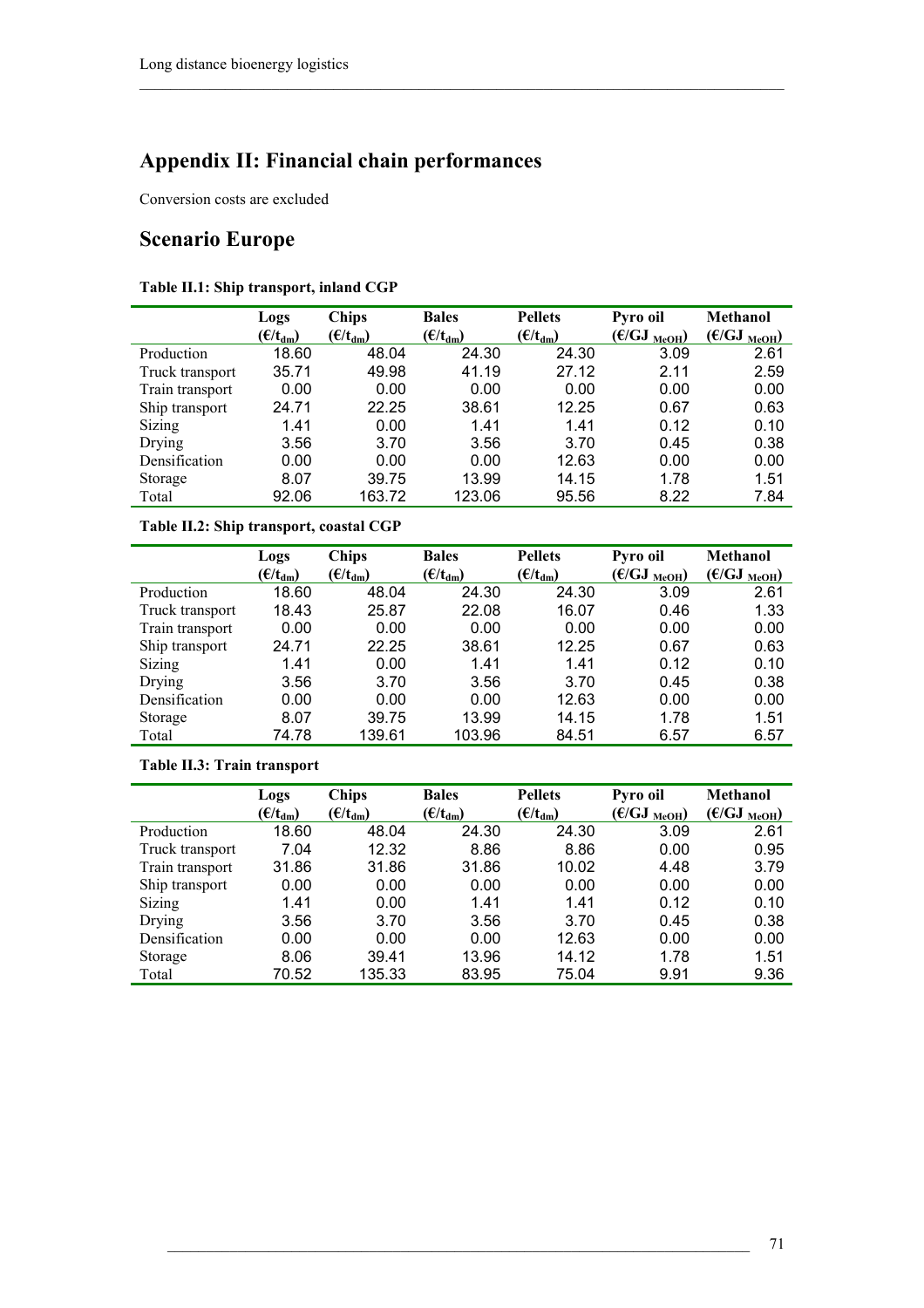# Appendix II: Financial chain performances

Conversion costs are excluded

## Scenario Europe

**Table II.1: Ship transport, inland CGP**

| | Logs ($€/t_{dm}$) | Chips ($€/t_{dm}$) | Bales ($€/t_{dm}$) | Pellets ($€/t_{dm}$) | Pyro oil ($€/GJ_{MeOH}$) | Methanol ($€/GJ_{MeOH}$) |
|---|---|---|---|---|---|---|
| Production | 18.60 | 48.04 | 24.30 | 24.30 | 3.09 | 2.61 |
| Truck transport | 35.71 | 49.98 | 41.19 | 27.12 | 2.11 | 2.59 |
| Train transport | 0.00 | 0.00 | 0.00 | 0.00 | 0.00 | 0.00 |
| Ship transport | 24.71 | 22.25 | 38.61 | 12.25 | 0.67 | 0.63 |
| Sizing | 1.41 | 0.00 | 1.41 | 1.41 | 0.12 | 0.10 |
| Drying | 3.56 | 3.70 | 3.56 | 3.70 | 0.45 | 0.38 |
| Densification | 0.00 | 0.00 | 0.00 | 12.63 | 0.00 | 0.00 |
| Storage | 8.07 | 39.75 | 13.99 | 14.15 | 1.78 | 1.51 |
| Total | 92.06 | 163.72 | 123.06 | 95.56 | 8.22 | 7.84 |

**Table II.2: Ship transport, coastal CGP**

| | Logs ($€/t_{dm}$) | Chips ($€/t_{dm}$) | Bales ($€/t_{dm}$) | Pellets ($€/t_{dm}$) | Pyro oil ($€/GJ_{MeOH}$) | Methanol ($€/GJ_{MeOH}$) |
|---|---|---|---|---|---|---|
| Production | 18.60 | 48.04 | 24.30 | 24.30 | 3.09 | 2.61 |
| Truck transport | 18.43 | 25.87 | 22.08 | 16.07 | 0.46 | 1.33 |
| Train transport | 0.00 | 0.00 | 0.00 | 0.00 | 0.00 | 0.00 |
| Ship transport | 24.71 | 22.25 | 38.61 | 12.25 | 0.67 | 0.63 |
| Sizing | 1.41 | 0.00 | 1.41 | 1.41 | 0.12 | 0.10 |
| Drying | 3.56 | 3.70 | 3.56 | 3.70 | 0.45 | 0.38 |
| Densification | 0.00 | 0.00 | 0.00 | 12.63 | 0.00 | 0.00 |
| Storage | 8.07 | 39.75 | 13.99 | 14.15 | 1.78 | 1.51 |
| Total | 74.78 | 139.61 | 103.96 | 84.51 | 6.57 | 6.57 |

**Table II.3: Train transport**

| | Logs ($€/t_{dm}$) | Chips ($€/t_{dm}$) | Bales ($€/t_{dm}$) | Pellets ($€/t_{dm}$) | Pyro oil ($€/GJ_{MeOH}$) | Methanol ($€/GJ_{MeOH}$) |
|---|---|---|---|---|---|---|
| Production | 18.60 | 48.04 | 24.30 | 24.30 | 3.09 | 2.61 |
| Truck transport | 7.04 | 12.32 | 8.86 | 8.86 | 0.00 | 0.95 |
| Train transport | 31.86 | 31.86 | 31.86 | 10.02 | 4.48 | 3.79 |
| Ship transport | 0.00 | 0.00 | 0.00 | 0.00 | 0.00 | 0.00 |
| Sizing | 1.41 | 0.00 | 1.41 | 1.41 | 0.12 | 0.10 |
| Drying | 3.56 | 3.70 | 3.56 | 3.70 | 0.45 | 0.38 |
| Densification | 0.00 | 0.00 | 0.00 | 12.63 | 0.00 | 0.00 |
| Storage | 8.06 | 39.41 | 13.96 | 14.12 | 1.78 | 1.51 |
| Total | 70.52 | 135.33 | 83.95 | 75.04 | 9.91 | 9.36 |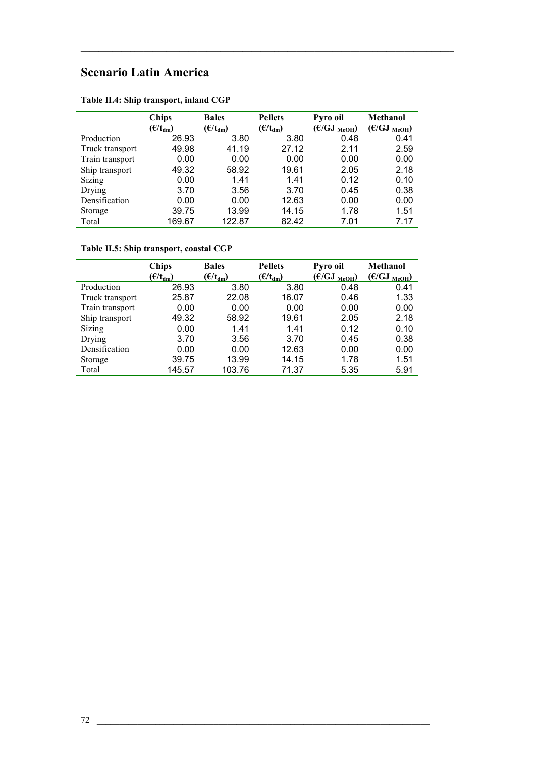## Scenario Latin America

**Table II.4: Ship transport, inland CGP**

| | **Chips ($€/t_{dm}$)** | **Bales ($€/t_{dm}$)** | **Pellets ($€/t_{dm}$)** | **Pyro oil ($€/GJ_{MeOH}$)** | **Methanol ($€/GJ_{MeOH}$)** |
|---|---|---|---|---|---|
| Production | 26.93 | 3.80 | 3.80 | 0.48 | 0.41 |
| Truck transport | 49.98 | 41.19 | 27.12 | 2.11 | 2.59 |
| Train transport | 0.00 | 0.00 | 0.00 | 0.00 | 0.00 |
| Ship transport | 49.32 | 58.92 | 19.61 | 2.05 | 2.18 |
| Sizing | 0.00 | 1.41 | 1.41 | 0.12 | 0.10 |
| Drying | 3.70 | 3.56 | 3.70 | 0.45 | 0.38 |
| Densification | 0.00 | 0.00 | 12.63 | 0.00 | 0.00 |
| Storage | 39.75 | 13.99 | 14.15 | 1.78 | 1.51 |
| Total | 169.67 | 122.87 | 82.42 | 7.01 | 7.17 |

**Table II.5: Ship transport, coastal CGP**

| | **Chips ($€/t_{dm}$)** | **Bales ($€/t_{dm}$)** | **Pellets ($€/t_{dm}$)** | **Pyro oil ($€/GJ_{MeOH}$)** | **Methanol ($€/GJ_{MeOH}$)** |
|---|---|---|---|---|---|
| Production | 26.93 | 3.80 | 3.80 | 0.48 | 0.41 |
| Truck transport | 25.87 | 22.08 | 16.07 | 0.46 | 1.33 |
| Train transport | 0.00 | 0.00 | 0.00 | 0.00 | 0.00 |
| Ship transport | 49.32 | 58.92 | 19.61 | 2.05 | 2.18 |
| Sizing | 0.00 | 1.41 | 1.41 | 0.12 | 0.10 |
| Drying | 3.70 | 3.56 | 3.70 | 0.45 | 0.38 |
| Densification | 0.00 | 0.00 | 12.63 | 0.00 | 0.00 |
| Storage | 39.75 | 13.99 | 14.15 | 1.78 | 1.51 |
| Total | 145.57 | 103.76 | 71.37 | 5.35 | 5.91 |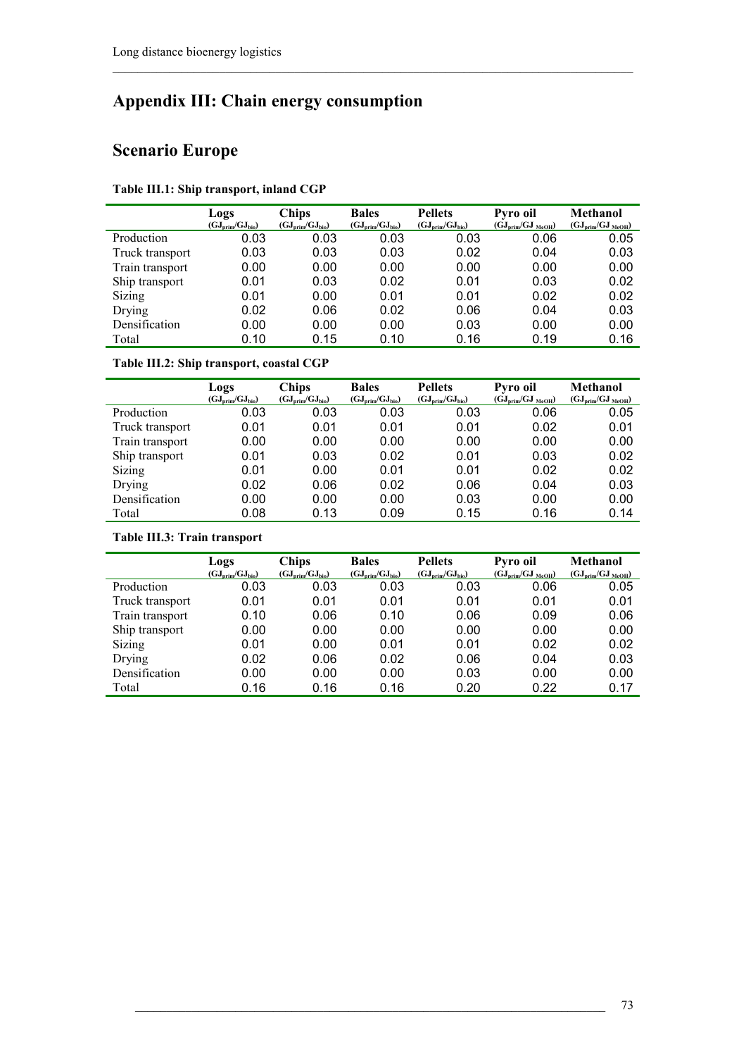# Appendix III: Chain energy consumption

## Scenario Europe

**Table III.1: Ship transport, inland CGP**

| | Logs ($GJ_{prim}/GJ_{bio}$) | Chips ($GJ_{prim}/GJ_{bio}$) | Bales ($GJ_{prim}/GJ_{bio}$) | Pellets ($GJ_{prim}/GJ_{bio}$) | Pyro oil ($GJ_{prim}/GJ_{MeOH}$) | Methanol ($GJ_{prim}/GJ_{MeOH}$) |
|---|---|---|---|---|---|---|
| Production | 0.03 | 0.03 | 0.03 | 0.03 | 0.06 | 0.05 |
| Truck transport | 0.03 | 0.03 | 0.03 | 0.02 | 0.04 | 0.03 |
| Train transport | 0.00 | 0.00 | 0.00 | 0.00 | 0.00 | 0.00 |
| Ship transport | 0.01 | 0.03 | 0.02 | 0.01 | 0.03 | 0.02 |
| Sizing | 0.01 | 0.00 | 0.01 | 0.01 | 0.02 | 0.02 |
| Drying | 0.02 | 0.06 | 0.02 | 0.06 | 0.04 | 0.03 |
| Densification | 0.00 | 0.00 | 0.00 | 0.03 | 0.00 | 0.00 |
| Total | 0.10 | 0.15 | 0.10 | 0.16 | 0.19 | 0.16 |

**Table III.2: Ship transport, coastal CGP**

| | Logs ($GJ_{prim}/GJ_{bio}$) | Chips ($GJ_{prim}/GJ_{bio}$) | Bales ($GJ_{prim}/GJ_{bio}$) | Pellets ($GJ_{prim}/GJ_{bio}$) | Pyro oil ($GJ_{prim}/GJ_{MeOH}$) | Methanol ($GJ_{prim}/GJ_{MeOH}$) |
|---|---|---|---|---|---|---|
| Production | 0.03 | 0.03 | 0.03 | 0.03 | 0.06 | 0.05 |
| Truck transport | 0.01 | 0.01 | 0.01 | 0.01 | 0.02 | 0.01 |
| Train transport | 0.00 | 0.00 | 0.00 | 0.00 | 0.00 | 0.00 |
| Ship transport | 0.01 | 0.03 | 0.02 | 0.01 | 0.03 | 0.02 |
| Sizing | 0.01 | 0.00 | 0.01 | 0.01 | 0.02 | 0.02 |
| Drying | 0.02 | 0.06 | 0.02 | 0.06 | 0.04 | 0.03 |
| Densification | 0.00 | 0.00 | 0.00 | 0.03 | 0.00 | 0.00 |
| Total | 0.08 | 0.13 | 0.09 | 0.15 | 0.16 | 0.14 |

**Table III.3: Train transport**

| | Logs ($GJ_{prim}/GJ_{bio}$) | Chips ($GJ_{prim}/GJ_{bio}$) | Bales ($GJ_{prim}/GJ_{bio}$) | Pellets ($GJ_{prim}/GJ_{bio}$) | Pyro oil ($GJ_{prim}/GJ_{MeOH}$) | Methanol ($GJ_{prim}/GJ_{MeOH}$) |
|---|---|---|---|---|---|---|
| Production | 0.03 | 0.03 | 0.03 | 0.03 | 0.06 | 0.05 |
| Truck transport | 0.01 | 0.01 | 0.01 | 0.01 | 0.01 | 0.01 |
| Train transport | 0.10 | 0.06 | 0.10 | 0.06 | 0.09 | 0.06 |
| Ship transport | 0.00 | 0.00 | 0.00 | 0.00 | 0.00 | 0.00 |
| Sizing | 0.01 | 0.00 | 0.01 | 0.01 | 0.02 | 0.02 |
| Drying | 0.02 | 0.06 | 0.02 | 0.06 | 0.04 | 0.03 |
| Densification | 0.00 | 0.00 | 0.00 | 0.03 | 0.00 | 0.00 |
| Total | 0.16 | 0.16 | 0.16 | 0.20 | 0.22 | 0.17 |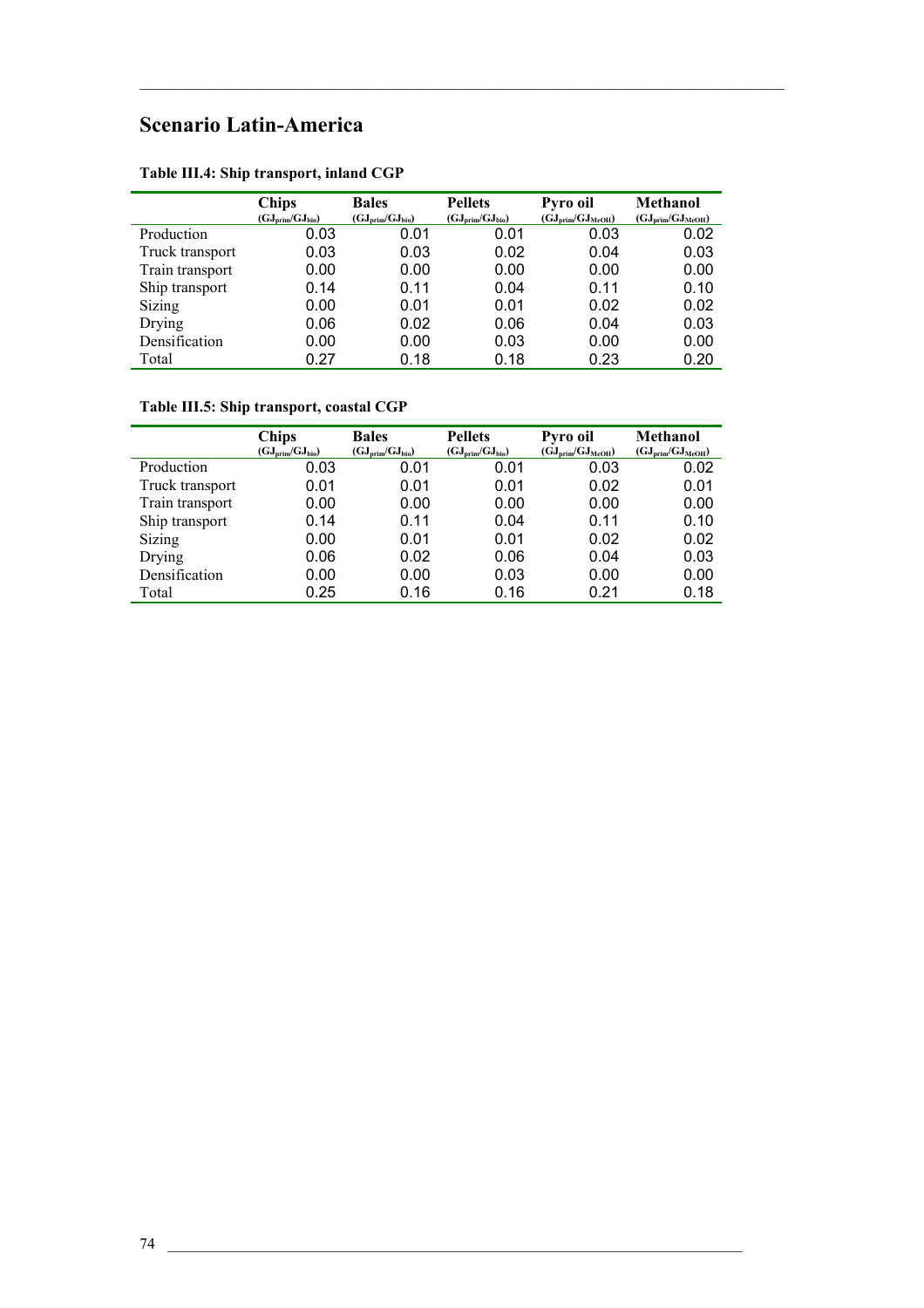## Scenario Latin-America

**Table III.4: Ship transport, inland CGP**

| | Chips ($GJ_{prim}/GJ_{bio}$) | Bales ($GJ_{prim}/GJ_{bio}$) | Pellets ($GJ_{prim}/GJ_{bio}$) | Pyro oil ($GJ_{prim}/GJ_{MeOH}$) | Methanol ($GJ_{prim}/GJ_{MeOH}$) |
|---|---|---|---|---|---|
| Production | 0.03 | 0.01 | 0.01 | 0.03 | 0.02 |
| Truck transport | 0.03 | 0.03 | 0.02 | 0.04 | 0.03 |
| Train transport | 0.00 | 0.00 | 0.00 | 0.00 | 0.00 |
| Ship transport | 0.14 | 0.11 | 0.04 | 0.11 | 0.10 |
| Sizing | 0.00 | 0.01 | 0.01 | 0.02 | 0.02 |
| Drying | 0.06 | 0.02 | 0.06 | 0.04 | 0.03 |
| Densification | 0.00 | 0.00 | 0.03 | 0.00 | 0.00 |
| Total | 0.27 | 0.18 | 0.18 | 0.23 | 0.20 |

**Table III.5: Ship transport, coastal CGP**

| | Chips ($GJ_{prim}/GJ_{bio}$) | Bales ($GJ_{prim}/GJ_{bio}$) | Pellets ($GJ_{prim}/GJ_{bio}$) | Pyro oil ($GJ_{prim}/GJ_{MeOH}$) | Methanol ($GJ_{prim}/GJ_{MeOH}$) |
|---|---|---|---|---|---|
| Production | 0.03 | 0.01 | 0.01 | 0.03 | 0.02 |
| Truck transport | 0.01 | 0.01 | 0.01 | 0.02 | 0.01 |
| Train transport | 0.00 | 0.00 | 0.00 | 0.00 | 0.00 |
| Ship transport | 0.14 | 0.11 | 0.04 | 0.11 | 0.10 |
| Sizing | 0.00 | 0.01 | 0.01 | 0.02 | 0.02 |
| Drying | 0.06 | 0.02 | 0.06 | 0.04 | 0.03 |
| Densification | 0.00 | 0.00 | 0.03 | 0.00 | 0.00 |
| Total | 0.25 | 0.16 | 0.16 | 0.21 | 0.18 |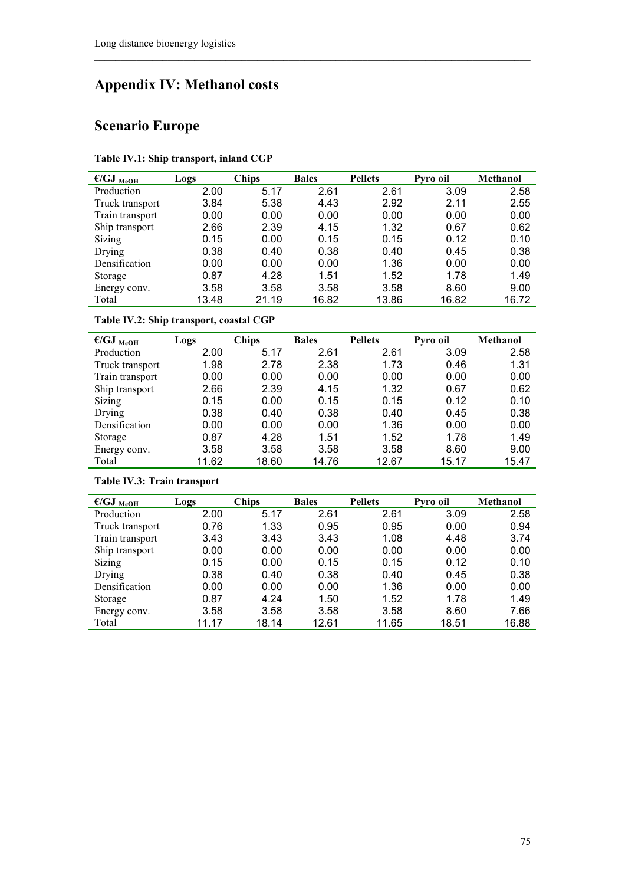# Appendix IV: Methanol costs

## Scenario Europe

**Table IV.1: Ship transport, inland CGP**

| €/GJ $_{MeOH}$ | Logs | Chips | Bales | Pellets | Pyro oil | Methanol |
|---|---|---|---|---|---|---|
| Production | 2.00 | 5.17 | 2.61 | 2.61 | 3.09 | 2.58 |
| Truck transport | 3.84 | 5.38 | 4.43 | 2.92 | 2.11 | 2.55 |
| Train transport | 0.00 | 0.00 | 0.00 | 0.00 | 0.00 | 0.00 |
| Ship transport | 2.66 | 2.39 | 4.15 | 1.32 | 0.67 | 0.62 |
| Sizing | 0.15 | 0.00 | 0.15 | 0.15 | 0.12 | 0.10 |
| Drying | 0.38 | 0.40 | 0.38 | 0.40 | 0.45 | 0.38 |
| Densification | 0.00 | 0.00 | 0.00 | 1.36 | 0.00 | 0.00 |
| Storage | 0.87 | 4.28 | 1.51 | 1.52 | 1.78 | 1.49 |
| Energy conv. | 3.58 | 3.58 | 3.58 | 3.58 | 8.60 | 9.00 |
| Total | 13.48 | 21.19 | 16.82 | 13.86 | 16.82 | 16.72 |

**Table IV.2: Ship transport, coastal CGP**

| €/GJ $_{MeOH}$ | Logs | Chips | Bales | Pellets | Pyro oil | Methanol |
|---|---|---|---|---|---|---|
| Production | 2.00 | 5.17 | 2.61 | 2.61 | 3.09 | 2.58 |
| Truck transport | 1.98 | 2.78 | 2.38 | 1.73 | 0.46 | 1.31 |
| Train transport | 0.00 | 0.00 | 0.00 | 0.00 | 0.00 | 0.00 |
| Ship transport | 2.66 | 2.39 | 4.15 | 1.32 | 0.67 | 0.62 |
| Sizing | 0.15 | 0.00 | 0.15 | 0.15 | 0.12 | 0.10 |
| Drying | 0.38 | 0.40 | 0.38 | 0.40 | 0.45 | 0.38 |
| Densification | 0.00 | 0.00 | 0.00 | 1.36 | 0.00 | 0.00 |
| Storage | 0.87 | 4.28 | 1.51 | 1.52 | 1.78 | 1.49 |
| Energy conv. | 3.58 | 3.58 | 3.58 | 3.58 | 8.60 | 9.00 |
| Total | 11.62 | 18.60 | 14.76 | 12.67 | 15.17 | 15.47 |

**Table IV.3: Train transport**

| €/GJ $_{MeOH}$ | Logs | Chips | Bales | Pellets | Pyro oil | Methanol |
|---|---|---|---|---|---|---|
| Production | 2.00 | 5.17 | 2.61 | 2.61 | 3.09 | 2.58 |
| Truck transport | 0.76 | 1.33 | 0.95 | 0.95 | 0.00 | 0.94 |
| Train transport | 3.43 | 3.43 | 3.43 | 1.08 | 4.48 | 3.74 |
| Ship transport | 0.00 | 0.00 | 0.00 | 0.00 | 0.00 | 0.00 |
| Sizing | 0.15 | 0.00 | 0.15 | 0.15 | 0.12 | 0.10 |
| Drying | 0.38 | 0.40 | 0.38 | 0.40 | 0.45 | 0.38 |
| Densification | 0.00 | 0.00 | 0.00 | 1.36 | 0.00 | 0.00 |
| Storage | 0.87 | 4.24 | 1.50 | 1.52 | 1.78 | 1.49 |
| Energy conv. | 3.58 | 3.58 | 3.58 | 3.58 | 8.60 | 7.66 |
| Total | 11.17 | 18.14 | 12.61 | 11.65 | 18.51 | 16.88 |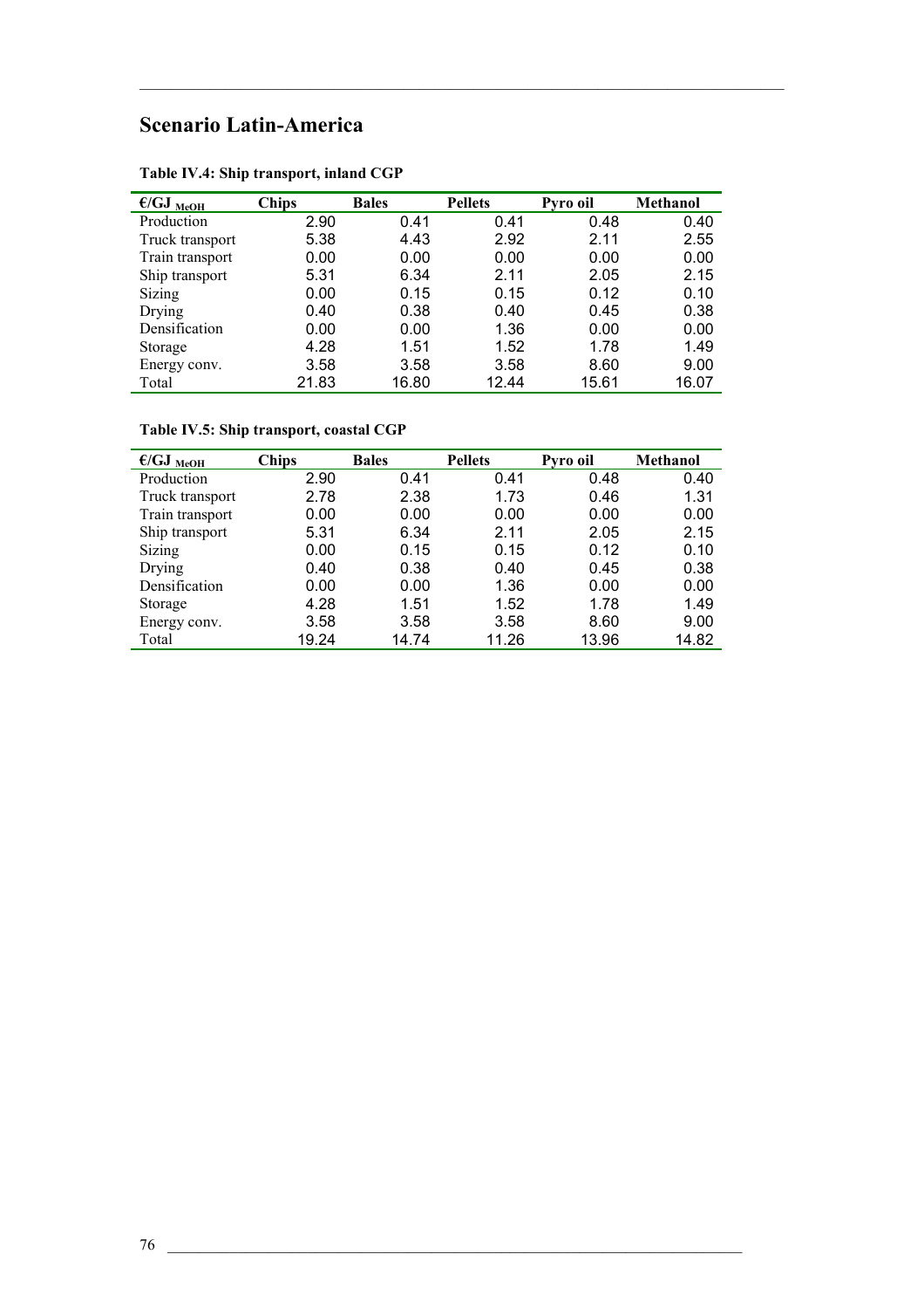## Scenario Latin-America

**Table IV.4: Ship transport, inland CGP**

| €/GJ $_{MeOH}$ | Chips | Bales | Pellets | Pyro oil | Methanol |
|---|---|---|---|---|---|
| Production | 2.90 | 0.41 | 0.41 | 0.48 | 0.40 |
| Truck transport | 5.38 | 4.43 | 2.92 | 2.11 | 2.55 |
| Train transport | 0.00 | 0.00 | 0.00 | 0.00 | 0.00 |
| Ship transport | 5.31 | 6.34 | 2.11 | 2.05 | 2.15 |
| Sizing | 0.00 | 0.15 | 0.15 | 0.12 | 0.10 |
| Drying | 0.40 | 0.38 | 0.40 | 0.45 | 0.38 |
| Densification | 0.00 | 0.00 | 1.36 | 0.00 | 0.00 |
| Storage | 4.28 | 1.51 | 1.52 | 1.78 | 1.49 |
| Energy conv. | 3.58 | 3.58 | 3.58 | 8.60 | 9.00 |
| Total | 21.83 | 16.80 | 12.44 | 15.61 | 16.07 |

**Table IV.5: Ship transport, coastal CGP**

| €/GJ $_{MeOH}$ | Chips | Bales | Pellets | Pyro oil | Methanol |
|---|---|---|---|---|---|
| Production | 2.90 | 0.41 | 0.41 | 0.48 | 0.40 |
| Truck transport | 2.78 | 2.38 | 1.73 | 0.46 | 1.31 |
| Train transport | 0.00 | 0.00 | 0.00 | 0.00 | 0.00 |
| Ship transport | 5.31 | 6.34 | 2.11 | 2.05 | 2.15 |
| Sizing | 0.00 | 0.15 | 0.15 | 0.12 | 0.10 |
| Drying | 0.40 | 0.38 | 0.40 | 0.45 | 0.38 |
| Densification | 0.00 | 0.00 | 1.36 | 0.00 | 0.00 |
| Storage | 4.28 | 1.51 | 1.52 | 1.78 | 1.49 |
| Energy conv. | 3.58 | 3.58 | 3.58 | 8.60 | 9.00 |
| Total | 19.24 | 14.74 | 11.26 | 13.96 | 14.82 |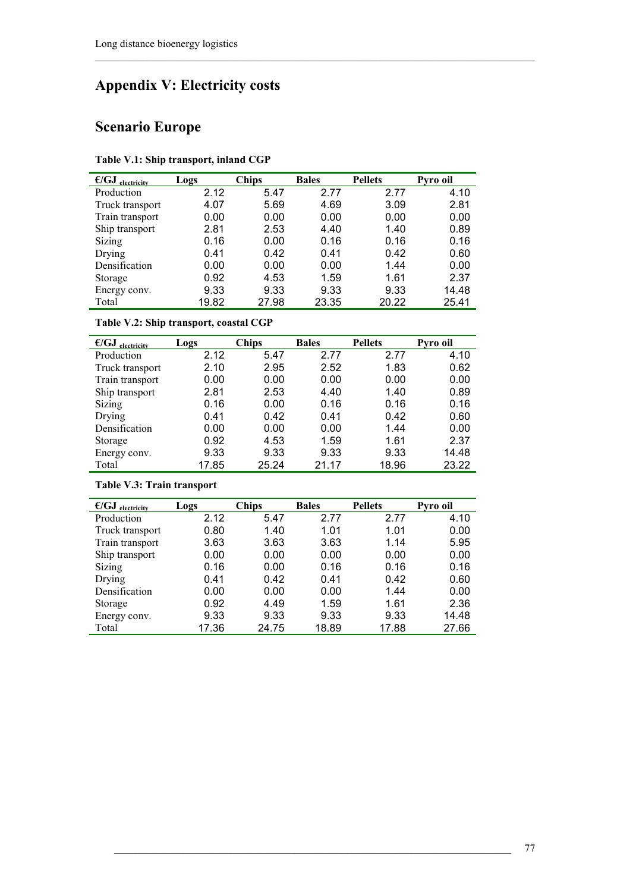# Appendix V: Electricity costs

## Scenario Europe

**Table V.1: Ship transport, inland CGP**

| €/GJ $_{electricity}$ | Logs | Chips | Bales | Pellets | Pyro oil |
|---|---|---|---|---|---|
| Production | 2.12 | 5.47 | 2.77 | 2.77 | 4.10 |
| Truck transport | 4.07 | 5.69 | 4.69 | 3.09 | 2.81 |
| Train transport | 0.00 | 0.00 | 0.00 | 0.00 | 0.00 |
| Ship transport | 2.81 | 2.53 | 4.40 | 1.40 | 0.89 |
| Sizing | 0.16 | 0.00 | 0.16 | 0.16 | 0.16 |
| Drying | 0.41 | 0.42 | 0.41 | 0.42 | 0.60 |
| Densification | 0.00 | 0.00 | 0.00 | 1.44 | 0.00 |
| Storage | 0.92 | 4.53 | 1.59 | 1.61 | 2.37 |
| Energy conv. | 9.33 | 9.33 | 9.33 | 9.33 | 14.48 |
| Total | 19.82 | 27.98 | 23.35 | 20.22 | 25.41 |

**Table V.2: Ship transport, coastal CGP**

| €/GJ $_{electricity}$ | Logs | Chips | Bales | Pellets | Pyro oil |
|---|---|---|---|---|---|
| Production | 2.12 | 5.47 | 2.77 | 2.77 | 4.10 |
| Truck transport | 2.10 | 2.95 | 2.52 | 1.83 | 0.62 |
| Train transport | 0.00 | 0.00 | 0.00 | 0.00 | 0.00 |
| Ship transport | 2.81 | 2.53 | 4.40 | 1.40 | 0.89 |
| Sizing | 0.16 | 0.00 | 0.16 | 0.16 | 0.16 |
| Drying | 0.41 | 0.42 | 0.41 | 0.42 | 0.60 |
| Densification | 0.00 | 0.00 | 0.00 | 1.44 | 0.00 |
| Storage | 0.92 | 4.53 | 1.59 | 1.61 | 2.37 |
| Energy conv. | 9.33 | 9.33 | 9.33 | 9.33 | 14.48 |
| Total | 17.85 | 25.24 | 21.17 | 18.96 | 23.22 |

**Table V.3: Train transport**

| €/GJ $_{electricity}$ | Logs | Chips | Bales | Pellets | Pyro oil |
|---|---|---|---|---|---|
| Production | 2.12 | 5.47 | 2.77 | 2.77 | 4.10 |
| Truck transport | 0.80 | 1.40 | 1.01 | 1.01 | 0.00 |
| Train transport | 3.63 | 3.63 | 3.63 | 1.14 | 5.95 |
| Ship transport | 0.00 | 0.00 | 0.00 | 0.00 | 0.00 |
| Sizing | 0.16 | 0.00 | 0.16 | 0.16 | 0.16 |
| Drying | 0.41 | 0.42 | 0.41 | 0.42 | 0.60 |
| Densification | 0.00 | 0.00 | 0.00 | 1.44 | 0.00 |
| Storage | 0.92 | 4.49 | 1.59 | 1.61 | 2.36 |
| Energy conv. | 9.33 | 9.33 | 9.33 | 9.33 | 14.48 |
| Total | 17.36 | 24.75 | 18.89 | 17.88 | 27.66 |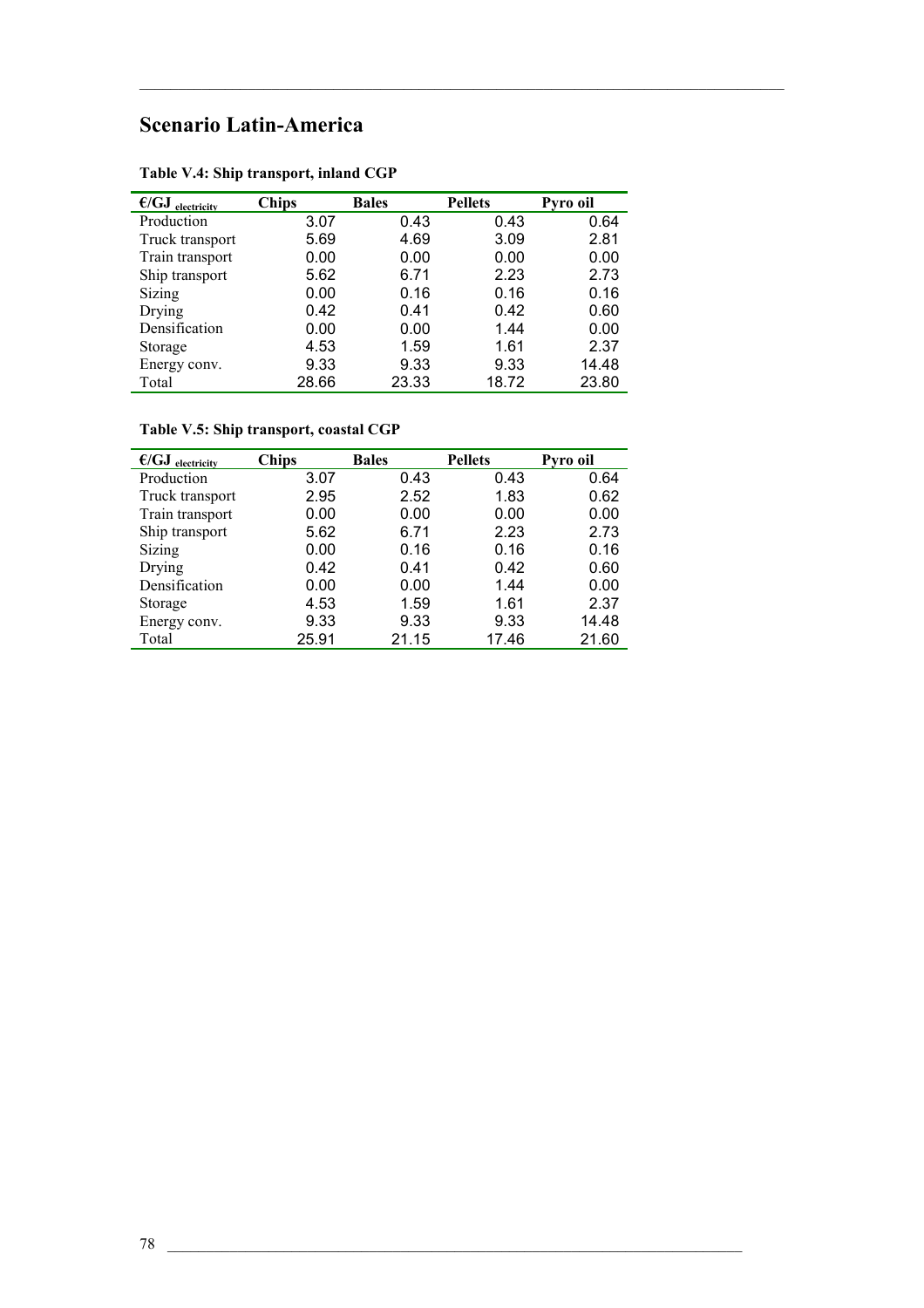## Scenario Latin-America

**Table V.4: Ship transport, inland CGP**

| €/GJ $_{electricity}$ | Chips | Bales | Pellets | Pyro oil |
|---|---|---|---|---|
| Production | 3.07 | 0.43 | 0.43 | 0.64 |
| Truck transport | 5.69 | 4.69 | 3.09 | 2.81 |
| Train transport | 0.00 | 0.00 | 0.00 | 0.00 |
| Ship transport | 5.62 | 6.71 | 2.23 | 2.73 |
| Sizing | 0.00 | 0.16 | 0.16 | 0.16 |
| Drying | 0.42 | 0.41 | 0.42 | 0.60 |
| Densification | 0.00 | 0.00 | 1.44 | 0.00 |
| Storage | 4.53 | 1.59 | 1.61 | 2.37 |
| Energy conv. | 9.33 | 9.33 | 9.33 | 14.48 |
| Total | 28.66 | 23.33 | 18.72 | 23.80 |

**Table V.5: Ship transport, coastal CGP**

| €/GJ $_{electricity}$ | Chips | Bales | Pellets | Pyro oil |
|---|---|---|---|---|
| Production | 3.07 | 0.43 | 0.43 | 0.64 |
| Truck transport | 2.95 | 2.52 | 1.83 | 0.62 |
| Train transport | 0.00 | 0.00 | 0.00 | 0.00 |
| Ship transport | 5.62 | 6.71 | 2.23 | 2.73 |
| Sizing | 0.00 | 0.16 | 0.16 | 0.16 |
| Drying | 0.42 | 0.41 | 0.42 | 0.60 |
| Densification | 0.00 | 0.00 | 1.44 | 0.00 |
| Storage | 4.53 | 1.59 | 1.61 | 2.37 |
| Energy conv. | 9.33 | 9.33 | 9.33 | 14.48 |
| Total | 25.91 | 21.15 | 17.46 | 21.60 |